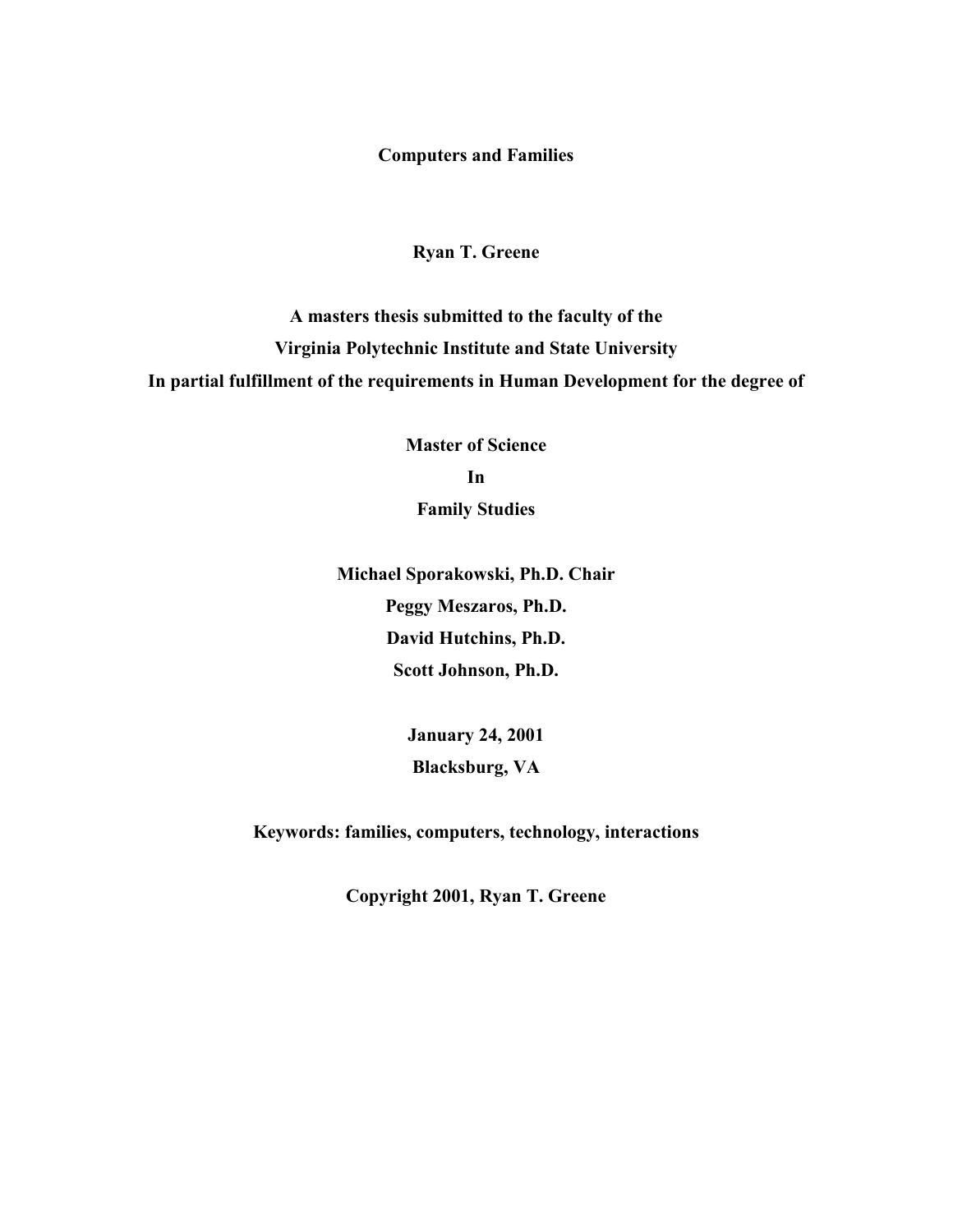**Computers and Families**

**Ryan T. Greene**

**A masters thesis submitted to the faculty of the**
**Virginia Polytechnic Institute and State University**
**In partial fulfillment of the requirements in Human Development for the degree of**

**Master of Science**
**In**
**Family Studies**

**Michael Sporakowski, Ph.D. Chair**
**Peggy Meszaros, Ph.D.**
**David Hutchins, Ph.D.**
**Scott Johnson, Ph.D.**

**January 24, 2001**
**Blacksburg, VA**

**Keywords: families, computers, technology, interactions**

**Copyright 2001, Ryan T. Greene**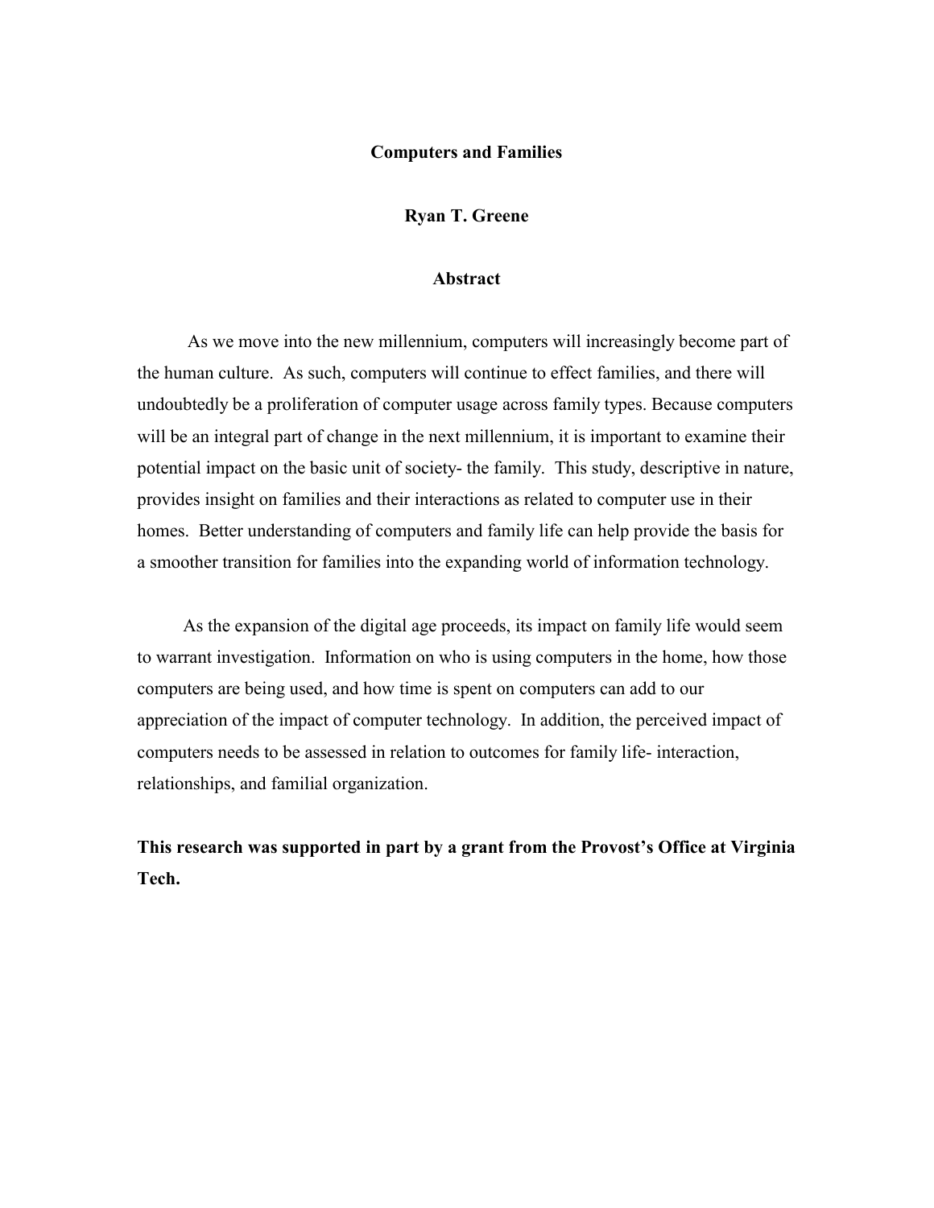**Computers and Families**

**Ryan T. Greene**

**Abstract**

As we move into the new millennium, computers will increasingly become part of the human culture. As such, computers will continue to effect families, and there will undoubtedly be a proliferation of computer usage across family types. Because computers will be an integral part of change in the next millennium, it is important to examine their potential impact on the basic unit of society- the family. This study, descriptive in nature, provides insight on families and their interactions as related to computer use in their homes. Better understanding of computers and family life can help provide the basis for a smoother transition for families into the expanding world of information technology.

As the expansion of the digital age proceeds, its impact on family life would seem to warrant investigation. Information on who is using computers in the home, how those computers are being used, and how time is spent on computers can add to our appreciation of the impact of computer technology. In addition, the perceived impact of computers needs to be assessed in relation to outcomes for family life- interaction, relationships, and familial organization.

**This research was supported in part by a grant from the Provost's Office at Virginia Tech.**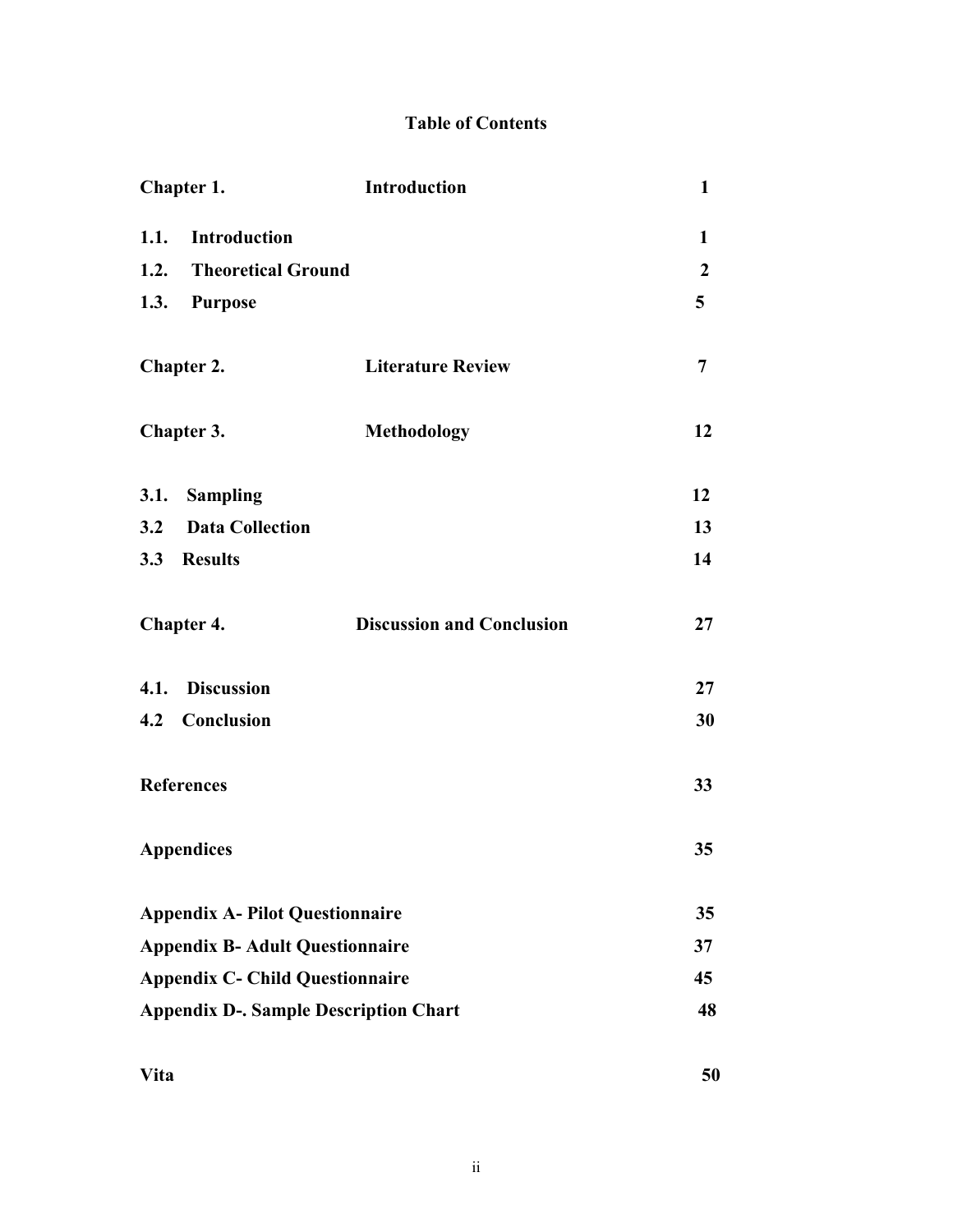# Table of Contents

| | | |
|---|---|---|
| **Chapter 1.** | **Introduction** | **1** |
| **1.1. Introduction** | | **1** |
| **1.2. Theoretical Ground** | | **2** |
| **1.3. Purpose** | | **5** |
| **Chapter 2.** | **Literature Review** | **7** |
| **Chapter 3.** | **Methodology** | **12** |
| **3.1. Sampling** | | **12** |
| **3.2 Data Collection** | | **13** |
| **3.3 Results** | | **14** |
| **Chapter 4.** | **Discussion and Conclusion** | **27** |
| **4.1. Discussion** | | **27** |
| **4.2 Conclusion** | | **30** |
| **References** | | **33** |
| **Appendices** | | **35** |
| **Appendix A- Pilot Questionnaire** | | **35** |
| **Appendix B- Adult Questionnaire** | | **37** |
| **Appendix C- Child Questionnaire** | | **45** |
| **Appendix D-. Sample Description Chart** | | **48** |
| **Vita** | | **50** |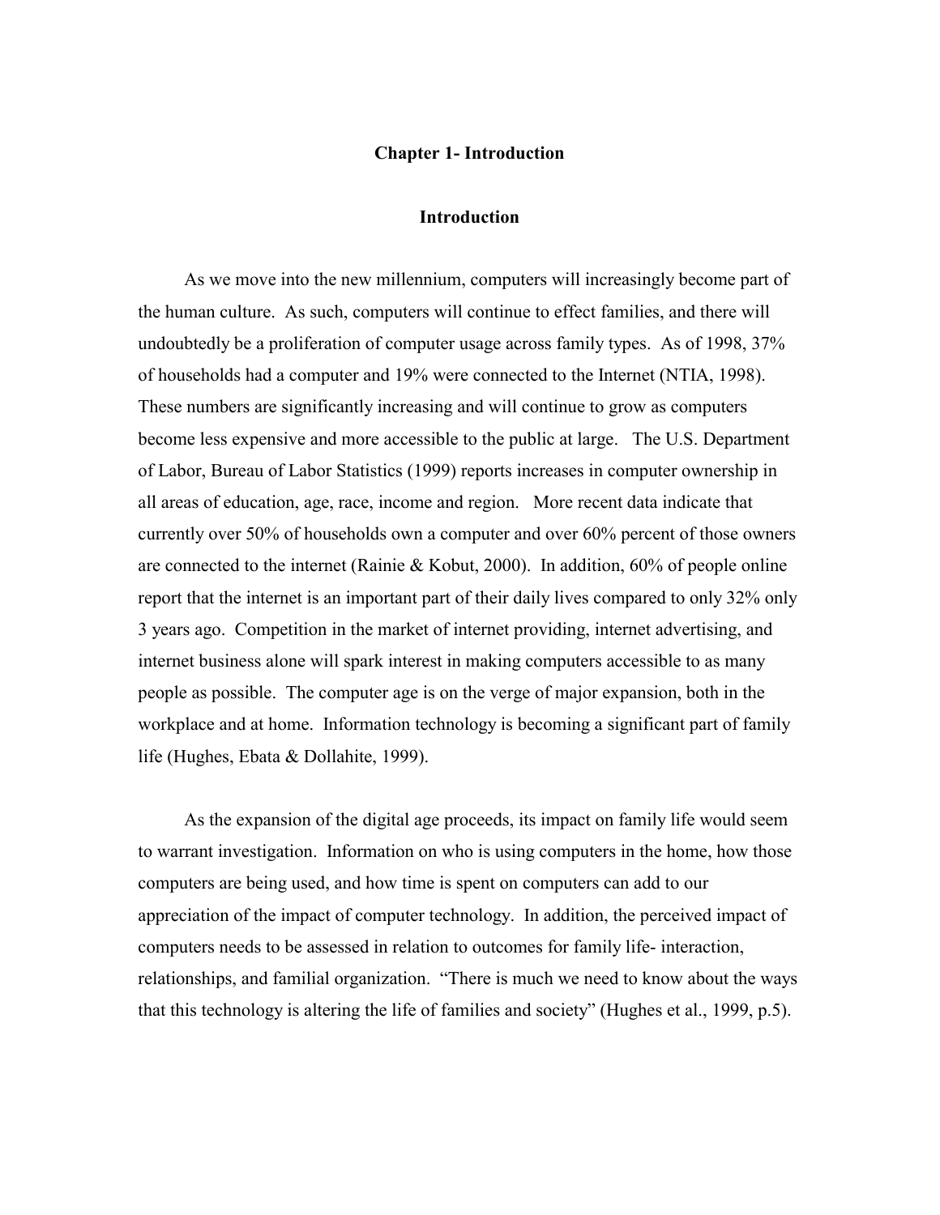## Chapter 1- Introduction

### Introduction

As we move into the new millennium, computers will increasingly become part of the human culture. As such, computers will continue to effect families, and there will undoubtedly be a proliferation of computer usage across family types. As of 1998, 37% of households had a computer and 19% were connected to the Internet (NTIA, 1998). These numbers are significantly increasing and will continue to grow as computers become less expensive and more accessible to the public at large. The U.S. Department of Labor, Bureau of Labor Statistics (1999) reports increases in computer ownership in all areas of education, age, race, income and region. More recent data indicate that currently over 50% of households own a computer and over 60% percent of those owners are connected to the internet (Rainie & Kobut, 2000). In addition, 60% of people online report that the internet is an important part of their daily lives compared to only 32% only 3 years ago. Competition in the market of internet providing, internet advertising, and internet business alone will spark interest in making computers accessible to as many people as possible. The computer age is on the verge of major expansion, both in the workplace and at home. Information technology is becoming a significant part of family life (Hughes, Ebata & Dollahite, 1999).

As the expansion of the digital age proceeds, its impact on family life would seem to warrant investigation. Information on who is using computers in the home, how those computers are being used, and how time is spent on computers can add to our appreciation of the impact of computer technology. In addition, the perceived impact of computers needs to be assessed in relation to outcomes for family life- interaction, relationships, and familial organization. "There is much we need to know about the ways that this technology is altering the life of families and society" (Hughes et al., 1999, p.5).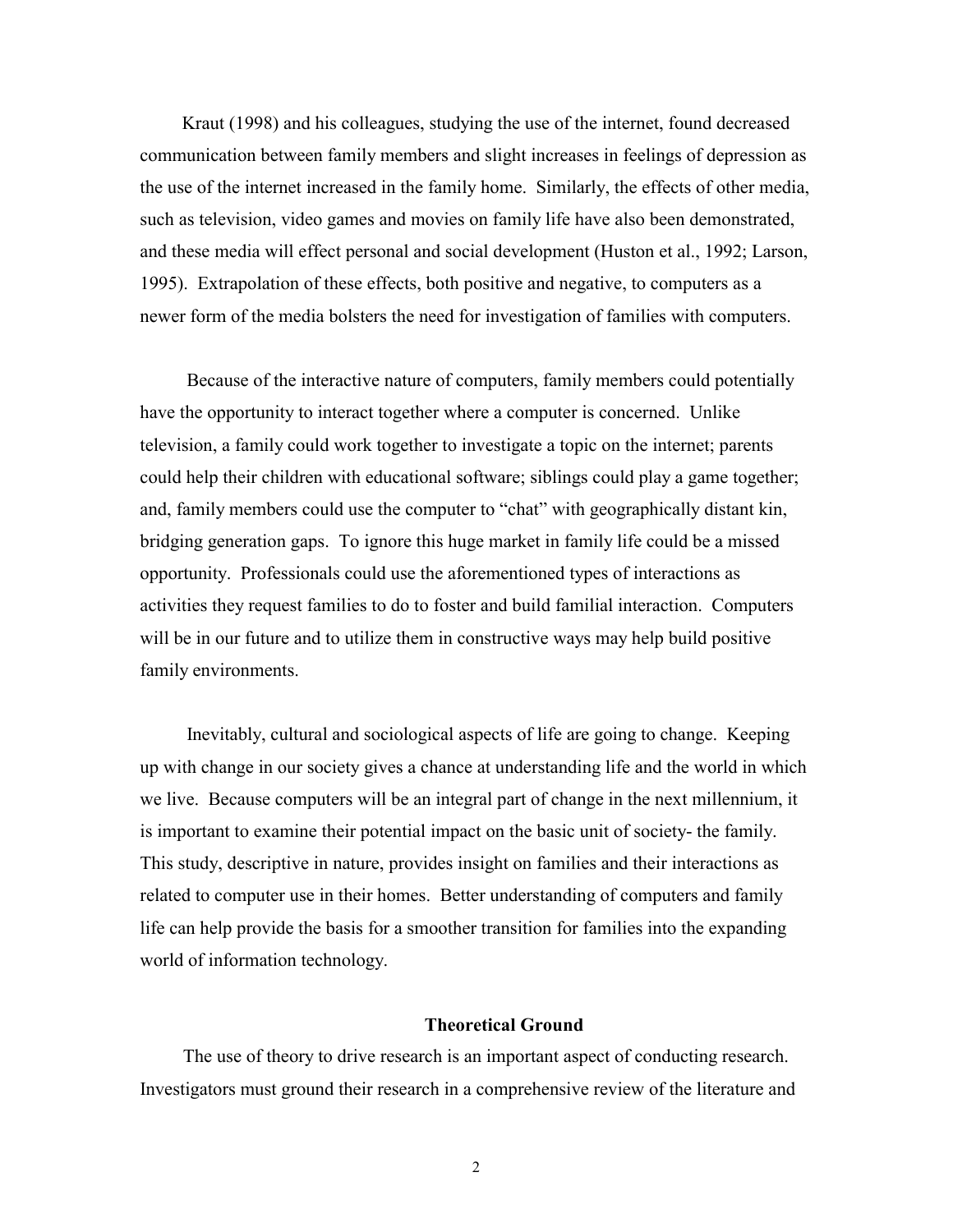Kraut (1998) and his colleagues, studying the use of the internet, found decreased communication between family members and slight increases in feelings of depression as the use of the internet increased in the family home. Similarly, the effects of other media, such as television, video games and movies on family life have also been demonstrated, and these media will effect personal and social development (Huston et al., 1992; Larson, 1995). Extrapolation of these effects, both positive and negative, to computers as a newer form of the media bolsters the need for investigation of families with computers.

Because of the interactive nature of computers, family members could potentially have the opportunity to interact together where a computer is concerned. Unlike television, a family could work together to investigate a topic on the internet; parents could help their children with educational software; siblings could play a game together; and, family members could use the computer to "chat" with geographically distant kin, bridging generation gaps. To ignore this huge market in family life could be a missed opportunity. Professionals could use the aforementioned types of interactions as activities they request families to do to foster and build familial interaction. Computers will be in our future and to utilize them in constructive ways may help build positive family environments.

Inevitably, cultural and sociological aspects of life are going to change. Keeping up with change in our society gives a chance at understanding life and the world in which we live. Because computers will be an integral part of change in the next millennium, it is important to examine their potential impact on the basic unit of society- the family. This study, descriptive in nature, provides insight on families and their interactions as related to computer use in their homes. Better understanding of computers and family life can help provide the basis for a smoother transition for families into the expanding world of information technology.

## Theoretical Ground

The use of theory to drive research is an important aspect of conducting research. Investigators must ground their research in a comprehensive review of the literature and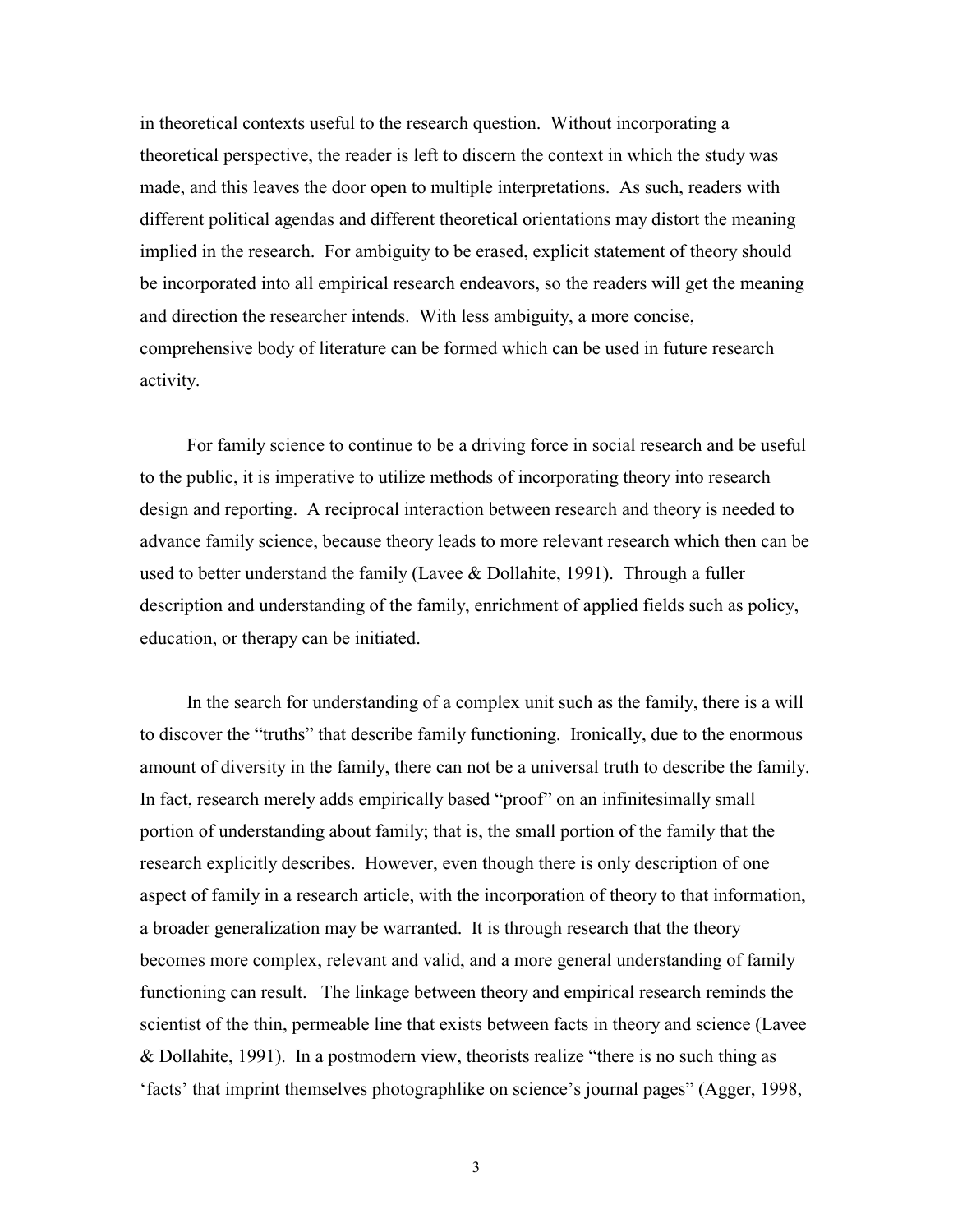in theoretical contexts useful to the research question. Without incorporating a theoretical perspective, the reader is left to discern the context in which the study was made, and this leaves the door open to multiple interpretations. As such, readers with different political agendas and different theoretical orientations may distort the meaning implied in the research. For ambiguity to be erased, explicit statement of theory should be incorporated into all empirical research endeavors, so the readers will get the meaning and direction the researcher intends. With less ambiguity, a more concise, comprehensive body of literature can be formed which can be used in future research activity.

For family science to continue to be a driving force in social research and be useful to the public, it is imperative to utilize methods of incorporating theory into research design and reporting. A reciprocal interaction between research and theory is needed to advance family science, because theory leads to more relevant research which then can be used to better understand the family (Lavee & Dollahite, 1991). Through a fuller description and understanding of the family, enrichment of applied fields such as policy, education, or therapy can be initiated.

In the search for understanding of a complex unit such as the family, there is a will to discover the "truths" that describe family functioning. Ironically, due to the enormous amount of diversity in the family, there can not be a universal truth to describe the family. In fact, research merely adds empirically based "proof" on an infinitesimally small portion of understanding about family; that is, the small portion of the family that the research explicitly describes. However, even though there is only description of one aspect of family in a research article, with the incorporation of theory to that information, a broader generalization may be warranted. It is through research that the theory becomes more complex, relevant and valid, and a more general understanding of family functioning can result. The linkage between theory and empirical research reminds the scientist of the thin, permeable line that exists between facts in theory and science (Lavee & Dollahite, 1991). In a postmodern view, theorists realize "there is no such thing as 'facts' that imprint themselves photographlike on science's journal pages" (Agger, 1998,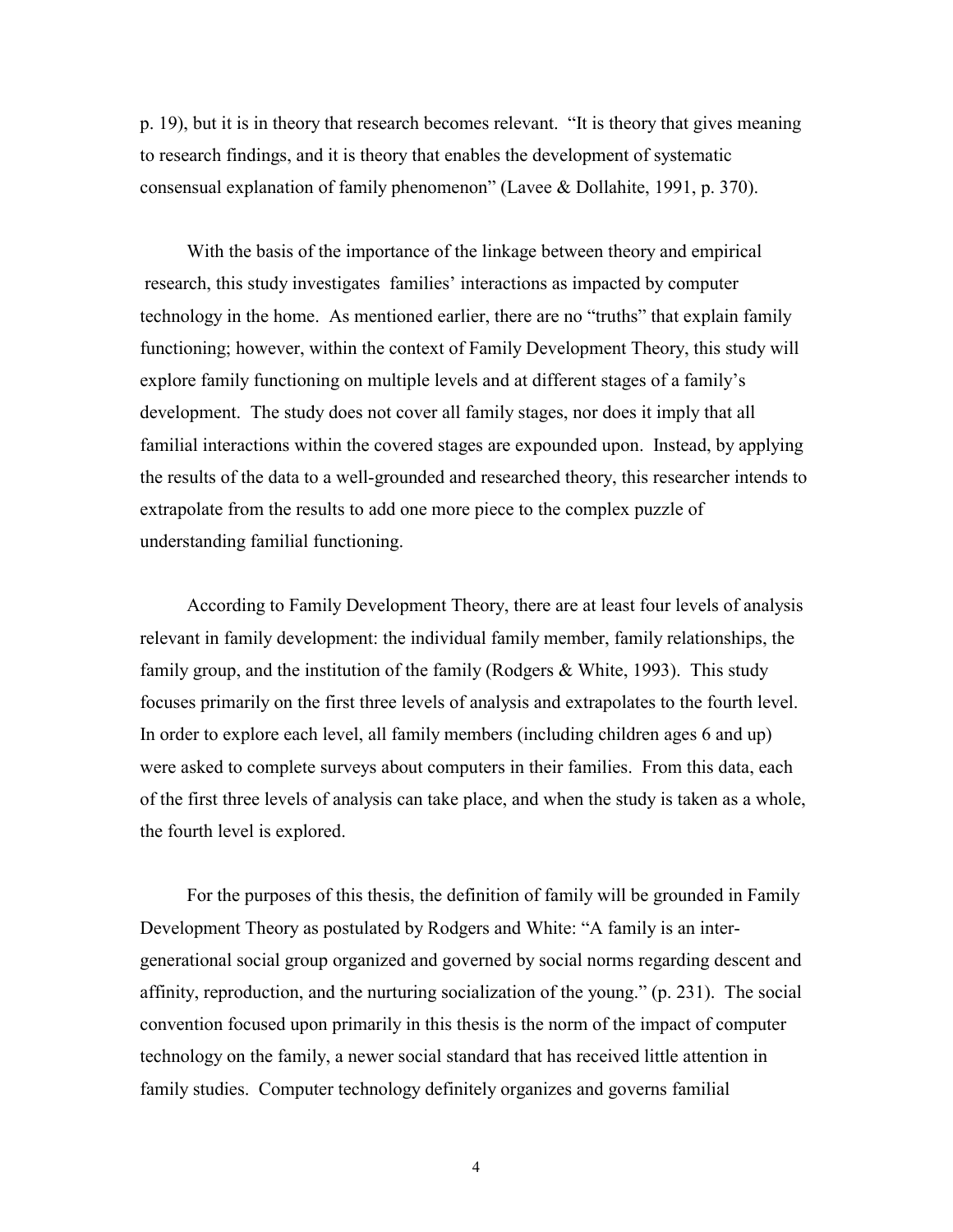p. 19), but it is in theory that research becomes relevant. "It is theory that gives meaning to research findings, and it is theory that enables the development of systematic consensual explanation of family phenomenon" (Lavee & Dollahite, 1991, p. 370).

With the basis of the importance of the linkage between theory and empirical research, this study investigates families' interactions as impacted by computer technology in the home. As mentioned earlier, there are no "truths" that explain family functioning; however, within the context of Family Development Theory, this study will explore family functioning on multiple levels and at different stages of a family's development. The study does not cover all family stages, nor does it imply that all familial interactions within the covered stages are expounded upon. Instead, by applying the results of the data to a well-grounded and researched theory, this researcher intends to extrapolate from the results to add one more piece to the complex puzzle of understanding familial functioning.

According to Family Development Theory, there are at least four levels of analysis relevant in family development: the individual family member, family relationships, the family group, and the institution of the family (Rodgers & White, 1993). This study focuses primarily on the first three levels of analysis and extrapolates to the fourth level. In order to explore each level, all family members (including children ages 6 and up) were asked to complete surveys about computers in their families. From this data, each of the first three levels of analysis can take place, and when the study is taken as a whole, the fourth level is explored.

For the purposes of this thesis, the definition of family will be grounded in Family Development Theory as postulated by Rodgers and White: "A family is an inter-generational social group organized and governed by social norms regarding descent and affinity, reproduction, and the nurturing socialization of the young." (p. 231). The social convention focused upon primarily in this thesis is the norm of the impact of computer technology on the family, a newer social standard that has received little attention in family studies. Computer technology definitely organizes and governs familial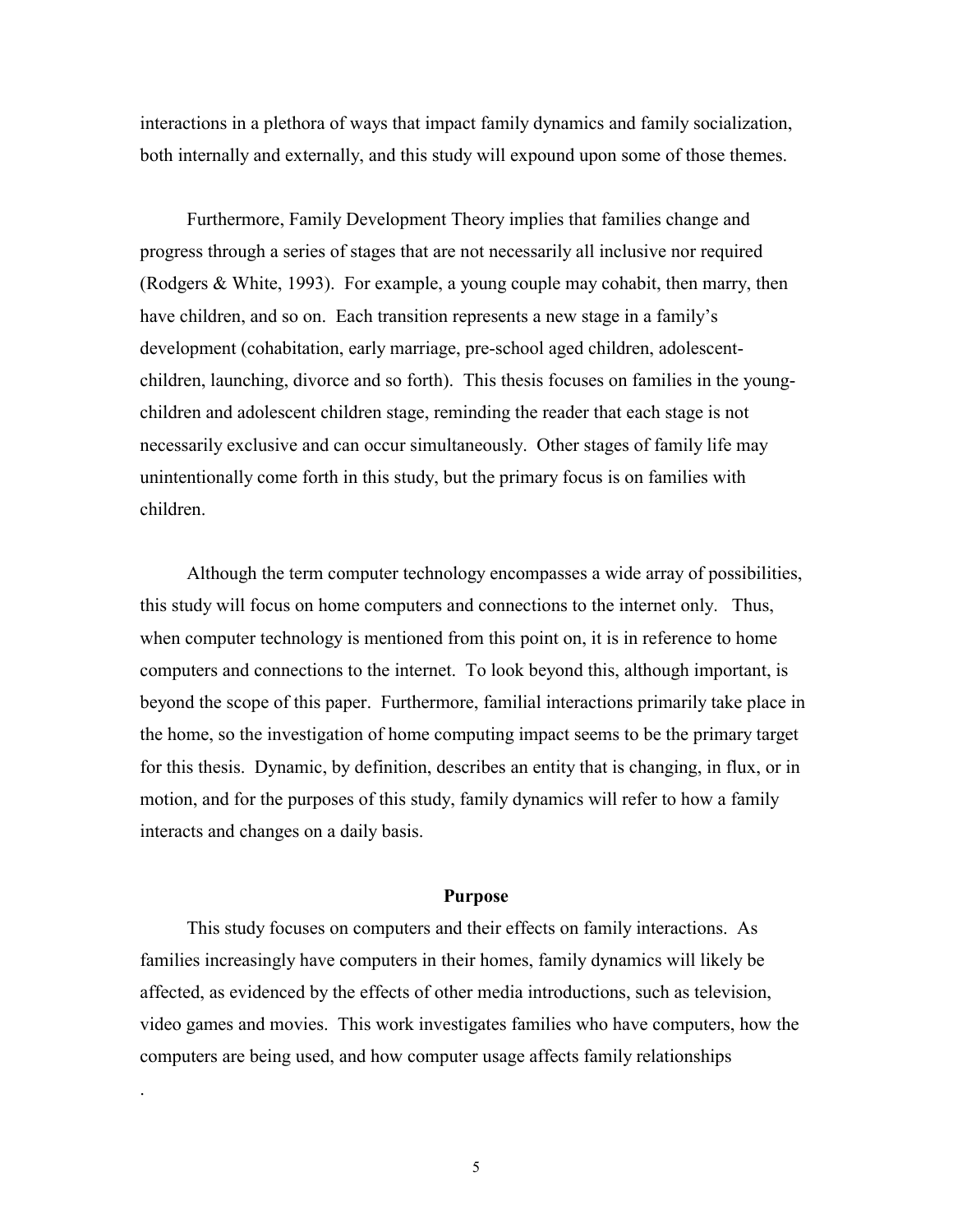interactions in a plethora of ways that impact family dynamics and family socialization, both internally and externally, and this study will expound upon some of those themes.

Furthermore, Family Development Theory implies that families change and progress through a series of stages that are not necessarily all inclusive nor required (Rodgers & White, 1993). For example, a young couple may cohabit, then marry, then have children, and so on. Each transition represents a new stage in a family's development (cohabitation, early marriage, pre-school aged children, adolescent-children, launching, divorce and so forth). This thesis focuses on families in the young-children and adolescent children stage, reminding the reader that each stage is not necessarily exclusive and can occur simultaneously. Other stages of family life may unintentionally come forth in this study, but the primary focus is on families with children.

Although the term computer technology encompasses a wide array of possibilities, this study will focus on home computers and connections to the internet only. Thus, when computer technology is mentioned from this point on, it is in reference to home computers and connections to the internet. To look beyond this, although important, is beyond the scope of this paper. Furthermore, familial interactions primarily take place in the home, so the investigation of home computing impact seems to be the primary target for this thesis. Dynamic, by definition, describes an entity that is changing, in flux, or in motion, and for the purposes of this study, family dynamics will refer to how a family interacts and changes on a daily basis.

## Purpose

This study focuses on computers and their effects on family interactions. As families increasingly have computers in their homes, family dynamics will likely be affected, as evidenced by the effects of other media introductions, such as television, video games and movies. This work investigates families who have computers, how the computers are being used, and how computer usage affects family relationships

.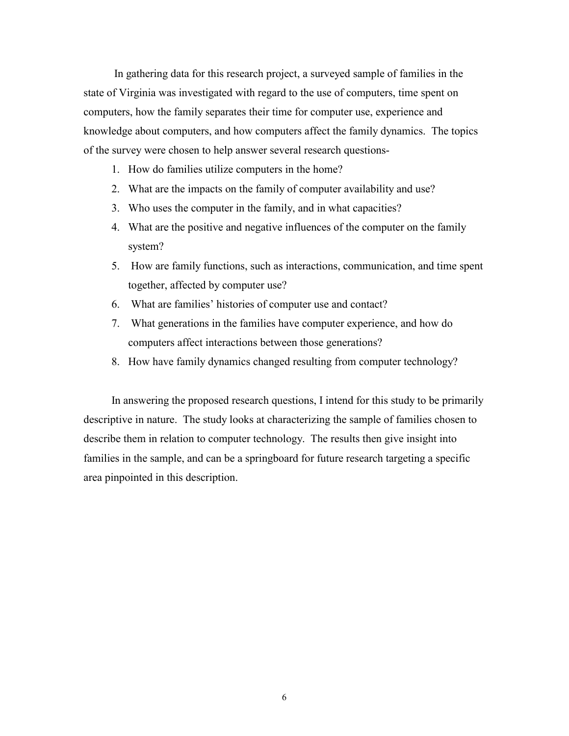In gathering data for this research project, a surveyed sample of families in the state of Virginia was investigated with regard to the use of computers, time spent on computers, how the family separates their time for computer use, experience and knowledge about computers, and how computers affect the family dynamics. The topics of the survey were chosen to help answer several research questions-

1. How do families utilize computers in the home?
2. What are the impacts on the family of computer availability and use?
3. Who uses the computer in the family, and in what capacities?
4. What are the positive and negative influences of the computer on the family system?
5. How are family functions, such as interactions, communication, and time spent together, affected by computer use?
6. What are families' histories of computer use and contact?
7. What generations in the families have computer experience, and how do computers affect interactions between those generations?
8. How have family dynamics changed resulting from computer technology?

In answering the proposed research questions, I intend for this study to be primarily descriptive in nature. The study looks at characterizing the sample of families chosen to describe them in relation to computer technology. The results then give insight into families in the sample, and can be a springboard for future research targeting a specific area pinpointed in this description.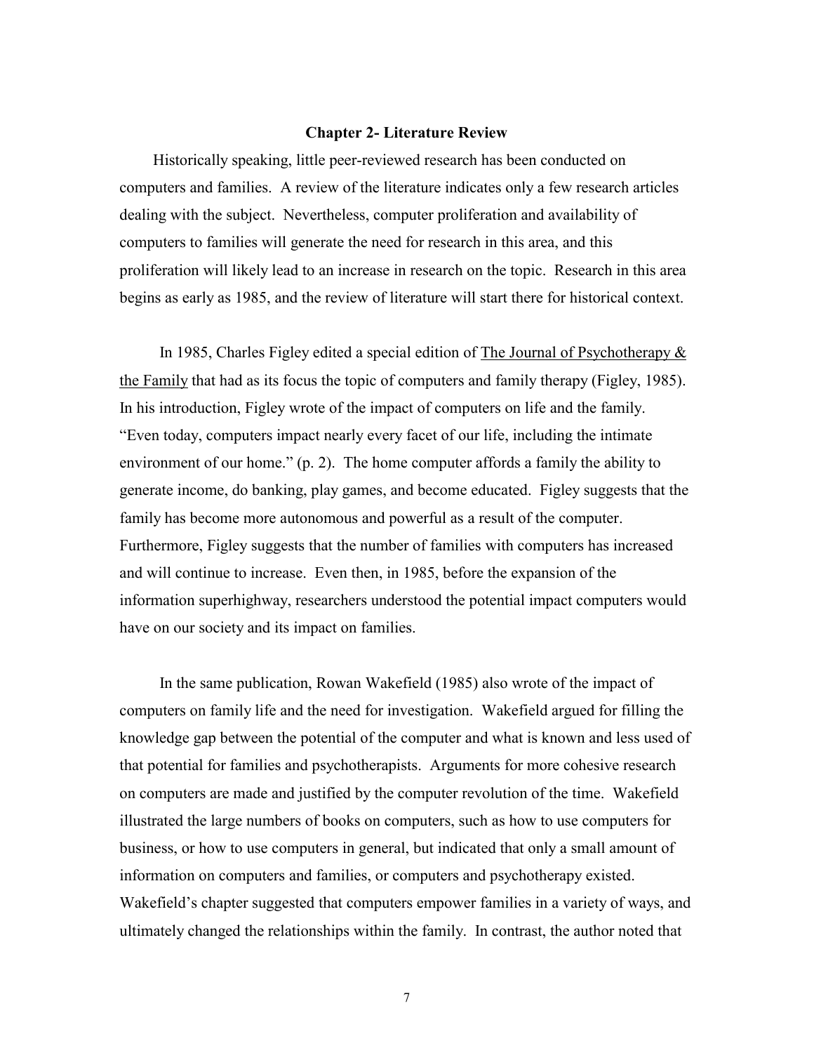## Chapter 2- Literature Review

Historically speaking, little peer-reviewed research has been conducted on computers and families. A review of the literature indicates only a few research articles dealing with the subject. Nevertheless, computer proliferation and availability of computers to families will generate the need for research in this area, and this proliferation will likely lead to an increase in research on the topic. Research in this area begins as early as 1985, and the review of literature will start there for historical context.

In 1985, Charles Figley edited a special edition of The Journal of Psychotherapy & the Family that had as its focus the topic of computers and family therapy (Figley, 1985). In his introduction, Figley wrote of the impact of computers on life and the family. "Even today, computers impact nearly every facet of our life, including the intimate environment of our home." (p. 2). The home computer affords a family the ability to generate income, do banking, play games, and become educated. Figley suggests that the family has become more autonomous and powerful as a result of the computer. Furthermore, Figley suggests that the number of families with computers has increased and will continue to increase. Even then, in 1985, before the expansion of the information superhighway, researchers understood the potential impact computers would have on our society and its impact on families.

In the same publication, Rowan Wakefield (1985) also wrote of the impact of computers on family life and the need for investigation. Wakefield argued for filling the knowledge gap between the potential of the computer and what is known and less used of that potential for families and psychotherapists. Arguments for more cohesive research on computers are made and justified by the computer revolution of the time. Wakefield illustrated the large numbers of books on computers, such as how to use computers for business, or how to use computers in general, but indicated that only a small amount of information on computers and families, or computers and psychotherapy existed. Wakefield's chapter suggested that computers empower families in a variety of ways, and ultimately changed the relationships within the family. In contrast, the author noted that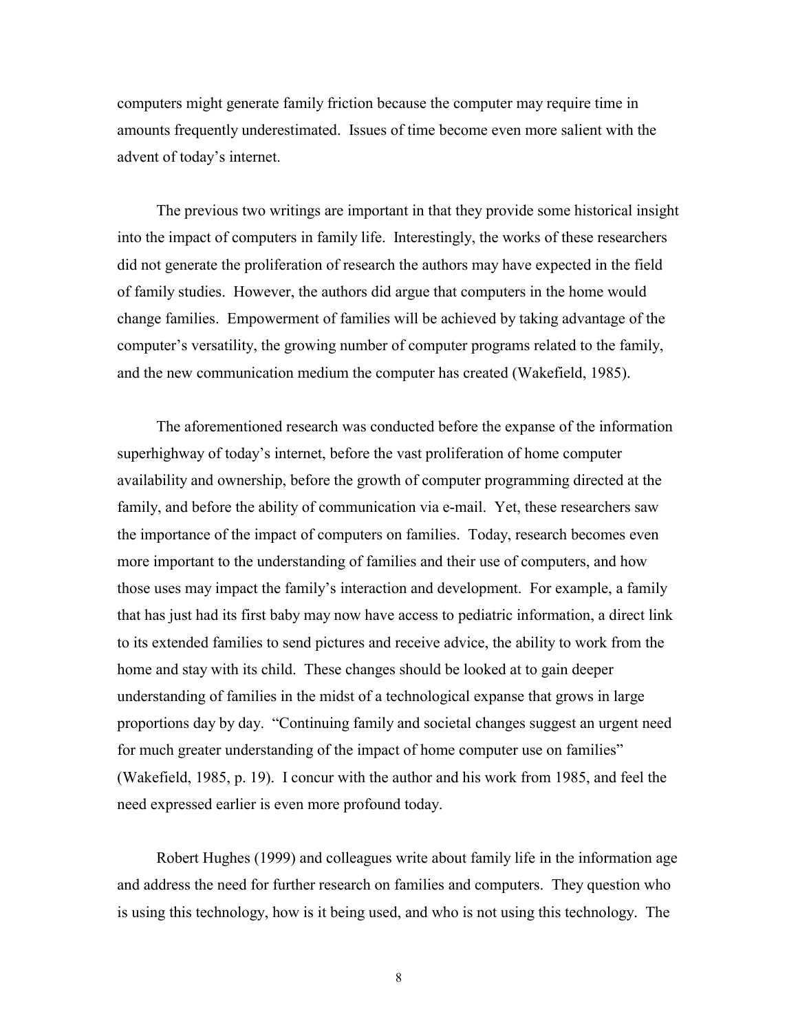computers might generate family friction because the computer may require time in amounts frequently underestimated. Issues of time become even more salient with the advent of today's internet.

The previous two writings are important in that they provide some historical insight into the impact of computers in family life. Interestingly, the works of these researchers did not generate the proliferation of research the authors may have expected in the field of family studies. However, the authors did argue that computers in the home would change families. Empowerment of families will be achieved by taking advantage of the computer's versatility, the growing number of computer programs related to the family, and the new communication medium the computer has created (Wakefield, 1985).

The aforementioned research was conducted before the expanse of the information superhighway of today's internet, before the vast proliferation of home computer availability and ownership, before the growth of computer programming directed at the family, and before the ability of communication via e-mail. Yet, these researchers saw the importance of the impact of computers on families. Today, research becomes even more important to the understanding of families and their use of computers, and how those uses may impact the family's interaction and development. For example, a family that has just had its first baby may now have access to pediatric information, a direct link to its extended families to send pictures and receive advice, the ability to work from the home and stay with its child. These changes should be looked at to gain deeper understanding of families in the midst of a technological expanse that grows in large proportions day by day. "Continuing family and societal changes suggest an urgent need for much greater understanding of the impact of home computer use on families" (Wakefield, 1985, p. 19). I concur with the author and his work from 1985, and feel the need expressed earlier is even more profound today.

Robert Hughes (1999) and colleagues write about family life in the information age and address the need for further research on families and computers. They question who is using this technology, how is it being used, and who is not using this technology. The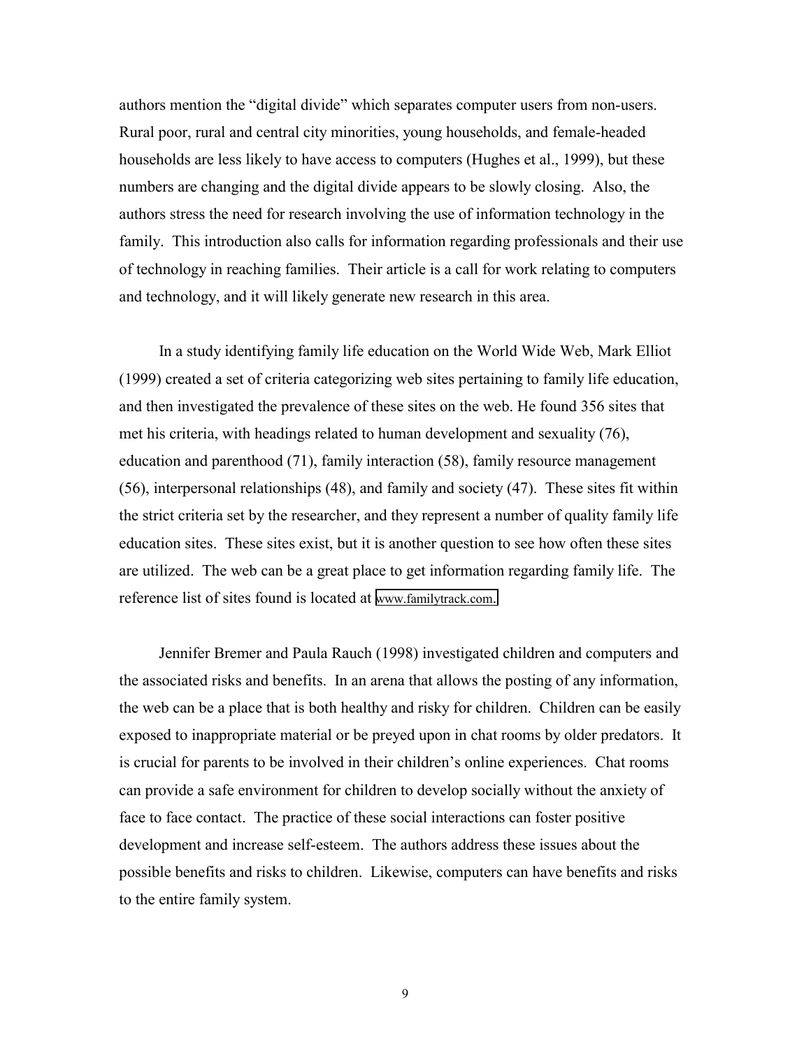authors mention the "digital divide" which separates computer users from non-users. Rural poor, rural and central city minorities, young households, and female-headed households are less likely to have access to computers (Hughes et al., 1999), but these numbers are changing and the digital divide appears to be slowly closing. Also, the authors stress the need for research involving the use of information technology in the family. This introduction also calls for information regarding professionals and their use of technology in reaching families. Their article is a call for work relating to computers and technology, and it will likely generate new research in this area.

In a study identifying family life education on the World Wide Web, Mark Elliot (1999) created a set of criteria categorizing web sites pertaining to family life education, and then investigated the prevalence of these sites on the web. He found 356 sites that met his criteria, with headings related to human development and sexuality (76), education and parenthood (71), family interaction (58), family resource management (56), interpersonal relationships (48), and family and society (47). These sites fit within the strict criteria set by the researcher, and they represent a number of quality family life education sites. These sites exist, but it is another question to see how often these sites are utilized. The web can be a great place to get information regarding family life. The reference list of sites found is located at www.familytrack.com.

Jennifer Bremer and Paula Rauch (1998) investigated children and computers and the associated risks and benefits. In an arena that allows the posting of any information, the web can be a place that is both healthy and risky for children. Children can be easily exposed to inappropriate material or be preyed upon in chat rooms by older predators. It is crucial for parents to be involved in their children's online experiences. Chat rooms can provide a safe environment for children to develop socially without the anxiety of face to face contact. The practice of these social interactions can foster positive development and increase self-esteem. The authors address these issues about the possible benefits and risks to children. Likewise, computers can have benefits and risks to the entire family system.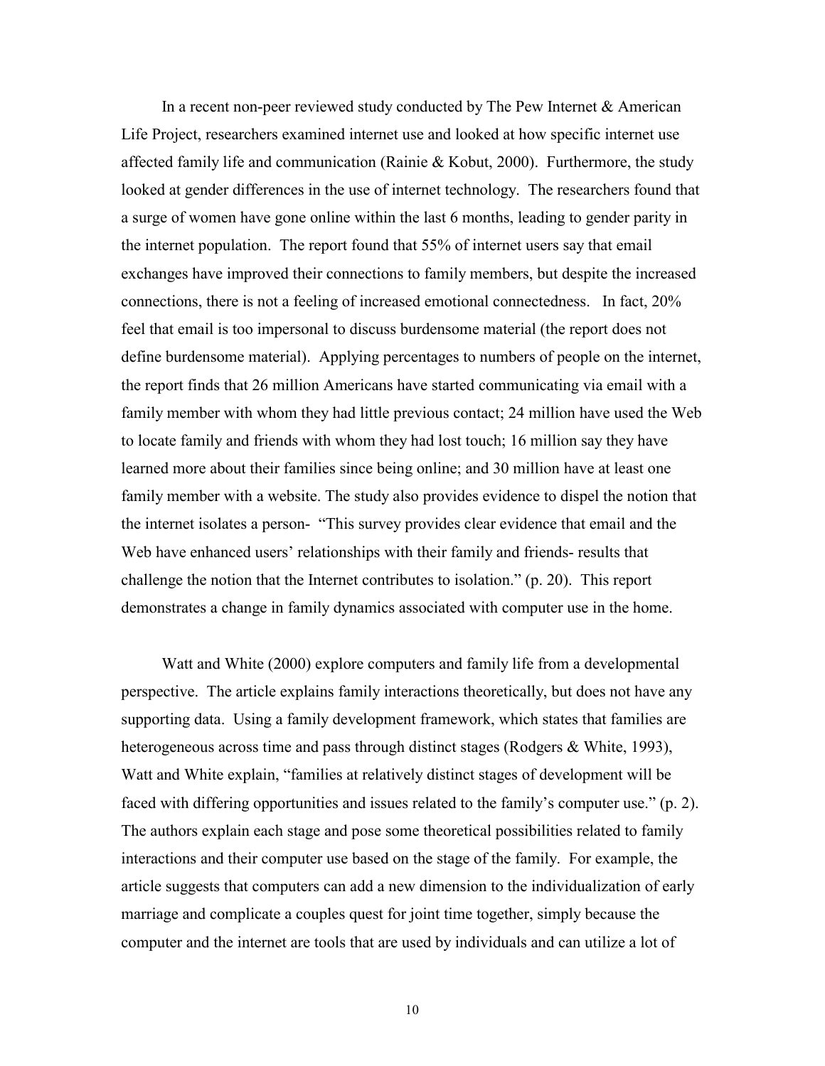In a recent non-peer reviewed study conducted by The Pew Internet & American Life Project, researchers examined internet use and looked at how specific internet use affected family life and communication (Rainie & Kobut, 2000). Furthermore, the study looked at gender differences in the use of internet technology. The researchers found that a surge of women have gone online within the last 6 months, leading to gender parity in the internet population. The report found that 55% of internet users say that email exchanges have improved their connections to family members, but despite the increased connections, there is not a feeling of increased emotional connectedness. In fact, 20% feel that email is too impersonal to discuss burdensome material (the report does not define burdensome material). Applying percentages to numbers of people on the internet, the report finds that 26 million Americans have started communicating via email with a family member with whom they had little previous contact; 24 million have used the Web to locate family and friends with whom they had lost touch; 16 million say they have learned more about their families since being online; and 30 million have at least one family member with a website. The study also provides evidence to dispel the notion that the internet isolates a person- "This survey provides clear evidence that email and the Web have enhanced users' relationships with their family and friends- results that challenge the notion that the Internet contributes to isolation." (p. 20). This report demonstrates a change in family dynamics associated with computer use in the home.

Watt and White (2000) explore computers and family life from a developmental perspective. The article explains family interactions theoretically, but does not have any supporting data. Using a family development framework, which states that families are heterogeneous across time and pass through distinct stages (Rodgers & White, 1993), Watt and White explain, "families at relatively distinct stages of development will be faced with differing opportunities and issues related to the family's computer use." (p. 2). The authors explain each stage and pose some theoretical possibilities related to family interactions and their computer use based on the stage of the family. For example, the article suggests that computers can add a new dimension to the individualization of early marriage and complicate a couples quest for joint time together, simply because the computer and the internet are tools that are used by individuals and can utilize a lot of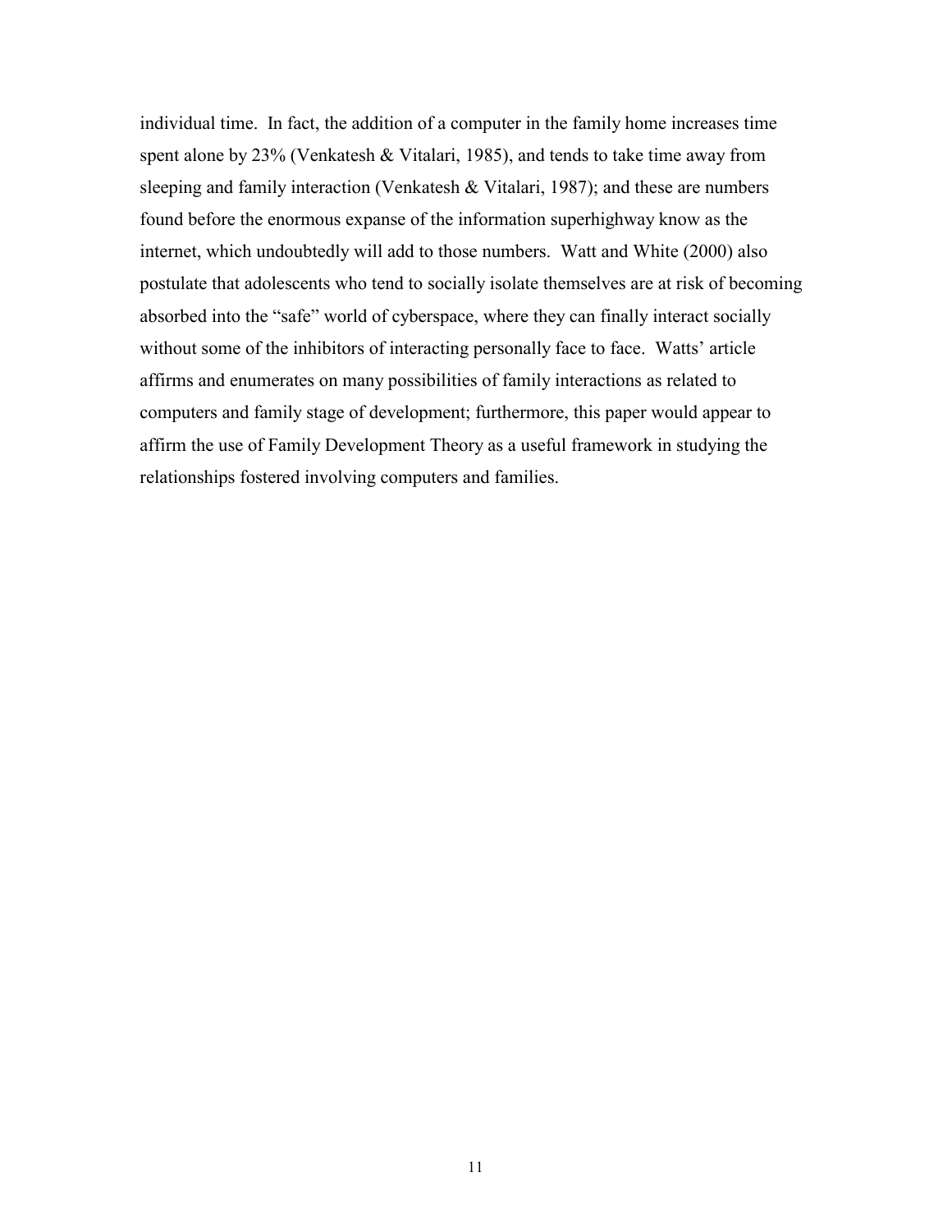individual time. In fact, the addition of a computer in the family home increases time spent alone by 23% (Venkatesh & Vitalari, 1985), and tends to take time away from sleeping and family interaction (Venkatesh & Vitalari, 1987); and these are numbers found before the enormous expanse of the information superhighway know as the internet, which undoubtedly will add to those numbers. Watt and White (2000) also postulate that adolescents who tend to socially isolate themselves are at risk of becoming absorbed into the "safe" world of cyberspace, where they can finally interact socially without some of the inhibitors of interacting personally face to face. Watts' article affirms and enumerates on many possibilities of family interactions as related to computers and family stage of development; furthermore, this paper would appear to affirm the use of Family Development Theory as a useful framework in studying the relationships fostered involving computers and families.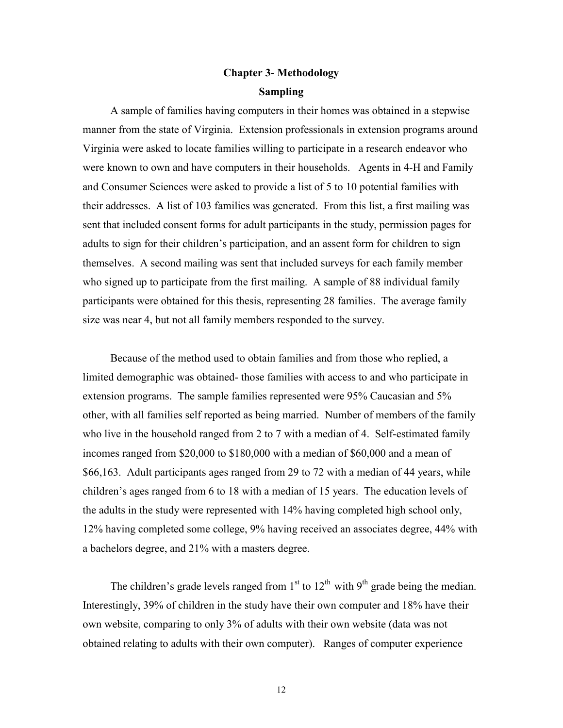# Chapter 3- Methodology

## Sampling

A sample of families having computers in their homes was obtained in a stepwise manner from the state of Virginia. Extension professionals in extension programs around Virginia were asked to locate families willing to participate in a research endeavor who were known to own and have computers in their households. Agents in 4-H and Family and Consumer Sciences were asked to provide a list of 5 to 10 potential families with their addresses. A list of 103 families was generated. From this list, a first mailing was sent that included consent forms for adult participants in the study, permission pages for adults to sign for their children's participation, and an assent form for children to sign themselves. A second mailing was sent that included surveys for each family member who signed up to participate from the first mailing. A sample of 88 individual family participants were obtained for this thesis, representing 28 families. The average family size was near 4, but not all family members responded to the survey.

Because of the method used to obtain families and from those who replied, a limited demographic was obtained- those families with access to and who participate in extension programs. The sample families represented were 95% Caucasian and 5% other, with all families self reported as being married. Number of members of the family who live in the household ranged from 2 to 7 with a median of 4. Self-estimated family incomes ranged from \$20,000 to \$180,000 with a median of \$60,000 and a mean of \$66,163. Adult participants ages ranged from 29 to 72 with a median of 44 years, while children's ages ranged from 6 to 18 with a median of 15 years. The education levels of the adults in the study were represented with 14% having completed high school only, 12% having completed some college, 9% having received an associates degree, 44% with a bachelors degree, and 21% with a masters degree.

The children's grade levels ranged from 1st to 12th with 9th grade being the median. Interestingly, 39% of children in the study have their own computer and 18% have their own website, comparing to only 3% of adults with their own website (data was not obtained relating to adults with their own computer). Ranges of computer experience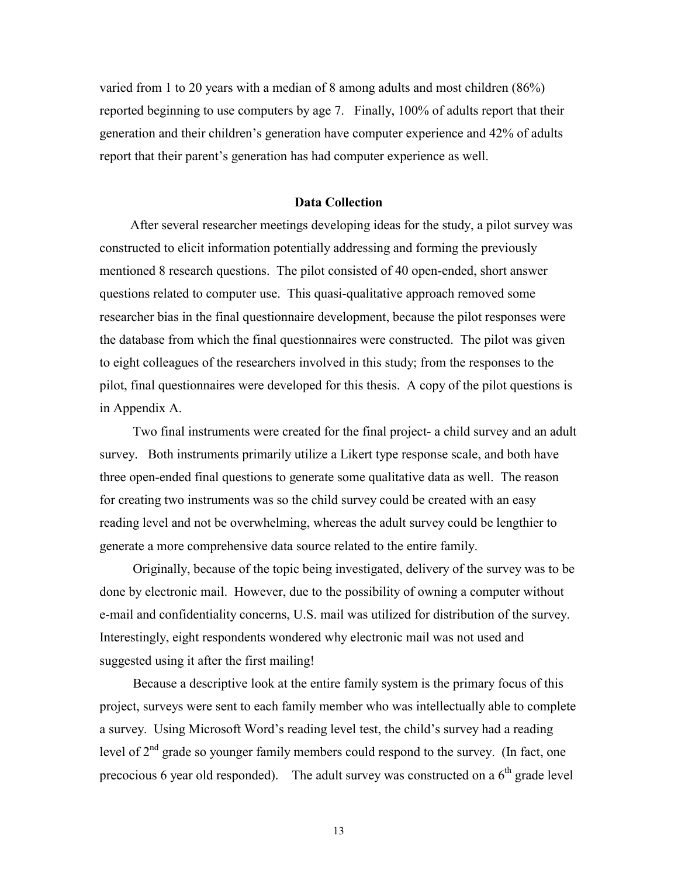varied from 1 to 20 years with a median of 8 among adults and most children (86%) reported beginning to use computers by age 7. Finally, 100% of adults report that their generation and their children's generation have computer experience and 42% of adults report that their parent's generation has had computer experience as well.

## Data Collection

After several researcher meetings developing ideas for the study, a pilot survey was constructed to elicit information potentially addressing and forming the previously mentioned 8 research questions. The pilot consisted of 40 open-ended, short answer questions related to computer use. This quasi-qualitative approach removed some researcher bias in the final questionnaire development, because the pilot responses were the database from which the final questionnaires were constructed. The pilot was given to eight colleagues of the researchers involved in this study; from the responses to the pilot, final questionnaires were developed for this thesis. A copy of the pilot questions is in Appendix A.

Two final instruments were created for the final project- a child survey and an adult survey. Both instruments primarily utilize a Likert type response scale, and both have three open-ended final questions to generate some qualitative data as well. The reason for creating two instruments was so the child survey could be created with an easy reading level and not be overwhelming, whereas the adult survey could be lengthier to generate a more comprehensive data source related to the entire family.

Originally, because of the topic being investigated, delivery of the survey was to be done by electronic mail. However, due to the possibility of owning a computer without e-mail and confidentiality concerns, U.S. mail was utilized for distribution of the survey. Interestingly, eight respondents wondered why electronic mail was not used and suggested using it after the first mailing!

Because a descriptive look at the entire family system is the primary focus of this project, surveys were sent to each family member who was intellectually able to complete a survey. Using Microsoft Word's reading level test, the child's survey had a reading level of 2nd grade so younger family members could respond to the survey. (In fact, one precocious 6 year old responded). The adult survey was constructed on a 6th grade level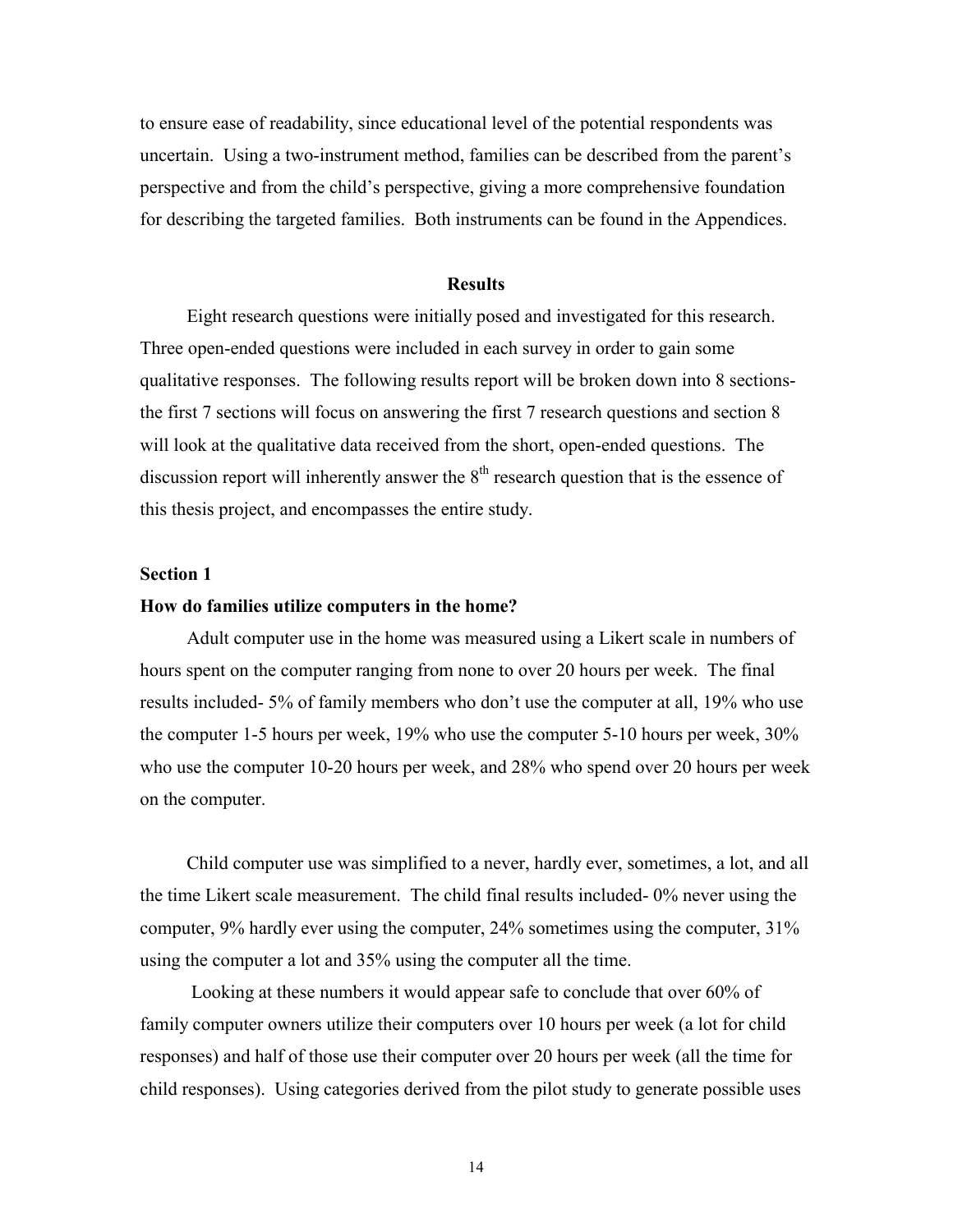to ensure ease of readability, since educational level of the potential respondents was uncertain. Using a two-instrument method, families can be described from the parent's perspective and from the child's perspective, giving a more comprehensive foundation for describing the targeted families. Both instruments can be found in the Appendices.

## Results

Eight research questions were initially posed and investigated for this research. Three open-ended questions were included in each survey in order to gain some qualitative responses. The following results report will be broken down into 8 sections- the first 7 sections will focus on answering the first 7 research questions and section 8 will look at the qualitative data received from the short, open-ended questions. The discussion report will inherently answer the 8th research question that is the essence of this thesis project, and encompasses the entire study.

### Section 1

**How do families utilize computers in the home?**

Adult computer use in the home was measured using a Likert scale in numbers of hours spent on the computer ranging from none to over 20 hours per week. The final results included- 5% of family members who don't use the computer at all, 19% who use the computer 1-5 hours per week, 19% who use the computer 5-10 hours per week, 30% who use the computer 10-20 hours per week, and 28% who spend over 20 hours per week on the computer.

Child computer use was simplified to a never, hardly ever, sometimes, a lot, and all the time Likert scale measurement. The child final results included- 0% never using the computer, 9% hardly ever using the computer, 24% sometimes using the computer, 31% using the computer a lot and 35% using the computer all the time.

Looking at these numbers it would appear safe to conclude that over 60% of family computer owners utilize their computers over 10 hours per week (a lot for child responses) and half of those use their computer over 20 hours per week (all the time for child responses). Using categories derived from the pilot study to generate possible uses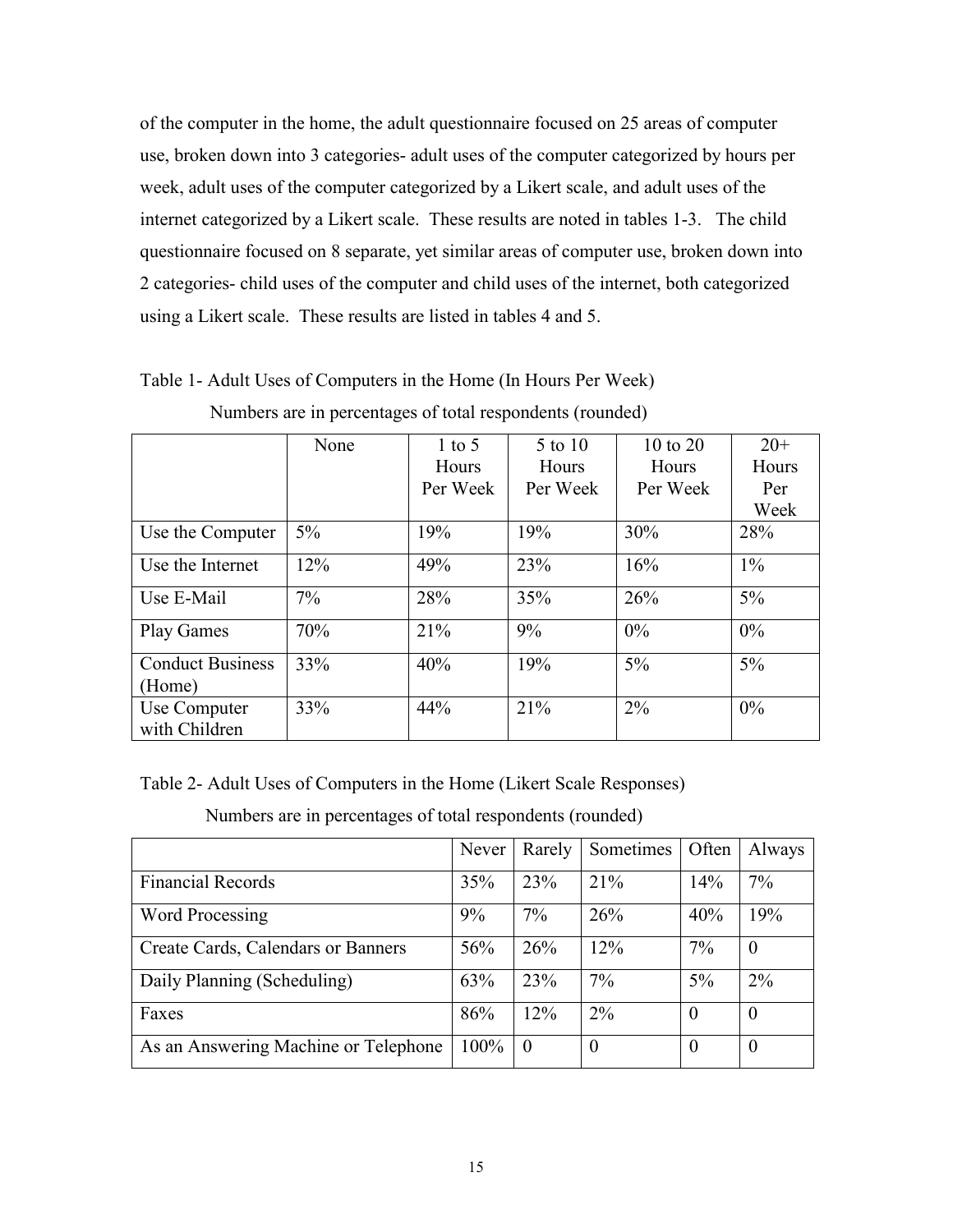of the computer in the home, the adult questionnaire focused on 25 areas of computer use, broken down into 3 categories- adult uses of the computer categorized by hours per week, adult uses of the computer categorized by a Likert scale, and adult uses of the internet categorized by a Likert scale. These results are noted in tables 1-3. The child questionnaire focused on 8 separate, yet similar areas of computer use, broken down into 2 categories- child uses of the computer and child uses of the internet, both categorized using a Likert scale. These results are listed in tables 4 and 5.

Table 1- Adult Uses of Computers in the Home (In Hours Per Week)

Numbers are in percentages of total respondents (rounded)

| | None | 1 to 5 Hours Per Week | 5 to 10 Hours Per Week | 10 to 20 Hours Per Week | 20+ Hours Per Week |
|---|---|---|---|---|---|
| Use the Computer | 5% | 19% | 19% | 30% | 28% |
| Use the Internet | 12% | 49% | 23% | 16% | 1% |
| Use E-Mail | 7% | 28% | 35% | 26% | 5% |
| Play Games | 70% | 21% | 9% | 0% | 0% |
| Conduct Business (Home) | 33% | 40% | 19% | 5% | 5% |
| Use Computer with Children | 33% | 44% | 21% | 2% | 0% |

Table 2- Adult Uses of Computers in the Home (Likert Scale Responses)

Numbers are in percentages of total respondents (rounded)

| | Never | Rarely | Sometimes | Often | Always |
|---|---|---|---|---|---|
| Financial Records | 35% | 23% | 21% | 14% | 7% |
| Word Processing | 9% | 7% | 26% | 40% | 19% |
| Create Cards, Calendars or Banners | 56% | 26% | 12% | 7% | 0 |
| Daily Planning (Scheduling) | 63% | 23% | 7% | 5% | 2% |
| Faxes | 86% | 12% | 2% | 0 | 0 |
| As an Answering Machine or Telephone | 100% | 0 | 0 | 0 | 0 |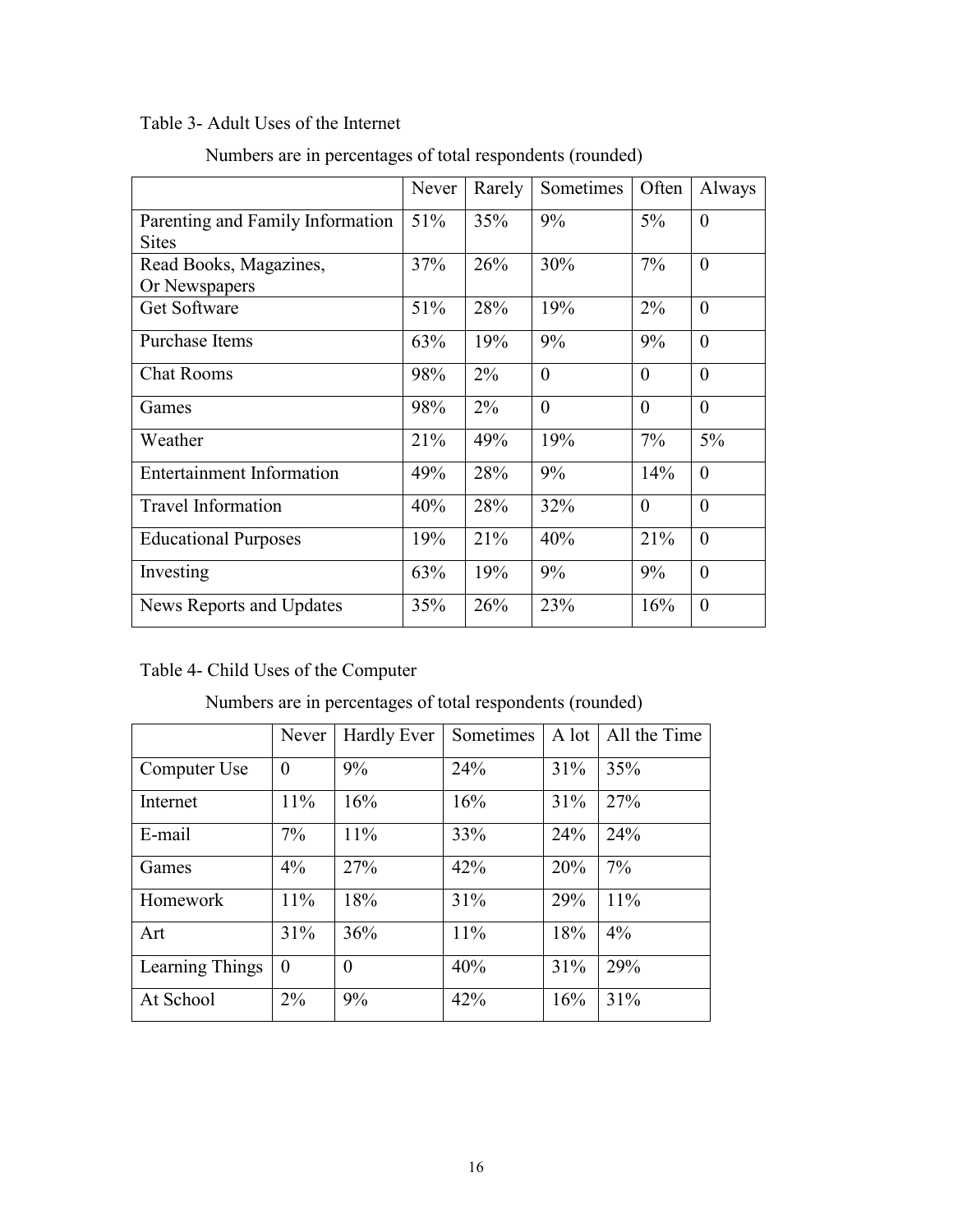Table 3- Adult Uses of the Internet

Numbers are in percentages of total respondents (rounded)

| | Never | Rarely | Sometimes | Often | Always |
|---|---|---|---|---|---|
| Parenting and Family Information Sites | 51% | 35% | 9% | 5% | 0 |
| Read Books, Magazines, Or Newspapers | 37% | 26% | 30% | 7% | 0 |
| Get Software | 51% | 28% | 19% | 2% | 0 |
| Purchase Items | 63% | 19% | 9% | 9% | 0 |
| Chat Rooms | 98% | 2% | 0 | 0 | 0 |
| Games | 98% | 2% | 0 | 0 | 0 |
| Weather | 21% | 49% | 19% | 7% | 5% |
| Entertainment Information | 49% | 28% | 9% | 14% | 0 |
| Travel Information | 40% | 28% | 32% | 0 | 0 |
| Educational Purposes | 19% | 21% | 40% | 21% | 0 |
| Investing | 63% | 19% | 9% | 9% | 0 |
| News Reports and Updates | 35% | 26% | 23% | 16% | 0 |

Table 4- Child Uses of the Computer

Numbers are in percentages of total respondents (rounded)

| | Never | Hardly Ever | Sometimes | A lot | All the Time |
|---|---|---|---|---|---|
| Computer Use | 0 | 9% | 24% | 31% | 35% |
| Internet | 11% | 16% | 16% | 31% | 27% |
| E-mail | 7% | 11% | 33% | 24% | 24% |
| Games | 4% | 27% | 42% | 20% | 7% |
| Homework | 11% | 18% | 31% | 29% | 11% |
| Art | 31% | 36% | 11% | 18% | 4% |
| Learning Things | 0 | 0 | 40% | 31% | 29% |
| At School | 2% | 9% | 42% | 16% | 31% |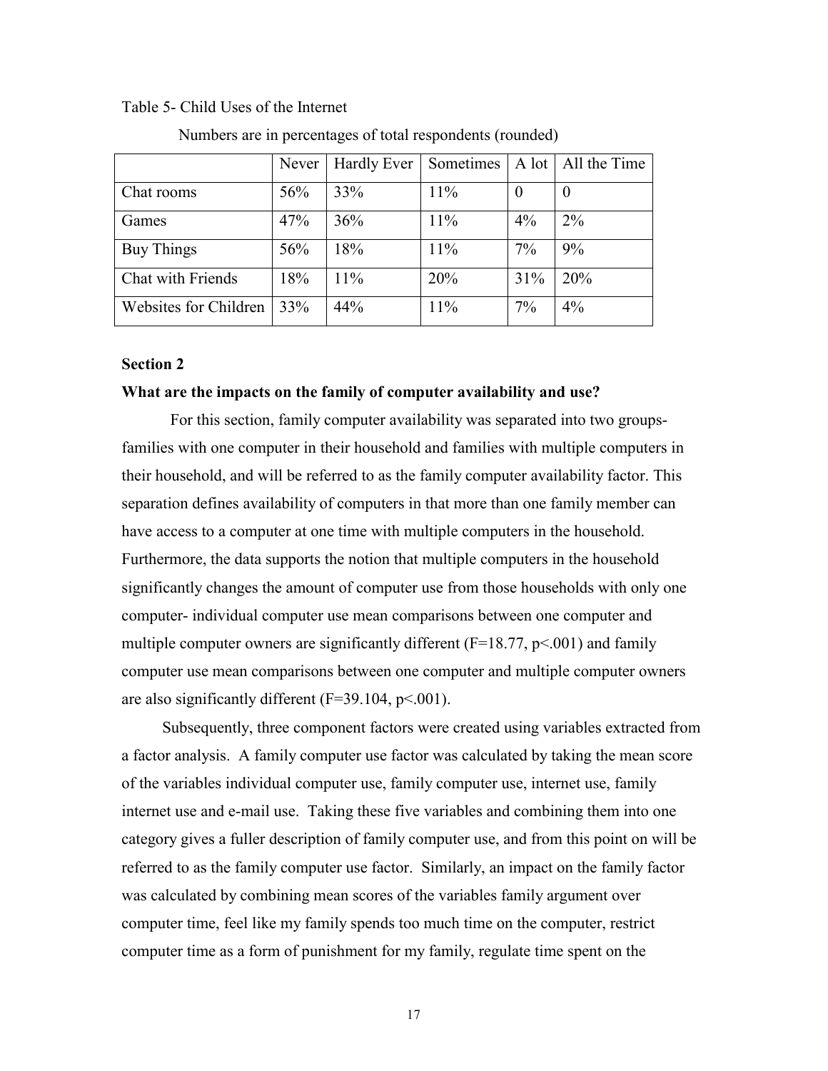Table 5- Child Uses of the Internet

Numbers are in percentages of total respondents (rounded)

| | Never | Hardly Ever | Sometimes | A lot | All the Time |
|---|---|---|---|---|---|
| Chat rooms | 56% | 33% | 11% | 0 | 0 |
| Games | 47% | 36% | 11% | 4% | 2% |
| Buy Things | 56% | 18% | 11% | 7% | 9% |
| Chat with Friends | 18% | 11% | 20% | 31% | 20% |
| Websites for Children | 33% | 44% | 11% | 7% | 4% |

**Section 2**

**What are the impacts on the family of computer availability and use?**

For this section, family computer availability was separated into two groups- families with one computer in their household and families with multiple computers in their household, and will be referred to as the family computer availability factor. This separation defines availability of computers in that more than one family member can have access to a computer at one time with multiple computers in the household. Furthermore, the data supports the notion that multiple computers in the household significantly changes the amount of computer use from those households with only one computer- individual computer use mean comparisons between one computer and multiple computer owners are significantly different ($F=18.77$, $p<.001$) and family computer use mean comparisons between one computer and multiple computer owners are also significantly different ($F=39.104$, $p<.001$).

Subsequently, three component factors were created using variables extracted from a factor analysis. A family computer use factor was calculated by taking the mean score of the variables individual computer use, family computer use, internet use, family internet use and e-mail use. Taking these five variables and combining them into one category gives a fuller description of family computer use, and from this point on will be referred to as the family computer use factor. Similarly, an impact on the family factor was calculated by combining mean scores of the variables family argument over computer time, feel like my family spends too much time on the computer, restrict computer time as a form of punishment for my family, regulate time spent on the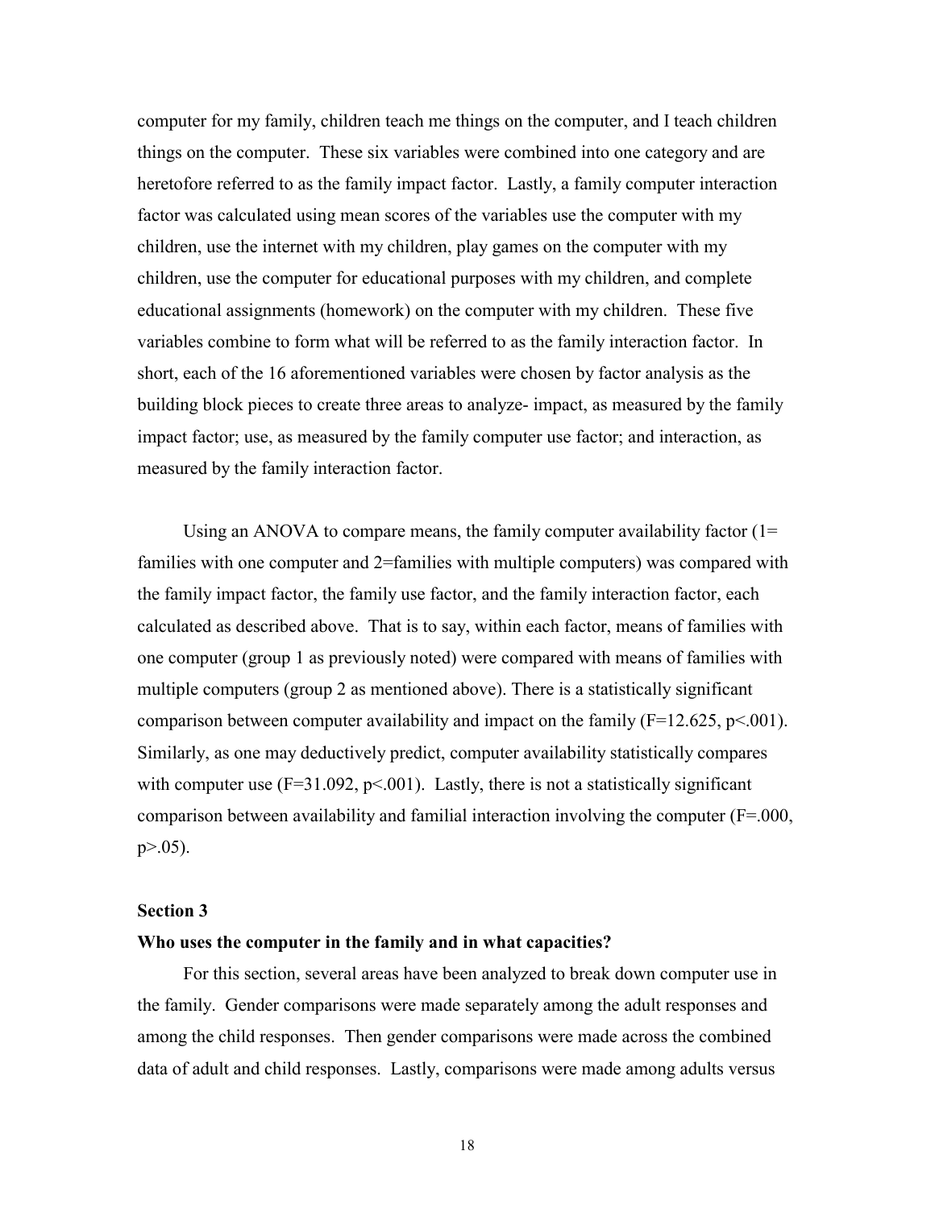computer for my family, children teach me things on the computer, and I teach children things on the computer. These six variables were combined into one category and are heretofore referred to as the family impact factor. Lastly, a family computer interaction factor was calculated using mean scores of the variables use the computer with my children, use the internet with my children, play games on the computer with my children, use the computer for educational purposes with my children, and complete educational assignments (homework) on the computer with my children. These five variables combine to form what will be referred to as the family interaction factor. In short, each of the 16 aforementioned variables were chosen by factor analysis as the building block pieces to create three areas to analyze- impact, as measured by the family impact factor; use, as measured by the family computer use factor; and interaction, as measured by the family interaction factor.

Using an ANOVA to compare means, the family computer availability factor (1= families with one computer and 2=families with multiple computers) was compared with the family impact factor, the family use factor, and the family interaction factor, each calculated as described above. That is to say, within each factor, means of families with one computer (group 1 as previously noted) were compared with means of families with multiple computers (group 2 as mentioned above). There is a statistically significant comparison between computer availability and impact on the family ($F=12.625$, $p<.001$). Similarly, as one may deductively predict, computer availability statistically compares with computer use ($F=31.092$, $p<.001$). Lastly, there is not a statistically significant comparison between availability and familial interaction involving the computer ($F=.000$, $p>.05$).

**Section 3**

**Who uses the computer in the family and in what capacities?**

For this section, several areas have been analyzed to break down computer use in the family. Gender comparisons were made separately among the adult responses and among the child responses. Then gender comparisons were made across the combined data of adult and child responses. Lastly, comparisons were made among adults versus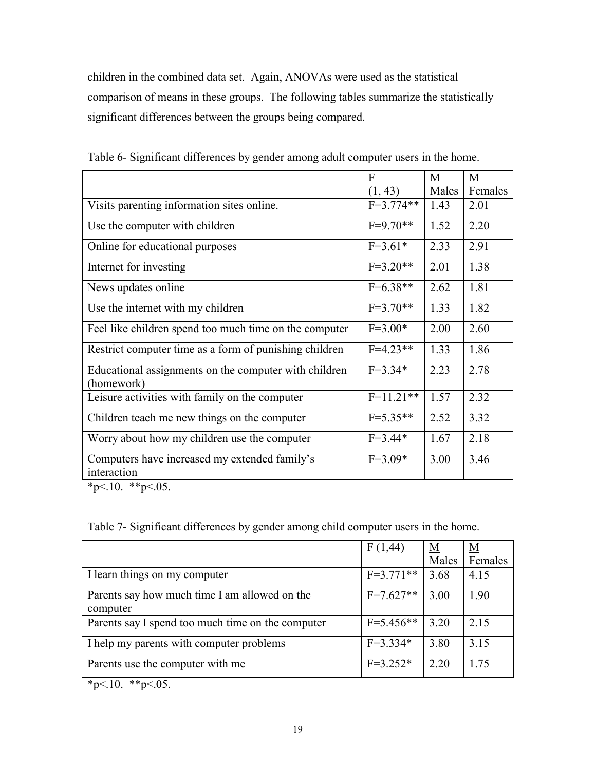children in the combined data set. Again, ANOVAs were used as the statistical comparison of means in these groups. The following tables summarize the statistically significant differences between the groups being compared.

Table 6- Significant differences by gender among adult computer users in the home.

| | F (1, 43) | M Males | M Females |
|---|---|---|---|
| Visits parenting information sites online. | F=3.774** | 1.43 | 2.01 |
| Use the computer with children | F=9.70** | 1.52 | 2.20 |
| Online for educational purposes | F=3.61* | 2.33 | 2.91 |
| Internet for investing | F=3.20** | 2.01 | 1.38 |
| News updates online | F=6.38** | 2.62 | 1.81 |
| Use the internet with my children | F=3.70** | 1.33 | 1.82 |
| Feel like children spend too much time on the computer | F=3.00* | 2.00 | 2.60 |
| Restrict computer time as a form of punishing children | F=4.23** | 1.33 | 1.86 |
| Educational assignments on the computer with children (homework) | F=3.34* | 2.23 | 2.78 |
| Leisure activities with family on the computer | F=11.21** | 1.57 | 2.32 |
| Children teach me new things on the computer | F=5.35** | 2.52 | 3.32 |
| Worry about how my children use the computer | F=3.44* | 1.67 | 2.18 |
| Computers have increased my extended family's interaction | F=3.09* | 3.00 | 3.46 |

*$p<.10$. **$p<.05$.

Table 7- Significant differences by gender among child computer users in the home.

| | F (1,44) | M Males | M Females |
|---|---|---|---|
| I learn things on my computer | F=3.771** | 3.68 | 4.15 |
| Parents say how much time I am allowed on the computer | F=7.627** | 3.00 | 1.90 |
| Parents say I spend too much time on the computer | F=5.456** | 3.20 | 2.15 |
| I help my parents with computer problems | F=3.334* | 3.80 | 3.15 |
| Parents use the computer with me | F=3.252* | 2.20 | 1.75 |

*$p<.10$. **$p<.05$.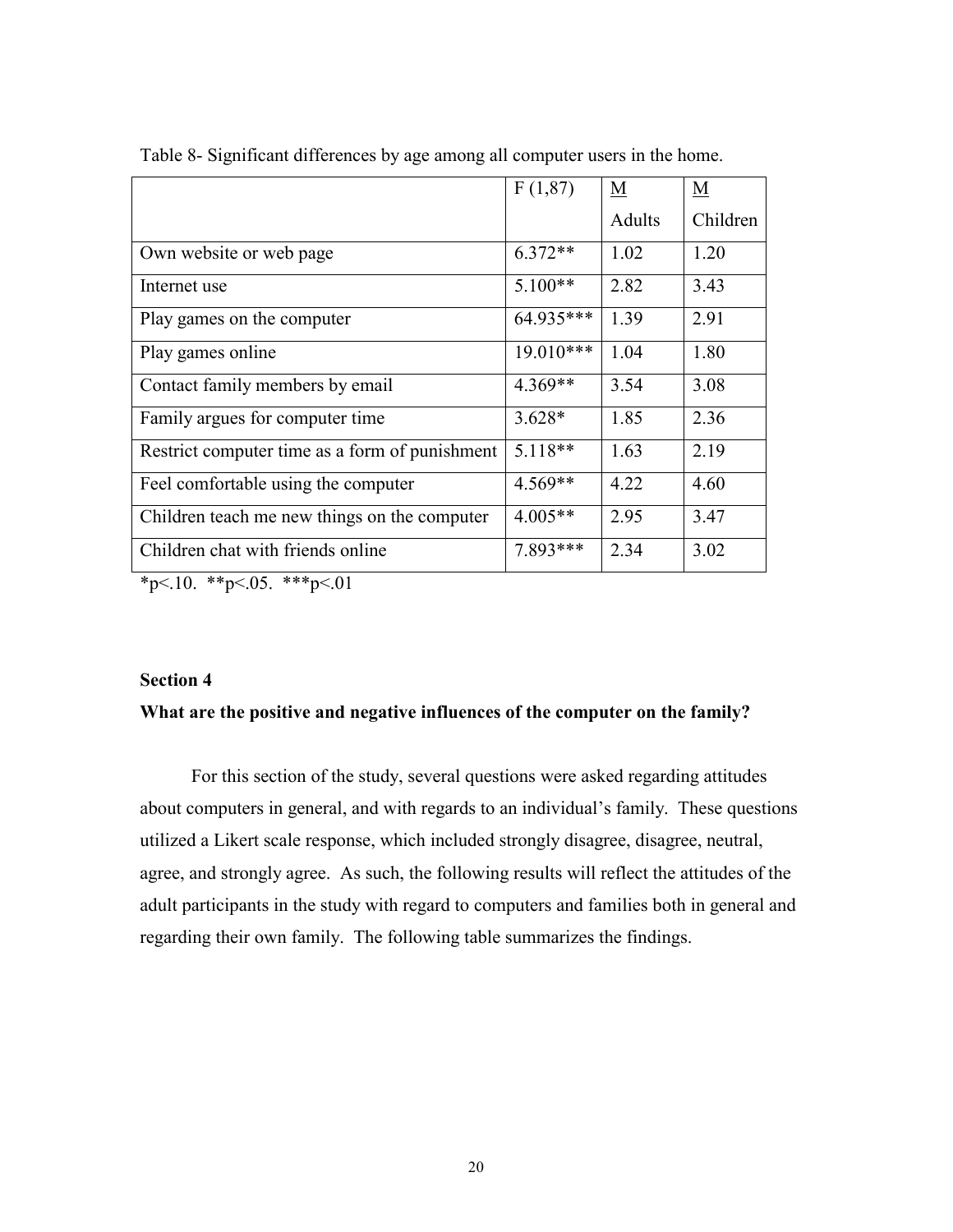Table 8- Significant differences by age among all computer users in the home.

| | F (1,87) | M Adults | M Children |
|---|---|---|---|
| Own website or web page | 6.372** | 1.02 | 1.20 |
| Internet use | 5.100** | 2.82 | 3.43 |
| Play games on the computer | 64.935*** | 1.39 | 2.91 |
| Play games online | 19.010*** | 1.04 | 1.80 |
| Contact family members by email | 4.369** | 3.54 | 3.08 |
| Family argues for computer time | 3.628* | 1.85 | 2.36 |
| Restrict computer time as a form of punishment | 5.118** | 1.63 | 2.19 |
| Feel comfortable using the computer | 4.569** | 4.22 | 4.60 |
| Children teach me new things on the computer | 4.005** | 2.95 | 3.47 |
| Children chat with friends online | 7.893*** | 2.34 | 3.02 |

*p<.10. **p<.05. ***p<.01

**Section 4**

**What are the positive and negative influences of the computer on the family?**

For this section of the study, several questions were asked regarding attitudes about computers in general, and with regards to an individual's family. These questions utilized a Likert scale response, which included strongly disagree, disagree, neutral, agree, and strongly agree. As such, the following results will reflect the attitudes of the adult participants in the study with regard to computers and families both in general and regarding their own family. The following table summarizes the findings.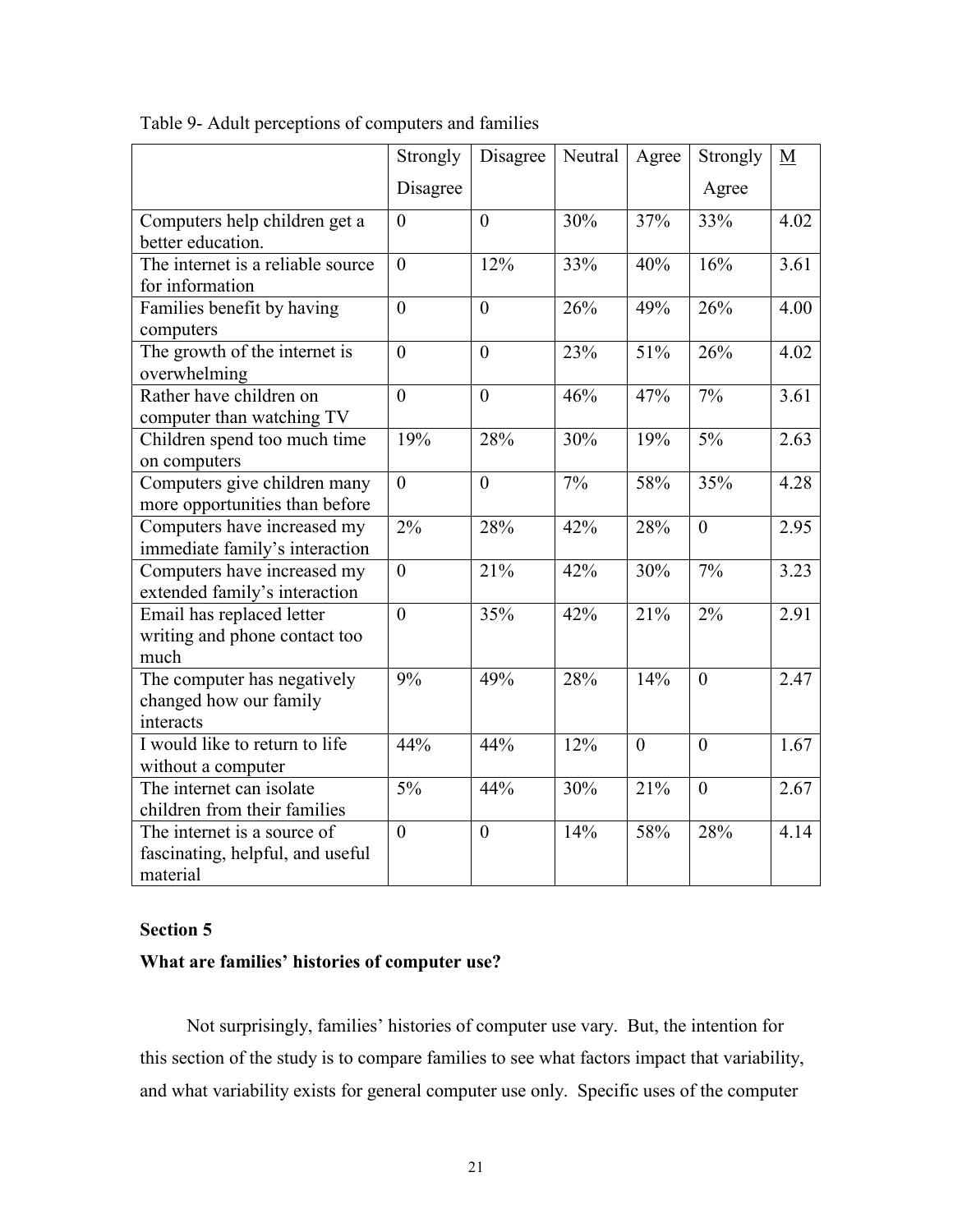Table 9- Adult perceptions of computers and families

| | Strongly Disagree | Disagree | Neutral | Agree | Strongly Agree | M |
|---|---|---|---|---|---|---|
| Computers help children get a better education. | 0 | 0 | 30% | 37% | 33% | 4.02 |
| The internet is a reliable source for information | 0 | 12% | 33% | 40% | 16% | 3.61 |
| Families benefit by having computers | 0 | 0 | 26% | 49% | 26% | 4.00 |
| The growth of the internet is overwhelming | 0 | 0 | 23% | 51% | 26% | 4.02 |
| Rather have children on computer than watching TV | 0 | 0 | 46% | 47% | 7% | 3.61 |
| Children spend too much time on computers | 19% | 28% | 30% | 19% | 5% | 2.63 |
| Computers give children many more opportunities than before | 0 | 0 | 7% | 58% | 35% | 4.28 |
| Computers have increased my immediate family's interaction | 2% | 28% | 42% | 28% | 0 | 2.95 |
| Computers have increased my extended family's interaction | 0 | 21% | 42% | 30% | 7% | 3.23 |
| Email has replaced letter writing and phone contact too much | 0 | 35% | 42% | 21% | 2% | 2.91 |
| The computer has negatively changed how our family interacts | 9% | 49% | 28% | 14% | 0 | 2.47 |
| I would like to return to life without a computer | 44% | 44% | 12% | 0 | 0 | 1.67 |
| The internet can isolate children from their families | 5% | 44% | 30% | 21% | 0 | 2.67 |
| The internet is a source of fascinating, helpful, and useful material | 0 | 0 | 14% | 58% | 28% | 4.14 |

**Section 5**

**What are families' histories of computer use?**

Not surprisingly, families' histories of computer use vary. But, the intention for this section of the study is to compare families to see what factors impact that variability, and what variability exists for general computer use only. Specific uses of the computer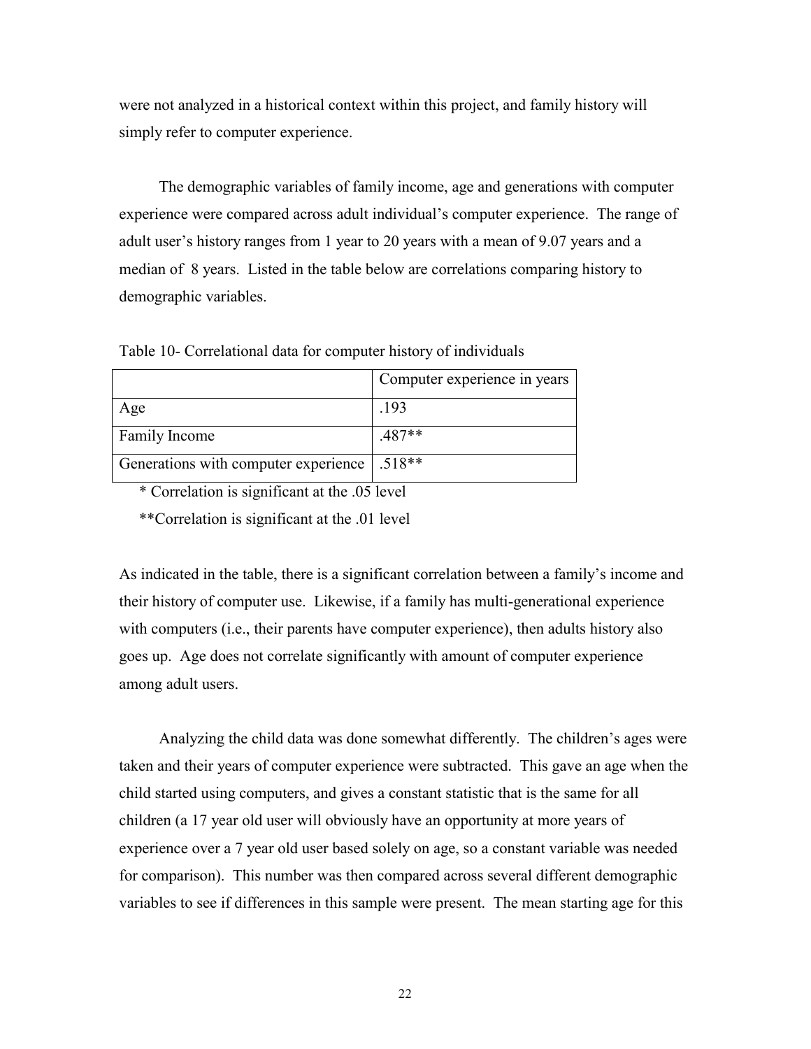were not analyzed in a historical context within this project, and family history will simply refer to computer experience.

The demographic variables of family income, age and generations with computer experience were compared across adult individual's computer experience. The range of adult user's history ranges from 1 year to 20 years with a mean of 9.07 years and a median of 8 years. Listed in the table below are correlations comparing history to demographic variables.

Table 10- Correlational data for computer history of individuals

| | Computer experience in years |
|---|---|
| Age | .193 |
| Family Income | .487** |
| Generations with computer experience | .518** |

\* Correlation is significant at the .05 level

**Correlation is significant at the .01 level

As indicated in the table, there is a significant correlation between a family's income and their history of computer use. Likewise, if a family has multi-generational experience with computers (i.e., their parents have computer experience), then adults history also goes up. Age does not correlate significantly with amount of computer experience among adult users.

Analyzing the child data was done somewhat differently. The children's ages were taken and their years of computer experience were subtracted. This gave an age when the child started using computers, and gives a constant statistic that is the same for all children (a 17 year old user will obviously have an opportunity at more years of experience over a 7 year old user based solely on age, so a constant variable was needed for comparison). This number was then compared across several different demographic variables to see if differences in this sample were present. The mean starting age for this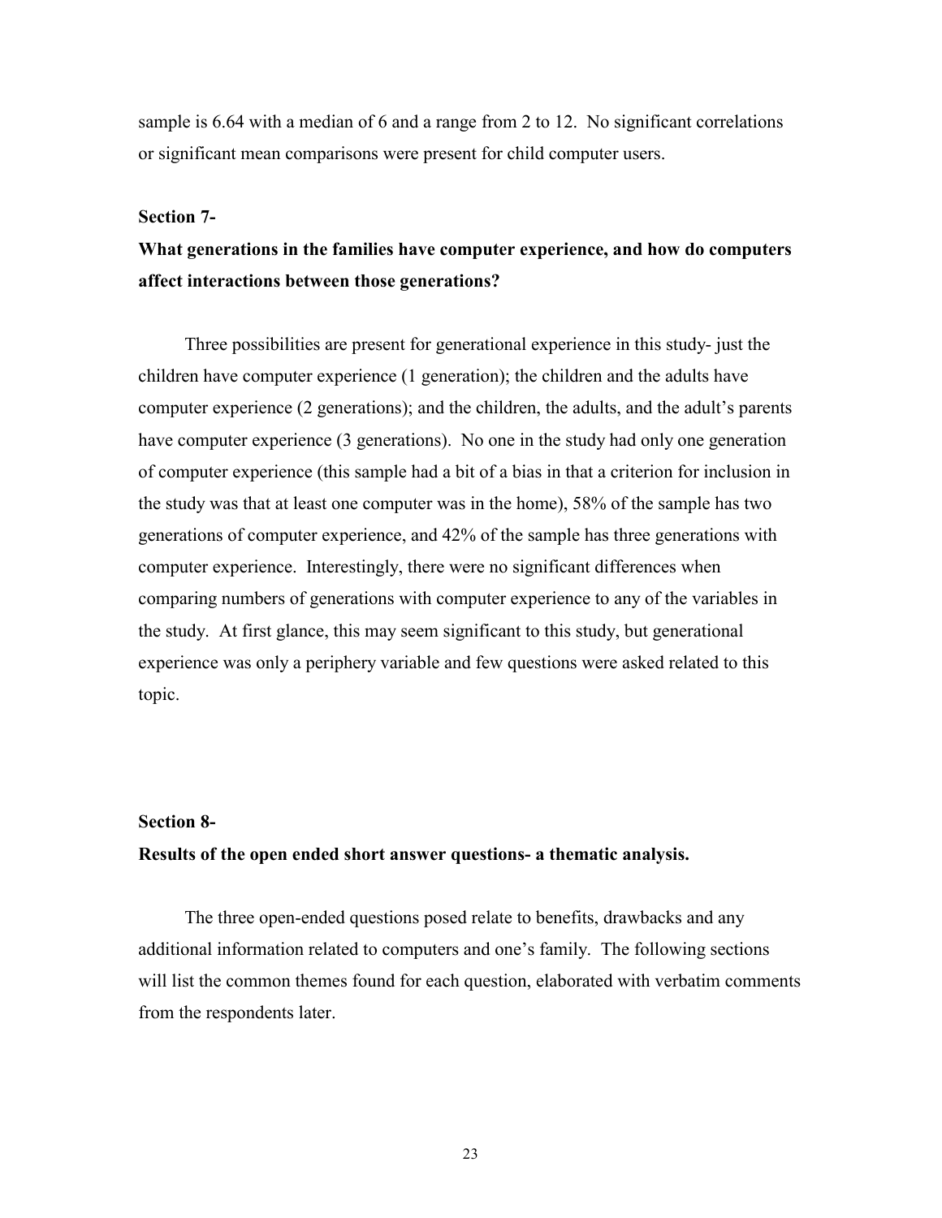sample is 6.64 with a median of 6 and a range from 2 to 12. No significant correlations or significant mean comparisons were present for child computer users.

**Section 7-**

**What generations in the families have computer experience, and how do computers affect interactions between those generations?**

Three possibilities are present for generational experience in this study- just the children have computer experience (1 generation); the children and the adults have computer experience (2 generations); and the children, the adults, and the adult's parents have computer experience (3 generations). No one in the study had only one generation of computer experience (this sample had a bit of a bias in that a criterion for inclusion in the study was that at least one computer was in the home), 58% of the sample has two generations of computer experience, and 42% of the sample has three generations with computer experience. Interestingly, there were no significant differences when comparing numbers of generations with computer experience to any of the variables in the study. At first glance, this may seem significant to this study, but generational experience was only a periphery variable and few questions were asked related to this topic.

**Section 8-**

**Results of the open ended short answer questions- a thematic analysis.**

The three open-ended questions posed relate to benefits, drawbacks and any additional information related to computers and one's family. The following sections will list the common themes found for each question, elaborated with verbatim comments from the respondents later.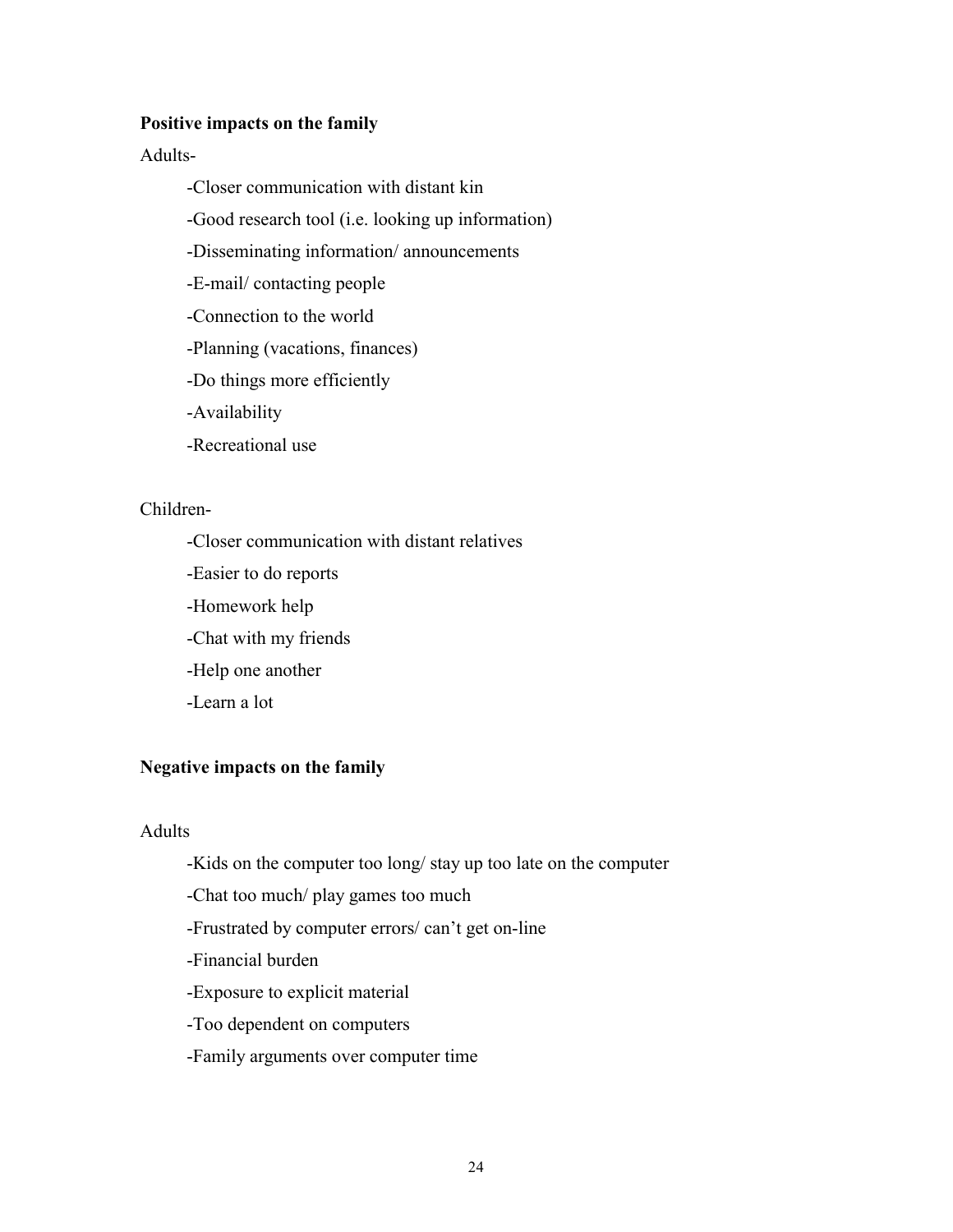**Positive impacts on the family**

Adults-

-Closer communication with distant kin

-Good research tool (i.e. looking up information)

-Disseminating information/ announcements

-E-mail/ contacting people

-Connection to the world

-Planning (vacations, finances)

-Do things more efficiently

-Availability

-Recreational use

Children-

-Closer communication with distant relatives

-Easier to do reports

-Homework help

-Chat with my friends

-Help one another

-Learn a lot

**Negative impacts on the family**

Adults

-Kids on the computer too long/ stay up too late on the computer

-Chat too much/ play games too much

-Frustrated by computer errors/ can't get on-line

-Financial burden

-Exposure to explicit material

-Too dependent on computers

-Family arguments over computer time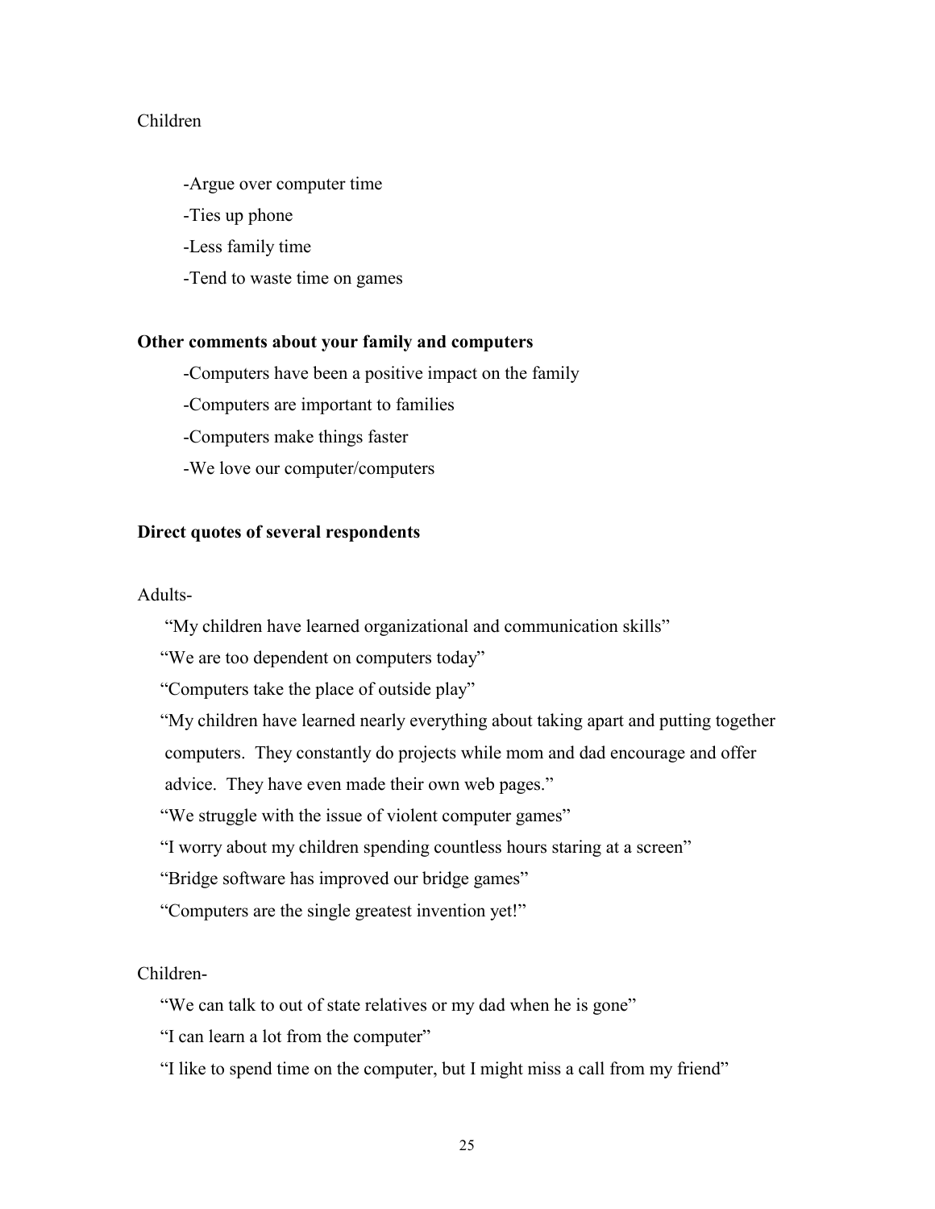Children

- Argue over computer time
- Ties up phone
- Less family time
- Tend to waste time on games

**Other comments about your family and computers**

- Computers have been a positive impact on the family
- Computers are important to families
- Computers make things faster
- We love our computer/computers

**Direct quotes of several respondents**

Adults-

"My children have learned organizational and communication skills"

"We are too dependent on computers today"

"Computers take the place of outside play"

"My children have learned nearly everything about taking apart and putting together computers. They constantly do projects while mom and dad encourage and offer advice. They have even made their own web pages."

"We struggle with the issue of violent computer games"

"I worry about my children spending countless hours staring at a screen"

"Bridge software has improved our bridge games"

"Computers are the single greatest invention yet!"

Children-

"We can talk to out of state relatives or my dad when he is gone"

"I can learn a lot from the computer"

"I like to spend time on the computer, but I might miss a call from my friend"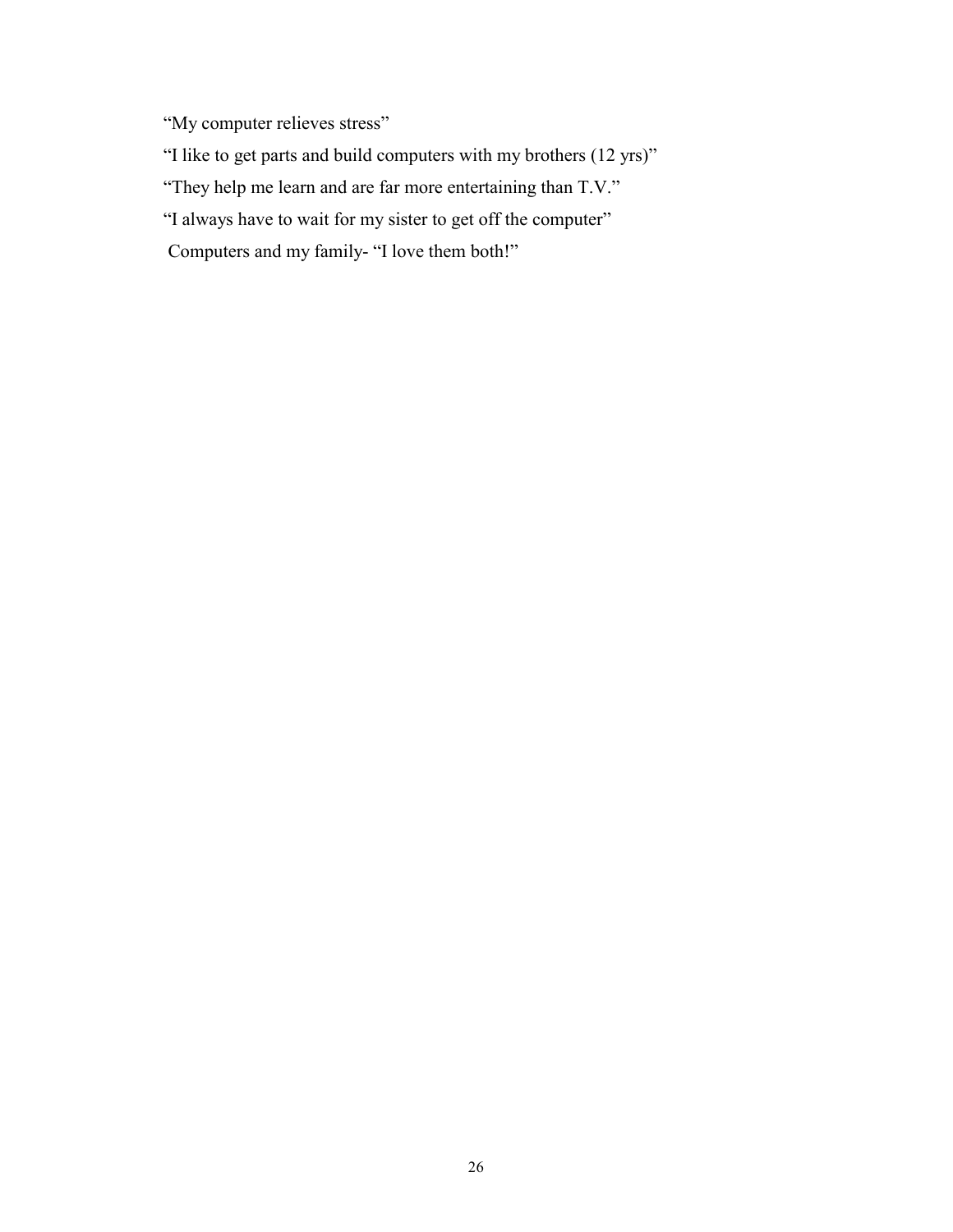"My computer relieves stress"

"I like to get parts and build computers with my brothers (12 yrs)"

"They help me learn and are far more entertaining than T.V."

"I always have to wait for my sister to get off the computer"

Computers and my family- "I love them both!"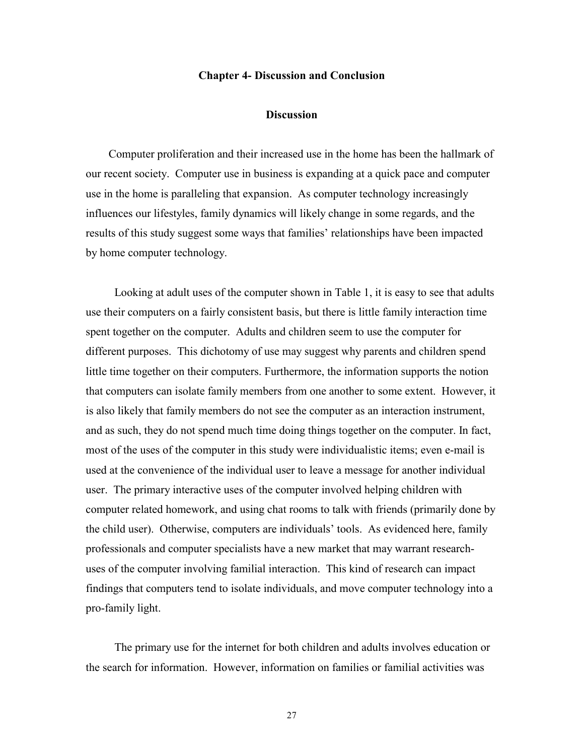## Chapter 4- Discussion and Conclusion

### Discussion

Computer proliferation and their increased use in the home has been the hallmark of our recent society. Computer use in business is expanding at a quick pace and computer use in the home is paralleling that expansion. As computer technology increasingly influences our lifestyles, family dynamics will likely change in some regards, and the results of this study suggest some ways that families' relationships have been impacted by home computer technology.

Looking at adult uses of the computer shown in Table 1, it is easy to see that adults use their computers on a fairly consistent basis, but there is little family interaction time spent together on the computer. Adults and children seem to use the computer for different purposes. This dichotomy of use may suggest why parents and children spend little time together on their computers. Furthermore, the information supports the notion that computers can isolate family members from one another to some extent. However, it is also likely that family members do not see the computer as an interaction instrument, and as such, they do not spend much time doing things together on the computer. In fact, most of the uses of the computer in this study were individualistic items; even e-mail is used at the convenience of the individual user to leave a message for another individual user. The primary interactive uses of the computer involved helping children with computer related homework, and using chat rooms to talk with friends (primarily done by the child user). Otherwise, computers are individuals' tools. As evidenced here, family professionals and computer specialists have a new market that may warrant research-uses of the computer involving familial interaction. This kind of research can impact findings that computers tend to isolate individuals, and move computer technology into a pro-family light.

The primary use for the internet for both children and adults involves education or the search for information. However, information on families or familial activities was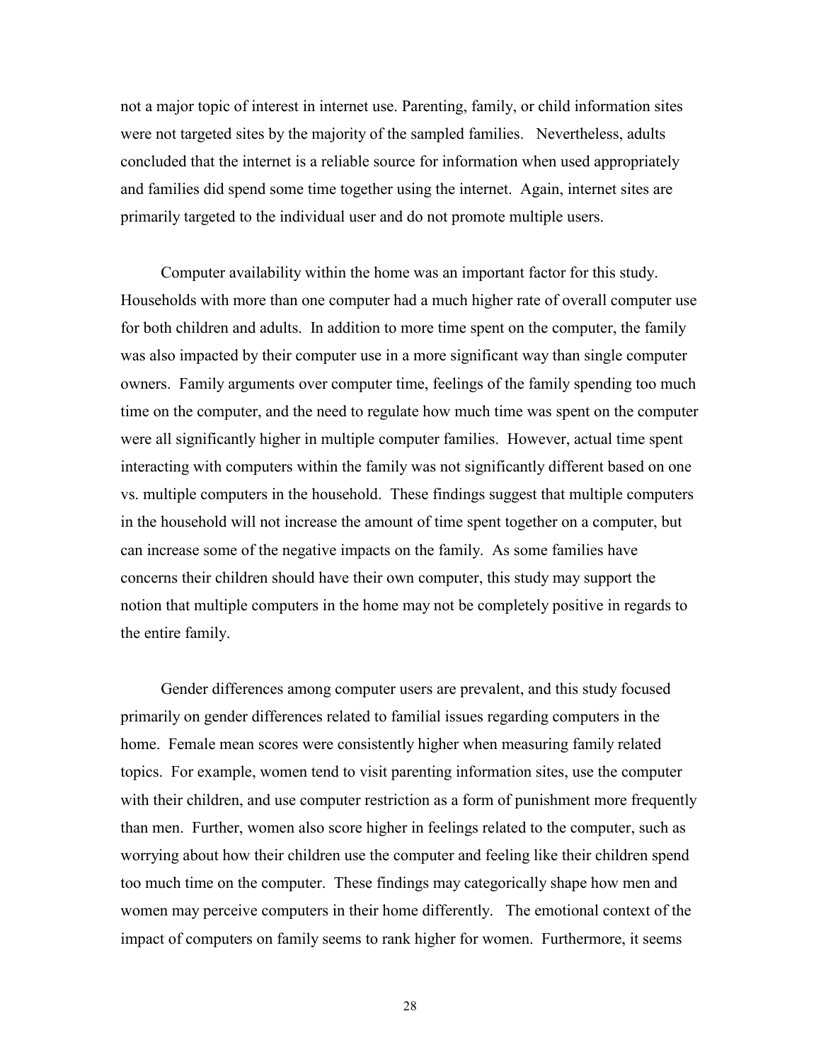not a major topic of interest in internet use. Parenting, family, or child information sites were not targeted sites by the majority of the sampled families. Nevertheless, adults concluded that the internet is a reliable source for information when used appropriately and families did spend some time together using the internet. Again, internet sites are primarily targeted to the individual user and do not promote multiple users.

Computer availability within the home was an important factor for this study. Households with more than one computer had a much higher rate of overall computer use for both children and adults. In addition to more time spent on the computer, the family was also impacted by their computer use in a more significant way than single computer owners. Family arguments over computer time, feelings of the family spending too much time on the computer, and the need to regulate how much time was spent on the computer were all significantly higher in multiple computer families. However, actual time spent interacting with computers within the family was not significantly different based on one vs. multiple computers in the household. These findings suggest that multiple computers in the household will not increase the amount of time spent together on a computer, but can increase some of the negative impacts on the family. As some families have concerns their children should have their own computer, this study may support the notion that multiple computers in the home may not be completely positive in regards to the entire family.

Gender differences among computer users are prevalent, and this study focused primarily on gender differences related to familial issues regarding computers in the home. Female mean scores were consistently higher when measuring family related topics. For example, women tend to visit parenting information sites, use the computer with their children, and use computer restriction as a form of punishment more frequently than men. Further, women also score higher in feelings related to the computer, such as worrying about how their children use the computer and feeling like their children spend too much time on the computer. These findings may categorically shape how men and women may perceive computers in their home differently. The emotional context of the impact of computers on family seems to rank higher for women. Furthermore, it seems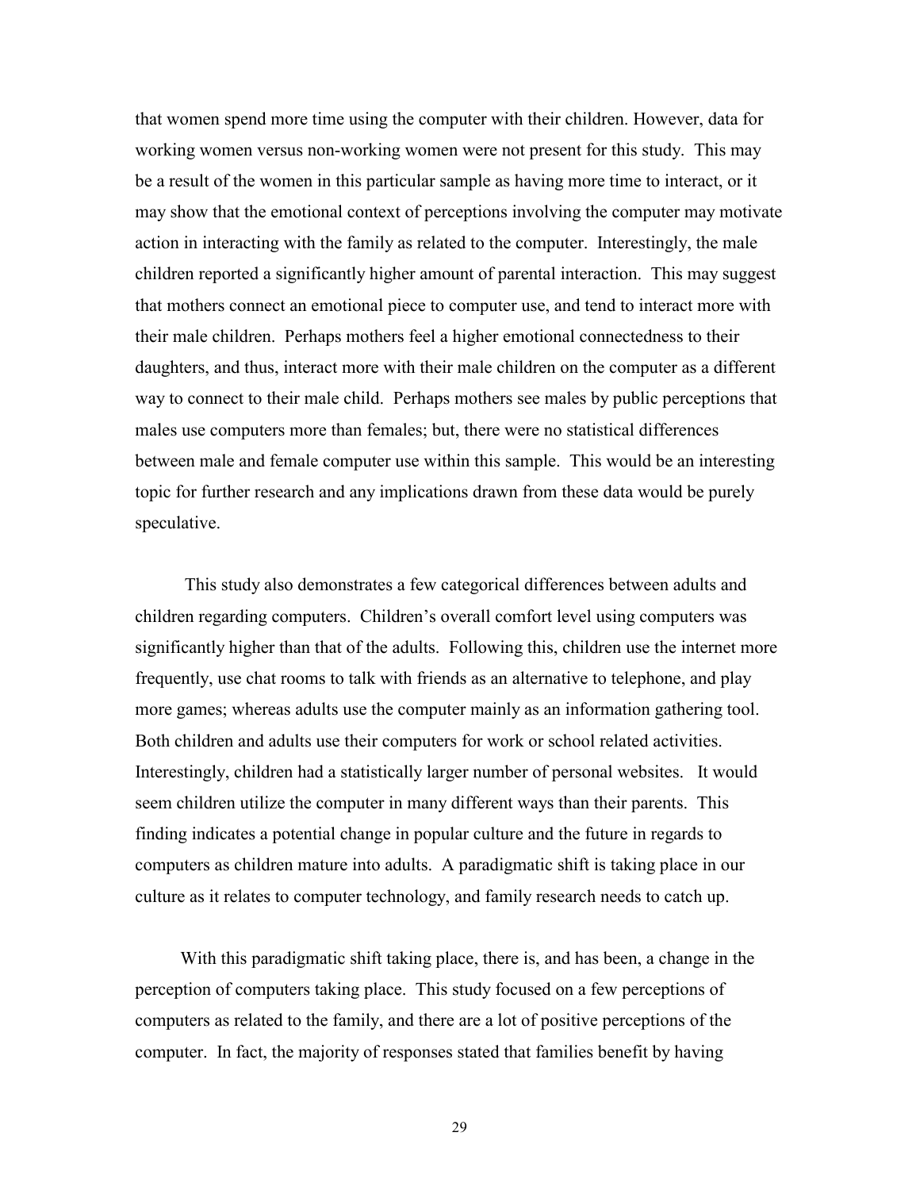that women spend more time using the computer with their children. However, data for working women versus non-working women were not present for this study. This may be a result of the women in this particular sample as having more time to interact, or it may show that the emotional context of perceptions involving the computer may motivate action in interacting with the family as related to the computer. Interestingly, the male children reported a significantly higher amount of parental interaction. This may suggest that mothers connect an emotional piece to computer use, and tend to interact more with their male children. Perhaps mothers feel a higher emotional connectedness to their daughters, and thus, interact more with their male children on the computer as a different way to connect to their male child. Perhaps mothers see males by public perceptions that males use computers more than females; but, there were no statistical differences between male and female computer use within this sample. This would be an interesting topic for further research and any implications drawn from these data would be purely speculative.

This study also demonstrates a few categorical differences between adults and children regarding computers. Children's overall comfort level using computers was significantly higher than that of the adults. Following this, children use the internet more frequently, use chat rooms to talk with friends as an alternative to telephone, and play more games; whereas adults use the computer mainly as an information gathering tool. Both children and adults use their computers for work or school related activities. Interestingly, children had a statistically larger number of personal websites. It would seem children utilize the computer in many different ways than their parents. This finding indicates a potential change in popular culture and the future in regards to computers as children mature into adults. A paradigmatic shift is taking place in our culture as it relates to computer technology, and family research needs to catch up.

With this paradigmatic shift taking place, there is, and has been, a change in the perception of computers taking place. This study focused on a few perceptions of computers as related to the family, and there are a lot of positive perceptions of the computer. In fact, the majority of responses stated that families benefit by having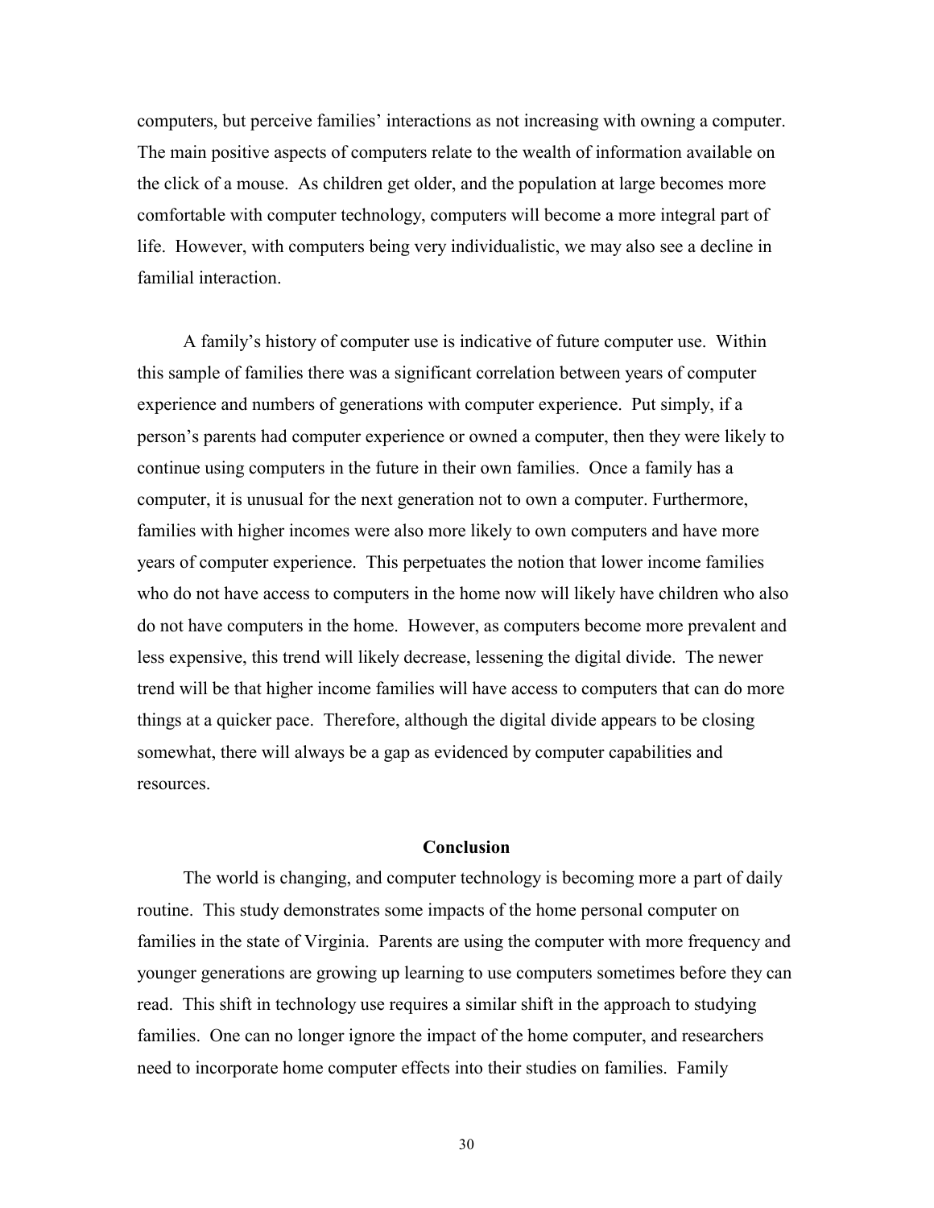computers, but perceive families' interactions as not increasing with owning a computer. The main positive aspects of computers relate to the wealth of information available on the click of a mouse. As children get older, and the population at large becomes more comfortable with computer technology, computers will become a more integral part of life. However, with computers being very individualistic, we may also see a decline in familial interaction.

A family's history of computer use is indicative of future computer use. Within this sample of families there was a significant correlation between years of computer experience and numbers of generations with computer experience. Put simply, if a person's parents had computer experience or owned a computer, then they were likely to continue using computers in the future in their own families. Once a family has a computer, it is unusual for the next generation not to own a computer. Furthermore, families with higher incomes were also more likely to own computers and have more years of computer experience. This perpetuates the notion that lower income families who do not have access to computers in the home now will likely have children who also do not have computers in the home. However, as computers become more prevalent and less expensive, this trend will likely decrease, lessening the digital divide. The newer trend will be that higher income families will have access to computers that can do more things at a quicker pace. Therefore, although the digital divide appears to be closing somewhat, there will always be a gap as evidenced by computer capabilities and resources.

## Conclusion

The world is changing, and computer technology is becoming more a part of daily routine. This study demonstrates some impacts of the home personal computer on families in the state of Virginia. Parents are using the computer with more frequency and younger generations are growing up learning to use computers sometimes before they can read. This shift in technology use requires a similar shift in the approach to studying families. One can no longer ignore the impact of the home computer, and researchers need to incorporate home computer effects into their studies on families. Family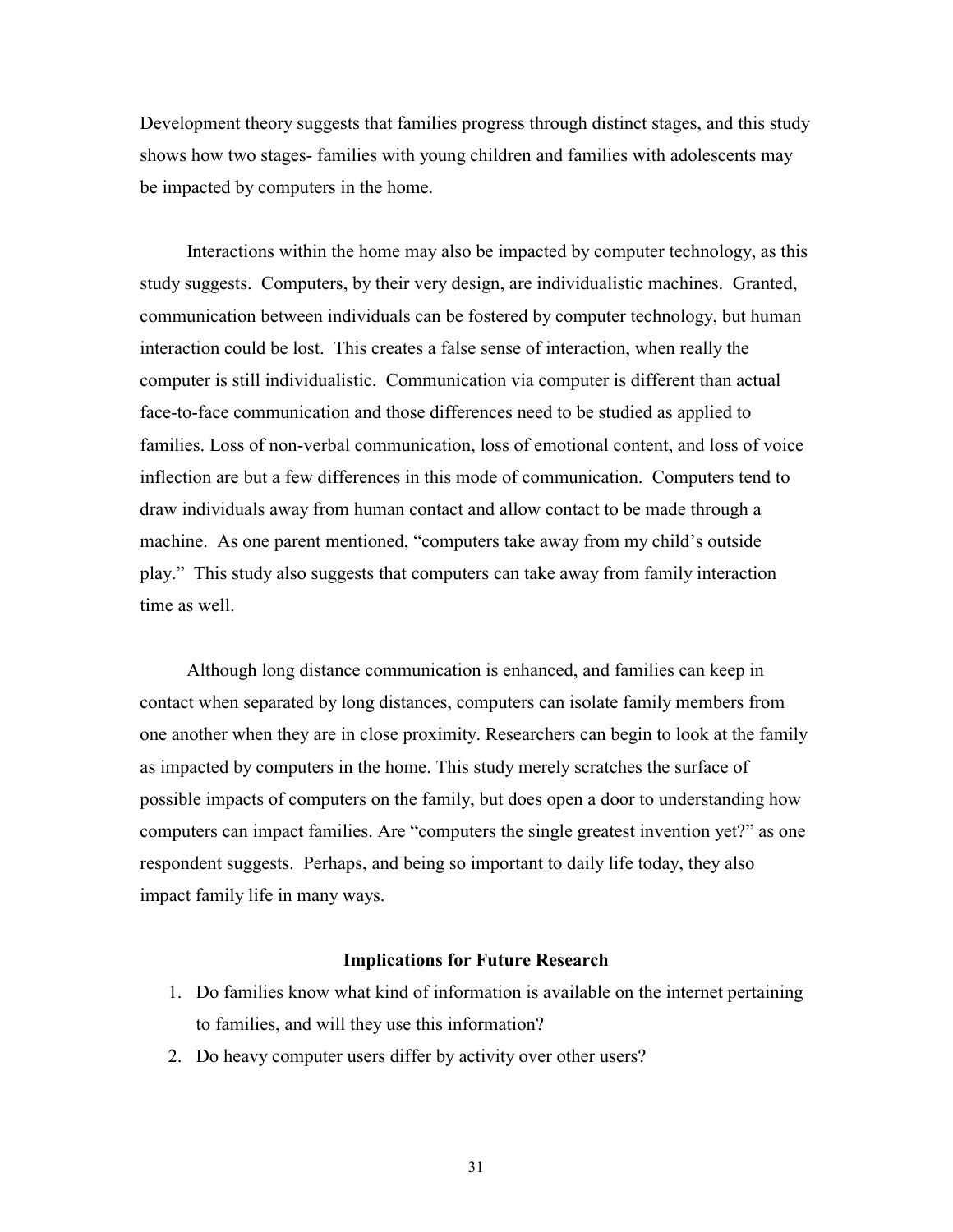Development theory suggests that families progress through distinct stages, and this study shows how two stages- families with young children and families with adolescents may be impacted by computers in the home.

Interactions within the home may also be impacted by computer technology, as this study suggests. Computers, by their very design, are individualistic machines. Granted, communication between individuals can be fostered by computer technology, but human interaction could be lost. This creates a false sense of interaction, when really the computer is still individualistic. Communication via computer is different than actual face-to-face communication and those differences need to be studied as applied to families. Loss of non-verbal communication, loss of emotional content, and loss of voice inflection are but a few differences in this mode of communication. Computers tend to draw individuals away from human contact and allow contact to be made through a machine. As one parent mentioned, "computers take away from my child's outside play." This study also suggests that computers can take away from family interaction time as well.

Although long distance communication is enhanced, and families can keep in contact when separated by long distances, computers can isolate family members from one another when they are in close proximity. Researchers can begin to look at the family as impacted by computers in the home. This study merely scratches the surface of possible impacts of computers on the family, but does open a door to understanding how computers can impact families. Are "computers the single greatest invention yet?" as one respondent suggests. Perhaps, and being so important to daily life today, they also impact family life in many ways.

### Implications for Future Research

1. Do families know what kind of information is available on the internet pertaining to families, and will they use this information?
2. Do heavy computer users differ by activity over other users?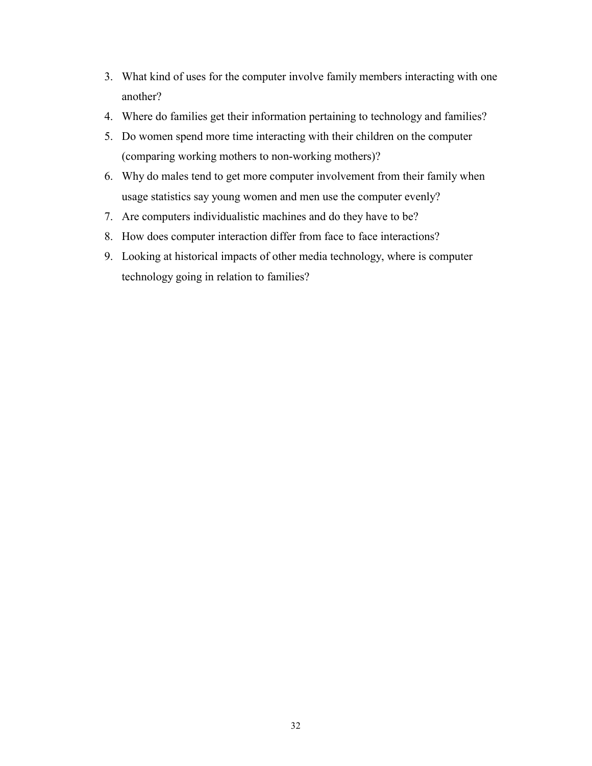3. What kind of uses for the computer involve family members interacting with one another?
4. Where do families get their information pertaining to technology and families?
5. Do women spend more time interacting with their children on the computer (comparing working mothers to non-working mothers)?
6. Why do males tend to get more computer involvement from their family when usage statistics say young women and men use the computer evenly?
7. Are computers individualistic machines and do they have to be?
8. How does computer interaction differ from face to face interactions?
9. Looking at historical impacts of other media technology, where is computer technology going in relation to families?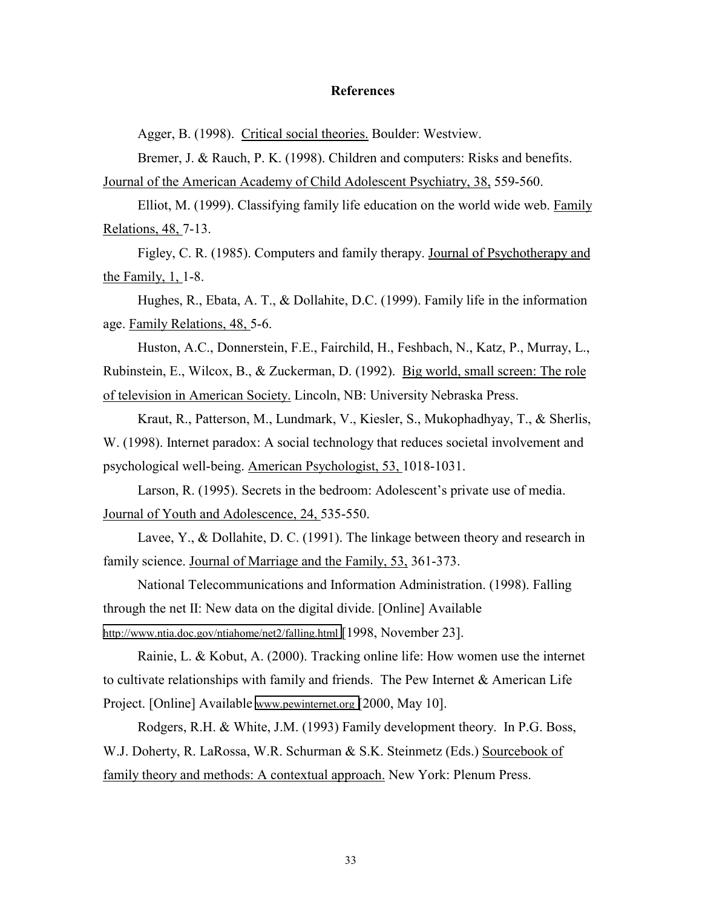# References

Agger, B. (1998). Critical social theories. Boulder: Westview.

Bremer, J. & Rauch, P. K. (1998). Children and computers: Risks and benefits. Journal of the American Academy of Child Adolescent Psychiatry, 38, 559-560.

Elliot, M. (1999). Classifying family life education on the world wide web. Family Relations, 48, 7-13.

Figley, C. R. (1985). Computers and family therapy. Journal of Psychotherapy and the Family, 1, 1-8.

Hughes, R., Ebata, A. T., & Dollahite, D.C. (1999). Family life in the information age. Family Relations, 48, 5-6.

Huston, A.C., Donnerstein, F.E., Fairchild, H., Feshbach, N., Katz, P., Murray, L., Rubinstein, E., Wilcox, B., & Zuckerman, D. (1992). Big world, small screen: The role of television in American Society. Lincoln, NB: University Nebraska Press.

Kraut, R., Patterson, M., Lundmark, V., Kiesler, S., Mukophadhyay, T., & Sherlis, W. (1998). Internet paradox: A social technology that reduces societal involvement and psychological well-being. American Psychologist, 53, 1018-1031.

Larson, R. (1995). Secrets in the bedroom: Adolescent's private use of media. Journal of Youth and Adolescence, 24, 535-550.

Lavee, Y., & Dollahite, D. C. (1991). The linkage between theory and research in family science. Journal of Marriage and the Family, 53, 361-373.

National Telecommunications and Information Administration. (1998). Falling through the net II: New data on the digital divide. [Online] Available http://www.ntia.doc.gov/ntiahome/net2/falling.html [1998, November 23].

Rainie, L. & Kobut, A. (2000). Tracking online life: How women use the internet to cultivate relationships with family and friends. The Pew Internet & American Life Project. [Online] Available www.pewinternet.org [2000, May 10].

Rodgers, R.H. & White, J.M. (1993) Family development theory. In P.G. Boss, W.J. Doherty, R. LaRossa, W.R. Schurman & S.K. Steinmetz (Eds.) Sourcebook of family theory and methods: A contextual approach. New York: Plenum Press.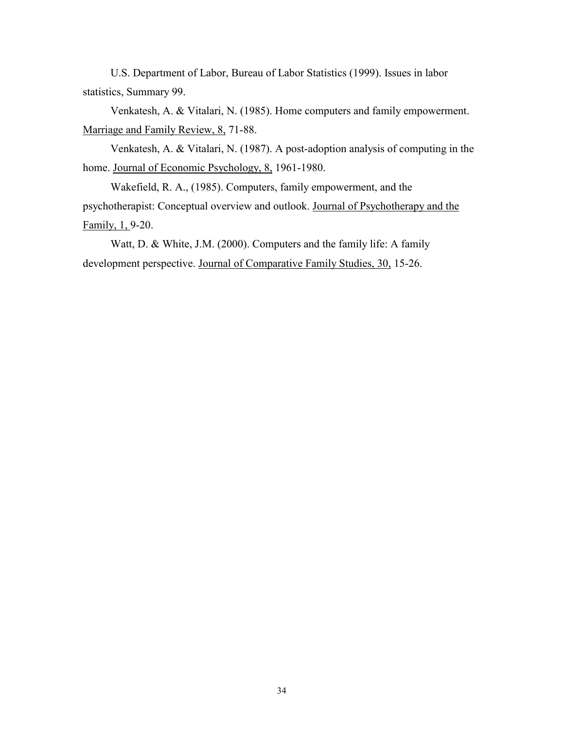U.S. Department of Labor, Bureau of Labor Statistics (1999). Issues in labor statistics, Summary 99.

Venkatesh, A. & Vitalari, N. (1985). Home computers and family empowerment. <u>Marriage and Family Review, 8,</u> 71-88.

Venkatesh, A. & Vitalari, N. (1987). A post-adoption analysis of computing in the home. <u>Journal of Economic Psychology, 8,</u> 1961-1980.

Wakefield, R. A., (1985). Computers, family empowerment, and the psychotherapist: Conceptual overview and outlook. <u>Journal of Psychotherapy and the Family, 1,</u> 9-20.

Watt, D. & White, J.M. (2000). Computers and the family life: A family development perspective. <u>Journal of Comparative Family Studies, 30,</u> 15-26.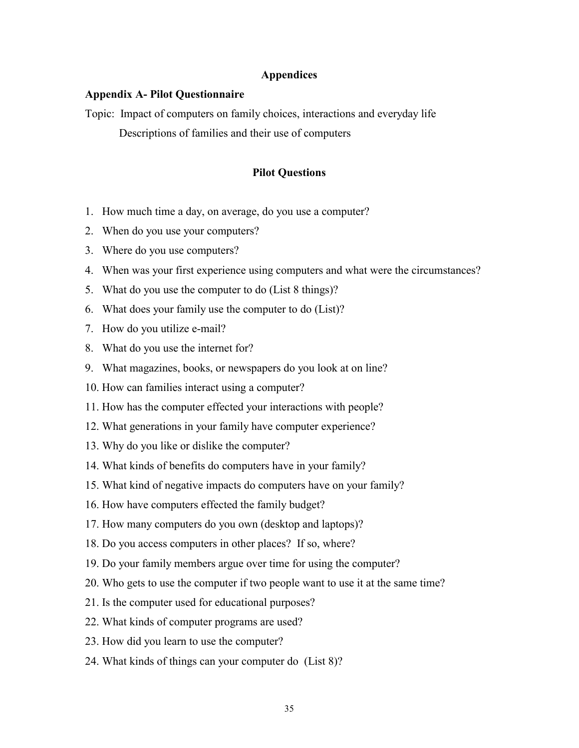# Appendices

## Appendix A- Pilot Questionnaire

Topic: Impact of computers on family choices, interactions and everyday life

Descriptions of families and their use of computers

### Pilot Questions

1. How much time a day, on average, do you use a computer?
2. When do you use your computers?
3. Where do you use computers?
4. When was your first experience using computers and what were the circumstances?
5. What do you use the computer to do (List 8 things)?
6. What does your family use the computer to do (List)?
7. How do you utilize e-mail?
8. What do you use the internet for?
9. What magazines, books, or newspapers do you look at on line?
10. How can families interact using a computer?
11. How has the computer effected your interactions with people?
12. What generations in your family have computer experience?
13. Why do you like or dislike the computer?
14. What kinds of benefits do computers have in your family?
15. What kind of negative impacts do computers have on your family?
16. How have computers effected the family budget?
17. How many computers do you own (desktop and laptops)?
18. Do you access computers in other places? If so, where?
19. Do your family members argue over time for using the computer?
20. Who gets to use the computer if two people want to use it at the same time?
21. Is the computer used for educational purposes?
22. What kinds of computer programs are used?
23. How did you learn to use the computer?
24. What kinds of things can your computer do (List 8)?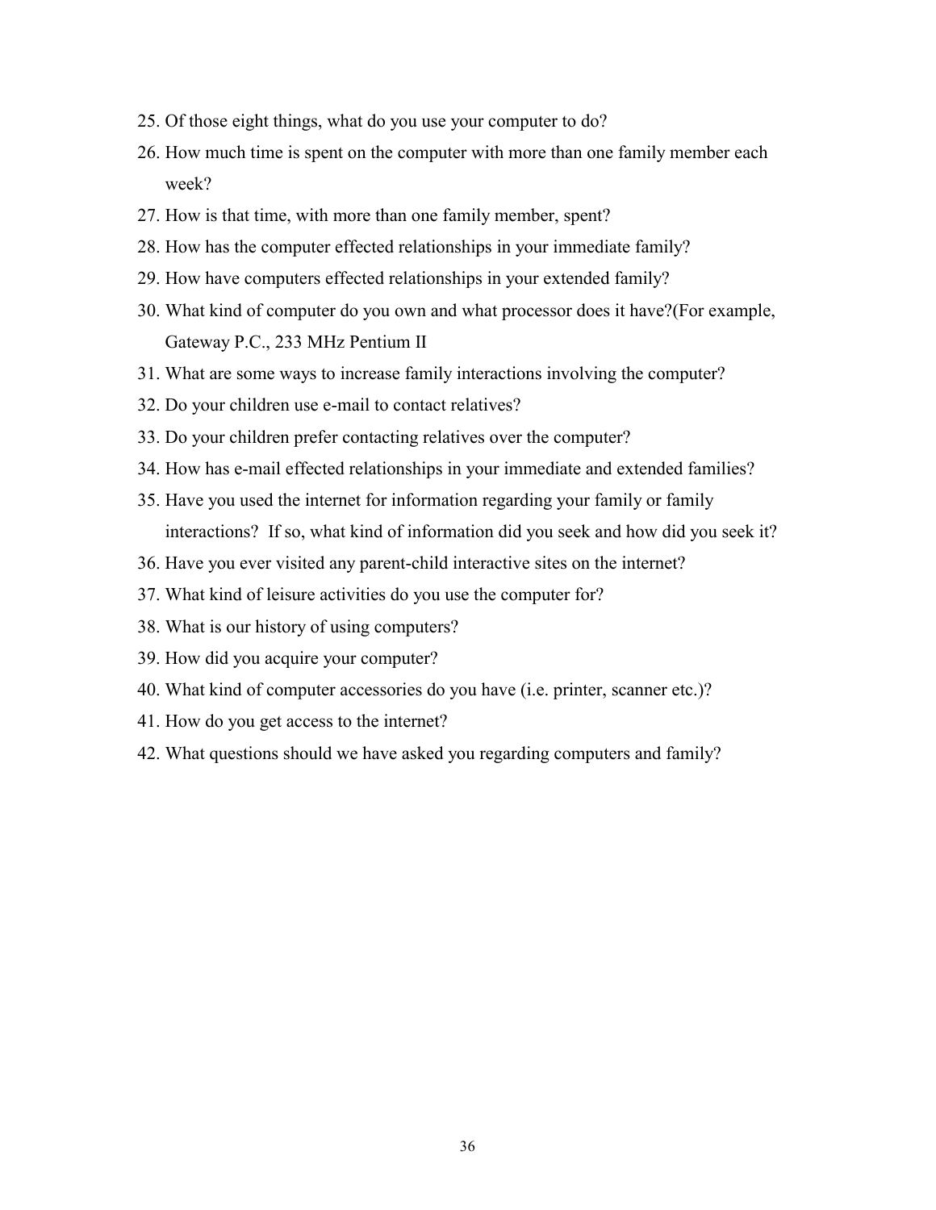25. Of those eight things, what do you use your computer to do?
26. How much time is spent on the computer with more than one family member each week?
27. How is that time, with more than one family member, spent?
28. How has the computer effected relationships in your immediate family?
29. How have computers effected relationships in your extended family?
30. What kind of computer do you own and what processor does it have?(For example, Gateway P.C., 233 MHz Pentium II
31. What are some ways to increase family interactions involving the computer?
32. Do your children use e-mail to contact relatives?
33. Do your children prefer contacting relatives over the computer?
34. How has e-mail effected relationships in your immediate and extended families?
35. Have you used the internet for information regarding your family or family interactions? If so, what kind of information did you seek and how did you seek it?
36. Have you ever visited any parent-child interactive sites on the internet?
37. What kind of leisure activities do you use the computer for?
38. What is our history of using computers?
39. How did you acquire your computer?
40. What kind of computer accessories do you have (i.e. printer, scanner etc.)?
41. How do you get access to the internet?
42. What questions should we have asked you regarding computers and family?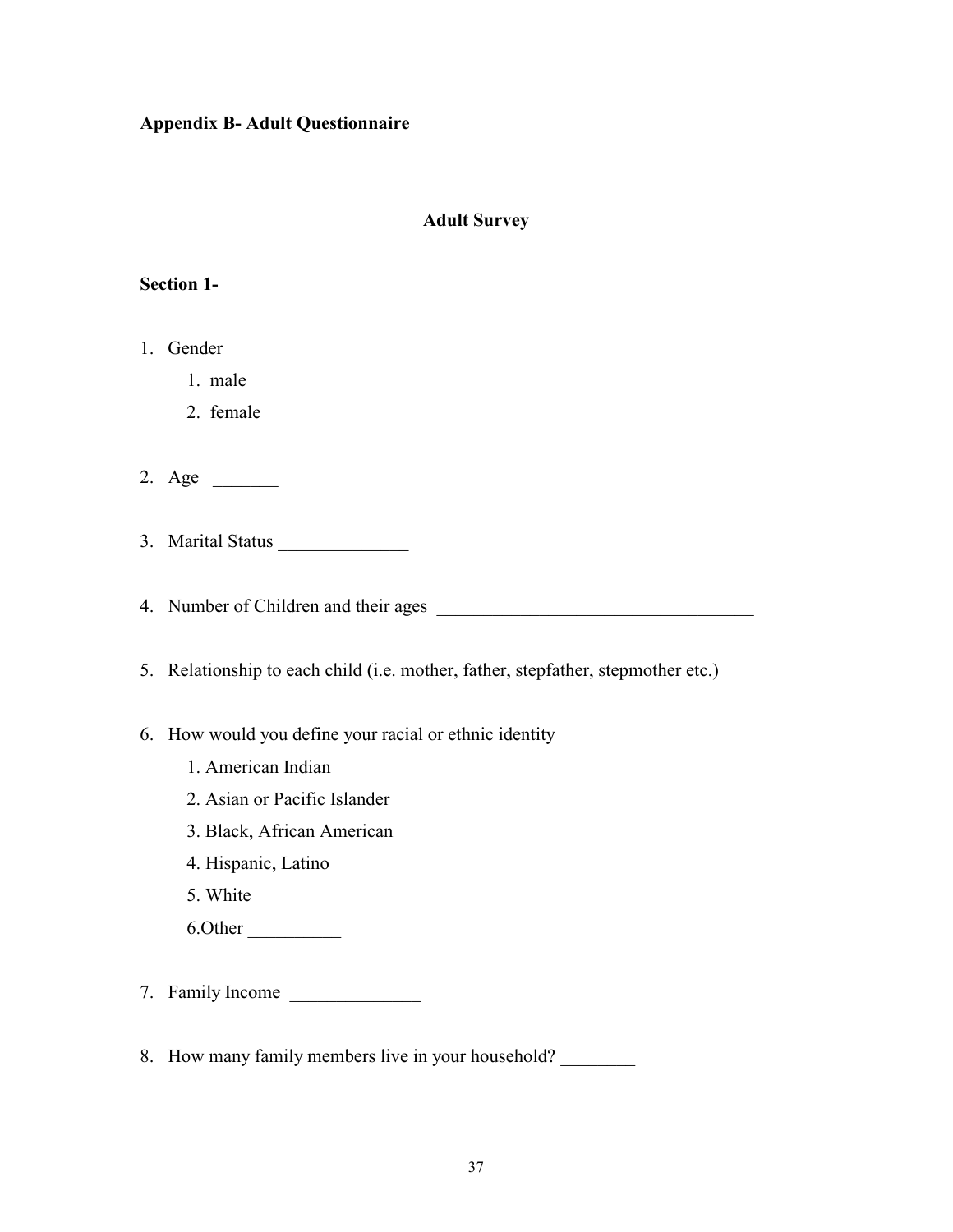**Appendix B- Adult Questionnaire**

## Adult Survey

**Section 1-**

1. Gender
    1. male
    2. female

2. Age _______

3. Marital Status ______________

4. Number of Children and their ages __________________________________

5. Relationship to each child (i.e. mother, father, stepfather, stepmother etc.)

6. How would you define your racial or ethnic identity
    1. American Indian
    2. Asian or Pacific Islander
    3. Black, African American
    4. Hispanic, Latino
    5. White
    6. Other __________

7. Family Income ______________

8. How many family members live in your household? ________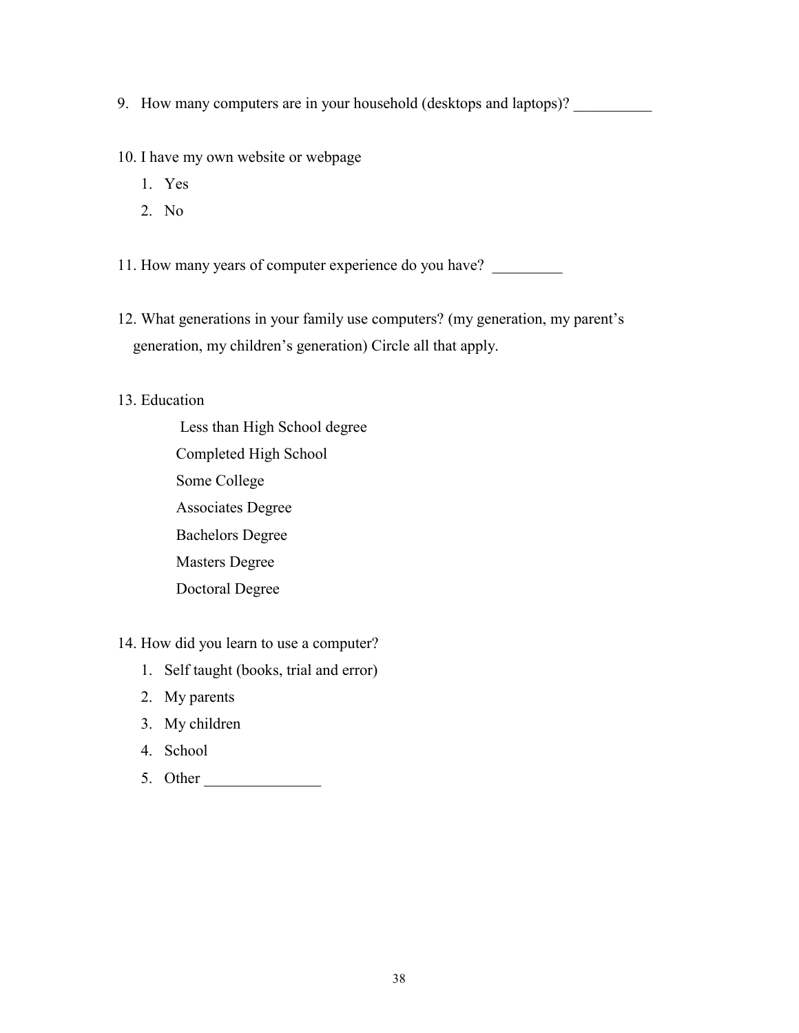9. How many computers are in your household (desktops and laptops)? __________

10. I have my own website or webpage
    1. Yes
    2. No

11. How many years of computer experience do you have? _________

12. What generations in your family use computers? (my generation, my parent's generation, my children's generation) Circle all that apply.

13. Education

    Less than High School degree
    Completed High School
    Some College
    Associates Degree
    Bachelors Degree
    Masters Degree
    Doctoral Degree

14. How did you learn to use a computer?
    1. Self taught (books, trial and error)
    2. My parents
    3. My children
    4. School
    5. Other _______________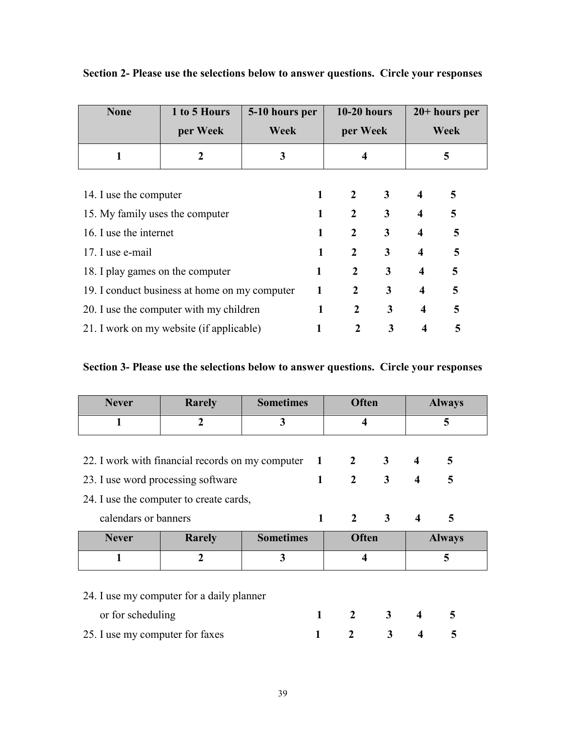**Section 2- Please use the selections below to answer questions. Circle your responses**

| None | 1 to 5 Hours per Week | 5-10 hours per Week | 10-20 hours per Week | 20+ hours per Week |
|---|---|---|---|---|
| 1 | 2 | 3 | 4 | 5 |

14. I use the computer **1 2 3 4 5**
15. My family uses the computer **1 2 3 4 5**
16. I use the internet **1 2 3 4 5**
17. I use e-mail **1 2 3 4 5**
18. I play games on the computer **1 2 3 4 5**
19. I conduct business at home on my computer **1 2 3 4 5**
20. I use the computer with my children **1 2 3 4 5**
21. I work on my website (if applicable) **1 2 3 4 5**

**Section 3- Please use the selections below to answer questions. Circle your responses**

| Never | Rarely | Sometimes | Often | Always |
|---|---|---|---|---|
| 1 | 2 | 3 | 4 | 5 |

22. I work with financial records on my computer **1 2 3 4 5**
23. I use word processing software **1 2 3 4 5**
24. I use the computer to create cards, calendars or banners **1 2 3 4 5**

| Never | Rarely | Sometimes | Often | Always |
|---|---|---|---|---|
| 1 | 2 | 3 | 4 | 5 |

24. I use my computer for a daily planner or for scheduling **1 2 3 4 5**
25. I use my computer for faxes **1 2 3 4 5**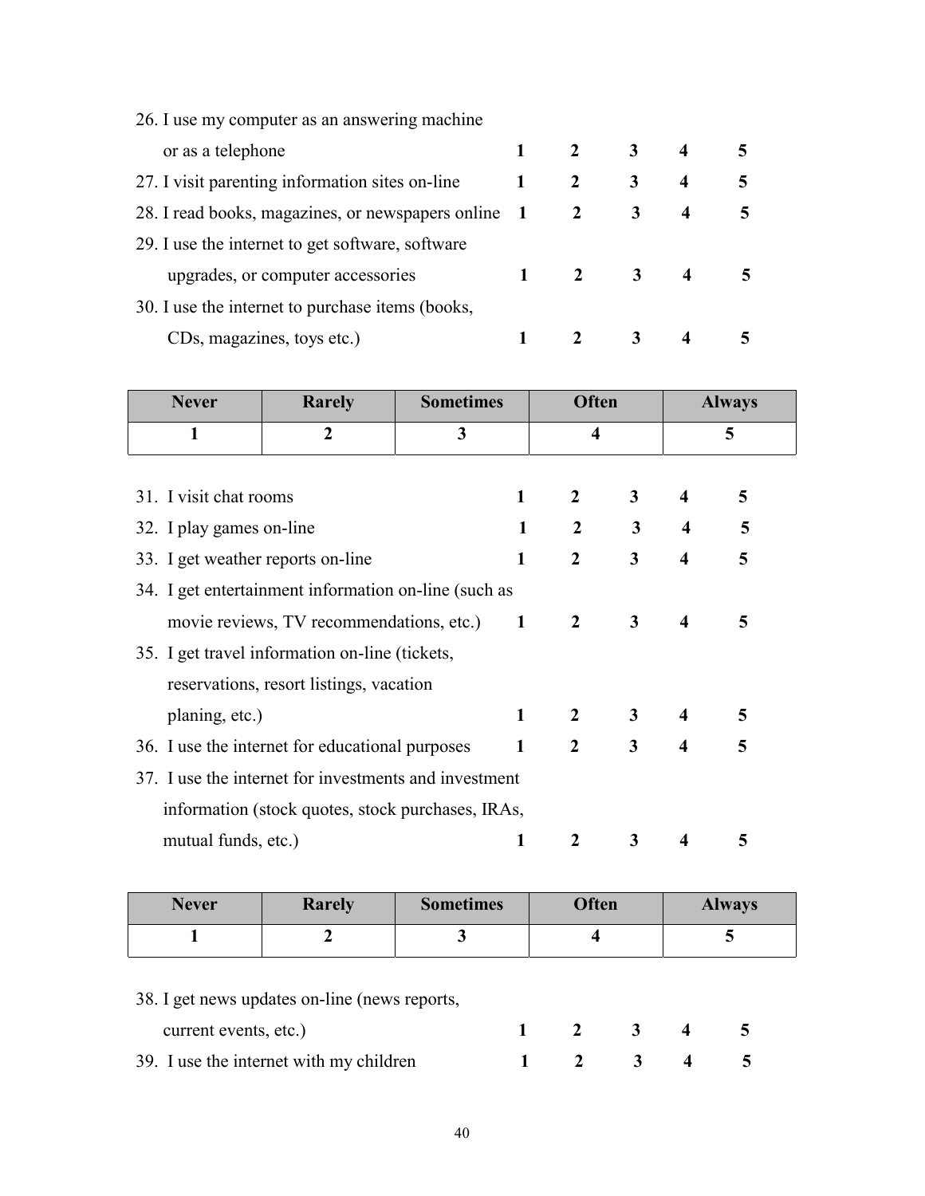26. I use my computer as an answering machine or as a telephone **1 2 3 4 5**
27. I visit parenting information sites on-line **1 2 3 4 5**
28. I read books, magazines, or newspapers online **1 2 3 4 5**
29. I use the internet to get software, software upgrades, or computer accessories **1 2 3 4 5**
30. I use the internet to purchase items (books, CDs, magazines, toys etc.) **1 2 3 4 5**

| Never | Rarely | Sometimes | Often | Always |
|---|---|---|---|---|
| **1** | **2** | **3** | **4** | **5** |

31. I visit chat rooms **1 2 3 4 5**
32. I play games on-line **1 2 3 4 5**
33. I get weather reports on-line **1 2 3 4 5**
34. I get entertainment information on-line (such as movie reviews, TV recommendations, etc.) **1 2 3 4 5**
35. I get travel information on-line (tickets, reservations, resort listings, vacation planing, etc.) **1 2 3 4 5**
36. I use the internet for educational purposes **1 2 3 4 5**
37. I use the internet for investments and investment information (stock quotes, stock purchases, IRAs, mutual funds, etc.) **1 2 3 4 5**

| Never | Rarely | Sometimes | Often | Always |
|---|---|---|---|---|
| **1** | **2** | **3** | **4** | **5** |

38. I get news updates on-line (news reports, current events, etc.) **1 2 3 4 5**
39. I use the internet with my children **1 2 3 4 5**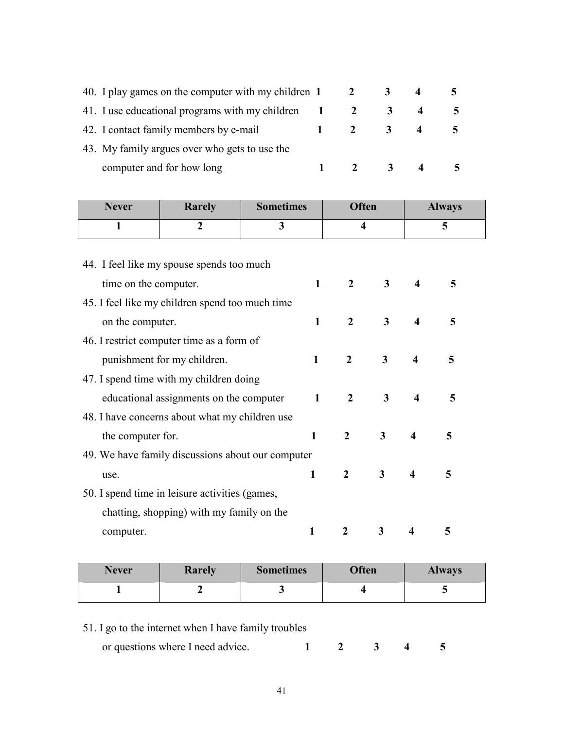40. I play games on the computer with my children **1** **2** **3** **4** **5**

41. I use educational programs with my children **1** **2** **3** **4** **5**

42. I contact family members by e-mail **1** **2** **3** **4** **5**

43. My family argues over who gets to use the computer and for how long **1** **2** **3** **4** **5**

| Never | Rarely | Sometimes | Often | Always |
|---|---|---|---|---|
| 1 | 2 | 3 | 4 | 5 |

44. I feel like my spouse spends too much time on the computer. **1** **2** **3** **4** **5**

45. I feel like my children spend too much time on the computer. **1** **2** **3** **4** **5**

46. I restrict computer time as a form of punishment for my children. **1** **2** **3** **4** **5**

47. I spend time with my children doing educational assignments on the computer **1** **2** **3** **4** **5**

48. I have concerns about what my children use the computer for. **1** **2** **3** **4** **5**

49. We have family discussions about our computer use. **1** **2** **3** **4** **5**

50. I spend time in leisure activities (games, chatting, shopping) with my family on the computer. **1** **2** **3** **4** **5**

| Never | Rarely | Sometimes | Often | Always |
|---|---|---|---|---|
| 1 | 2 | 3 | 4 | 5 |

51. I go to the internet when I have family troubles or questions where I need advice. **1** **2** **3** **4** **5**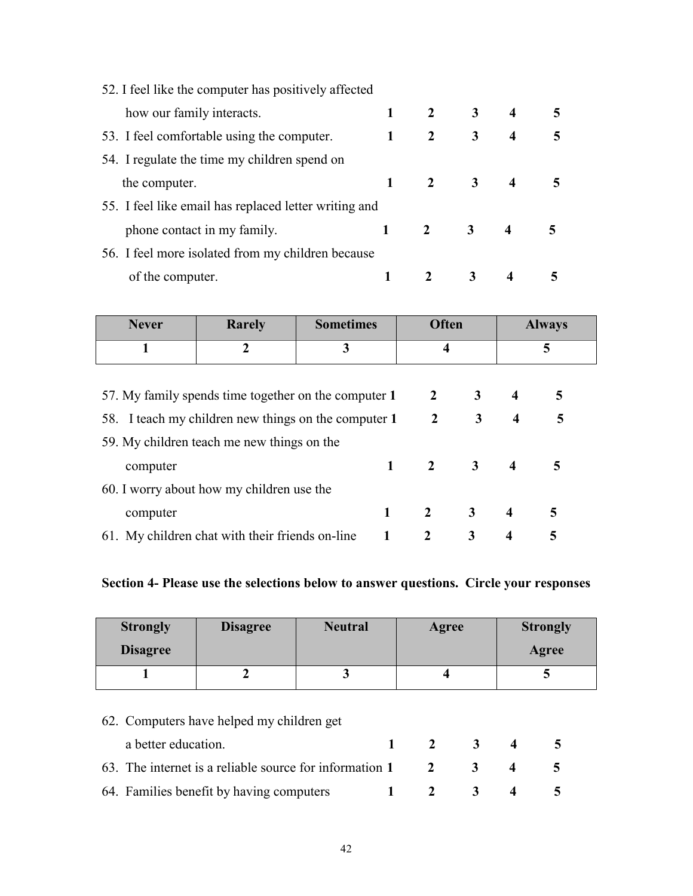52. I feel like the computer has positively affected how our family interacts. **1 2 3 4 5**

53. I feel comfortable using the computer. **1 2 3 4 5**

54. I regulate the time my children spend on the computer. **1 2 3 4 5**

55. I feel like email has replaced letter writing and phone contact in my family. **1 2 3 4 5**

56. I feel more isolated from my children because of the computer. **1 2 3 4 5**

| Never | Rarely | Sometimes | Often | Always |
|---|---|---|---|---|
| 1 | 2 | 3 | 4 | 5 |

57. My family spends time together on the computer **1 2 3 4 5**

58. I teach my children new things on the computer **1 2 3 4 5**

59. My children teach me new things on the computer **1 2 3 4 5**

60. I worry about how my children use the computer **1 2 3 4 5**

61. My children chat with their friends on-line **1 2 3 4 5**

**Section 4- Please use the selections below to answer questions. Circle your responses**

| Strongly Disagree | Disagree | Neutral | Agree | Strongly Agree |
|---|---|---|---|---|
| 1 | 2 | 3 | 4 | 5 |

62. Computers have helped my children get a better education. **1 2 3 4 5**

63. The internet is a reliable source for information **1 2 3 4 5**

64. Families benefit by having computers **1 2 3 4 5**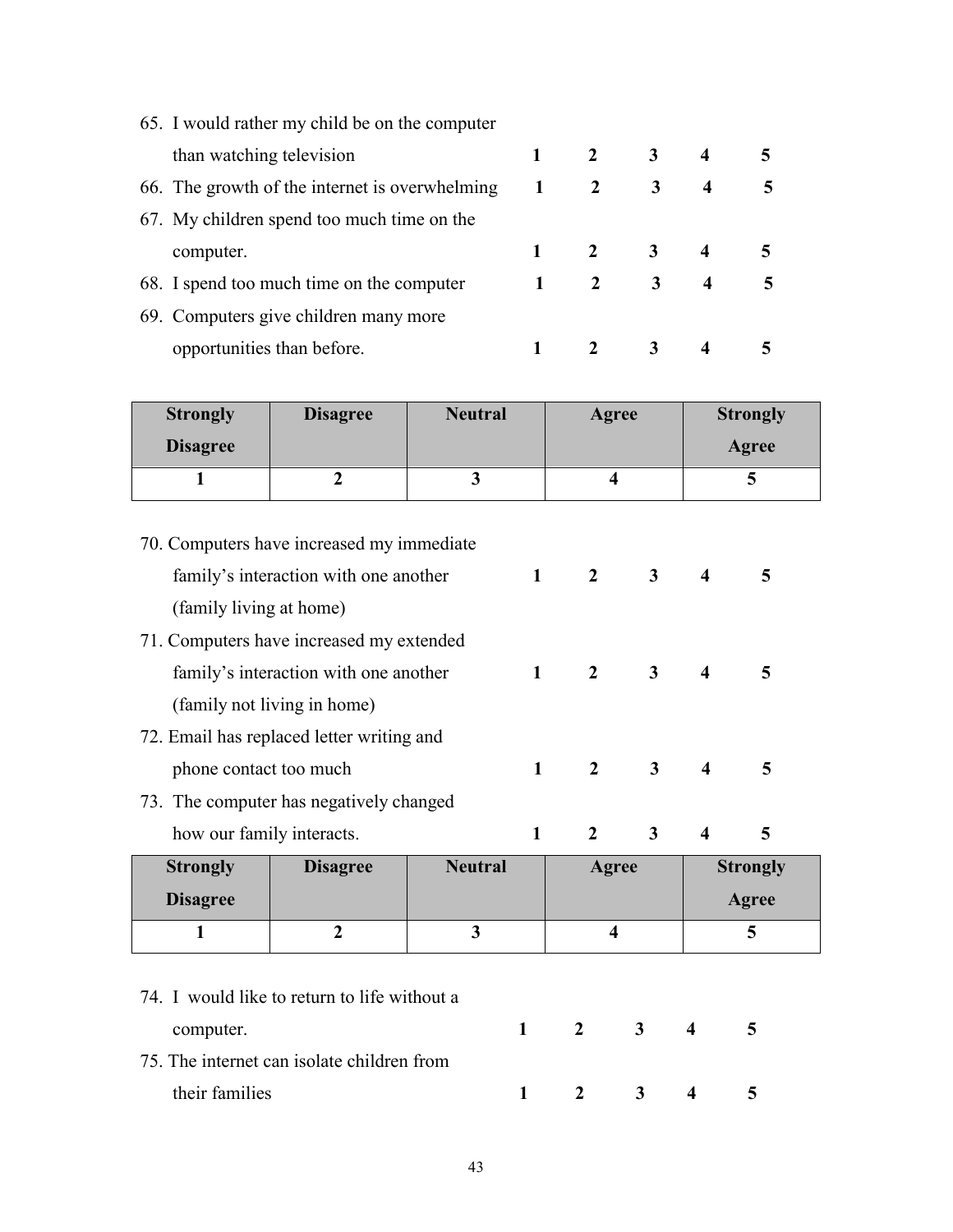65. I would rather my child be on the computer than watching television **1 2 3 4 5**

66. The growth of the internet is overwhelming **1 2 3 4 5**

67. My children spend too much time on the computer. **1 2 3 4 5**

68. I spend too much time on the computer **1 2 3 4 5**

69. Computers give children many more opportunities than before. **1 2 3 4 5**

| Strongly Disagree | Disagree | Neutral | Agree | Strongly Agree |
|---|---|---|---|---|
| 1 | 2 | 3 | 4 | 5 |

70. Computers have increased my immediate family's interaction with one another (family living at home) **1 2 3 4 5**

71. Computers have increased my extended family's interaction with one another (family not living in home) **1 2 3 4 5**

72. Email has replaced letter writing and phone contact too much **1 2 3 4 5**

73. The computer has negatively changed how our family interacts. **1 2 3 4 5**

| Strongly Disagree | Disagree | Neutral | Agree | Strongly Agree |
|---|---|---|---|---|
| 1 | 2 | 3 | 4 | 5 |

74. I would like to return to life without a computer. **1 2 3 4 5**

75. The internet can isolate children from their families **1 2 3 4 5**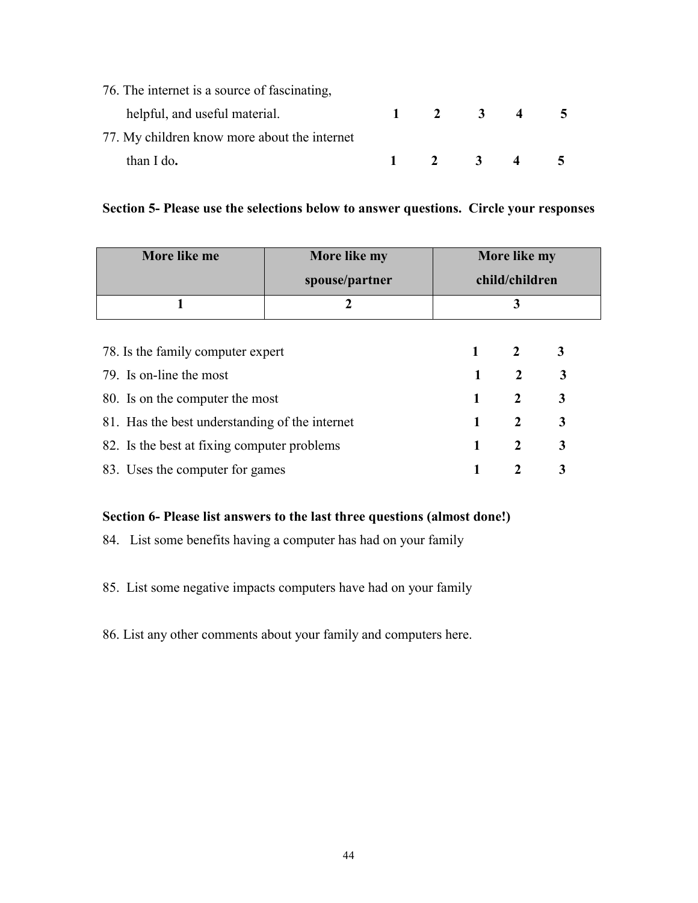76. The internet is a source of fascinating, helpful, and useful material. **1 2 3 4 5**

77. My children know more about the internet than I do**.** **1 2 3 4 5**

**Section 5- Please use the selections below to answer questions. Circle your responses**

| **More like me** | **More like my spouse/partner** | **More like my child/children** |
|---|---|---|
| **1** | **2** | **3** |

78. Is the family computer expert **1 2 3**

79. Is on-line the most **1 2 3**

80. Is on the computer the most **1 2 3**

81. Has the best understanding of the internet **1 2 3**

82. Is the best at fixing computer problems **1 2 3**

83. Uses the computer for games **1 2 3**

**Section 6- Please list answers to the last three questions (almost done!)**

84. List some benefits having a computer has had on your family

85. List some negative impacts computers have had on your family

86. List any other comments about your family and computers here.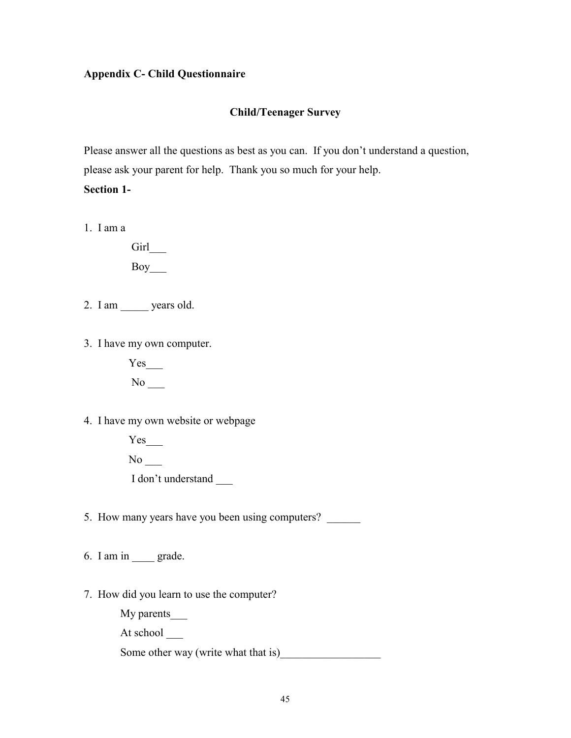**Appendix C- Child Questionnaire**

**Child/Teenager Survey**

Please answer all the questions as best as you can. If you don't understand a question, please ask your parent for help. Thank you so much for your help.

**Section 1-**

1. I am a

   Girl___

   Boy___

2. I am _____ years old.

3. I have my own computer.

   Yes___

   No ___

4. I have my own website or webpage

   Yes___

   No ___

   I don't understand ___

5. How many years have you been using computers? ______

6. I am in ____ grade.

7. How did you learn to use the computer?

   My parents___

   At school ___

   Some other way (write what that is)__________________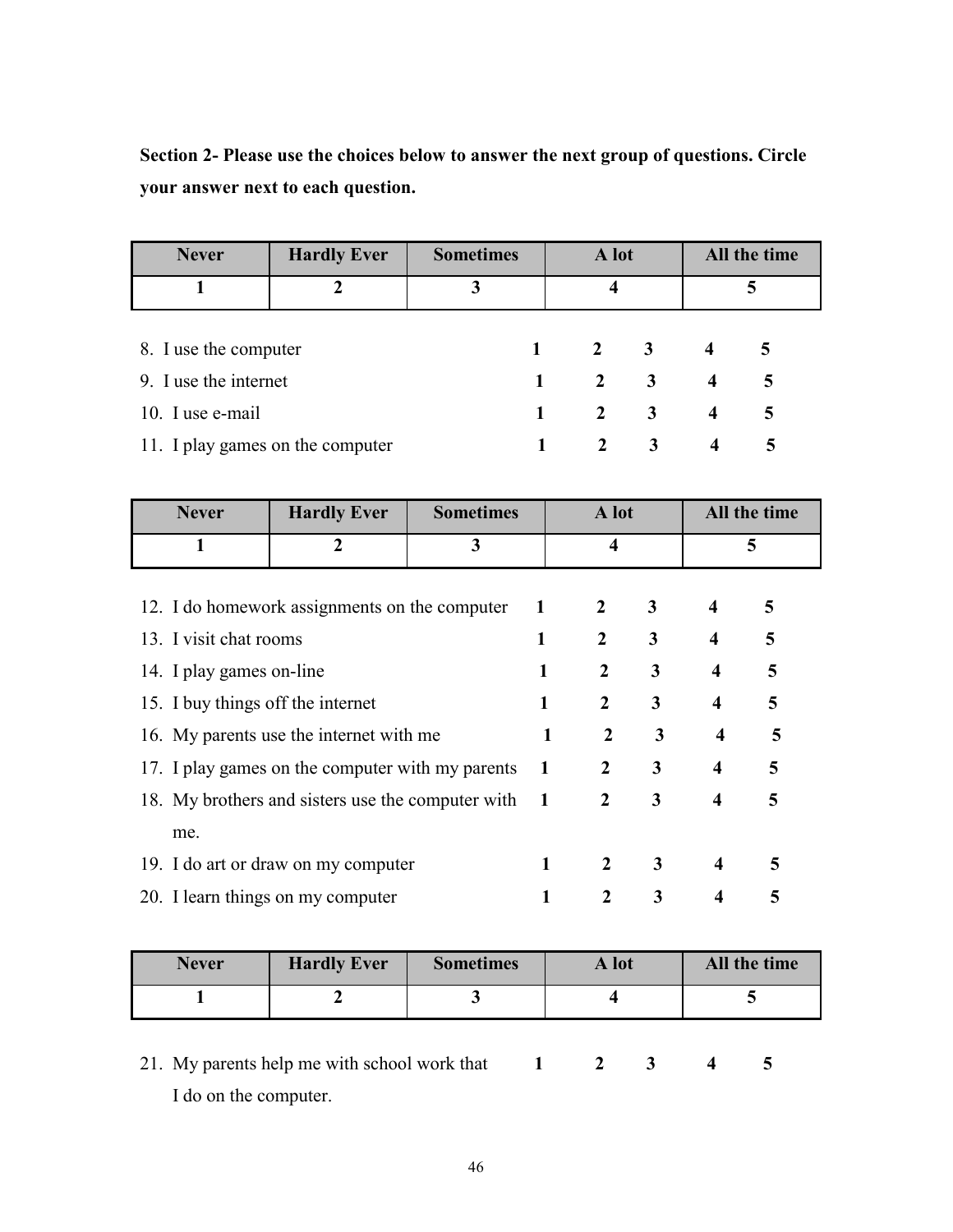**Section 2- Please use the choices below to answer the next group of questions. Circle your answer next to each question.**

| Never | Hardly Ever | Sometimes | A lot | All the time |
|---|---|---|---|---|
| 1 | 2 | 3 | 4 | 5 |

| | | | | | |
|---|---|---|---|---|---|
| 8. I use the computer | **1** | **2** | **3** | **4** | **5** |
| 9. I use the internet | **1** | **2** | **3** | **4** | **5** |
| 10. I use e-mail | **1** | **2** | **3** | **4** | **5** |
| 11. I play games on the computer | **1** | **2** | **3** | **4** | **5** |

| Never | Hardly Ever | Sometimes | A lot | All the time |
|---|---|---|---|---|
| 1 | 2 | 3 | 4 | 5 |

| | | | | | |
|---|---|---|---|---|---|
| 12. I do homework assignments on the computer | **1** | **2** | **3** | **4** | **5** |
| 13. I visit chat rooms | **1** | **2** | **3** | **4** | **5** |
| 14. I play games on-line | **1** | **2** | **3** | **4** | **5** |
| 15. I buy things off the internet | **1** | **2** | **3** | **4** | **5** |
| 16. My parents use the internet with me | **1** | **2** | **3** | **4** | **5** |
| 17. I play games on the computer with my parents | **1** | **2** | **3** | **4** | **5** |
| 18. My brothers and sisters use the computer with me. | **1** | **2** | **3** | **4** | **5** |
| 19. I do art or draw on my computer | **1** | **2** | **3** | **4** | **5** |
| 20. I learn things on my computer | **1** | **2** | **3** | **4** | **5** |

| Never | Hardly Ever | Sometimes | A lot | All the time |
|---|---|---|---|---|
| 1 | 2 | 3 | 4 | 5 |

| | | | | | |
|---|---|---|---|---|---|
| 21. My parents help me with school work that I do on the computer. | **1** | **2** | **3** | **4** | **5** |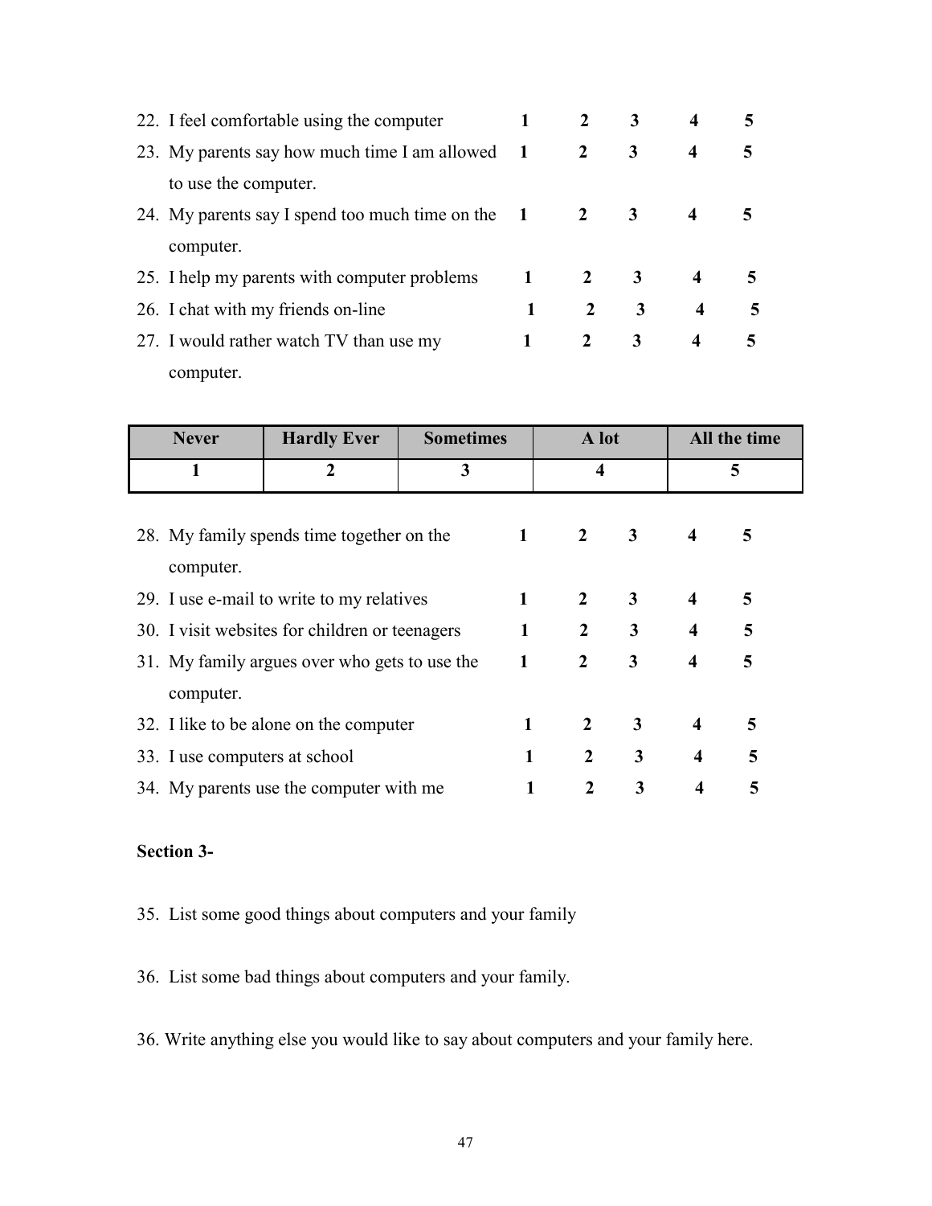22. I feel comfortable using the computer **1 2 3 4 5**
23. My parents say how much time I am allowed to use the computer. **1 2 3 4 5**
24. My parents say I spend too much time on the computer. **1 2 3 4 5**
25. I help my parents with computer problems **1 2 3 4 5**
26. I chat with my friends on-line **1 2 3 4 5**
27. I would rather watch TV than use my computer. **1 2 3 4 5**

| Never | Hardly Ever | Sometimes | A lot | All the time |
|---|---|---|---|---|
| 1 | 2 | 3 | 4 | 5 |

28. My family spends time together on the computer. **1 2 3 4 5**
29. I use e-mail to write to my relatives **1 2 3 4 5**
30. I visit websites for children or teenagers **1 2 3 4 5**
31. My family argues over who gets to use the computer. **1 2 3 4 5**
32. I like to be alone on the computer **1 2 3 4 5**
33. I use computers at school **1 2 3 4 5**
34. My parents use the computer with me **1 2 3 4 5**

**Section 3-**

35. List some good things about computers and your family

36. List some bad things about computers and your family.

36. Write anything else you would like to say about computers and your family here.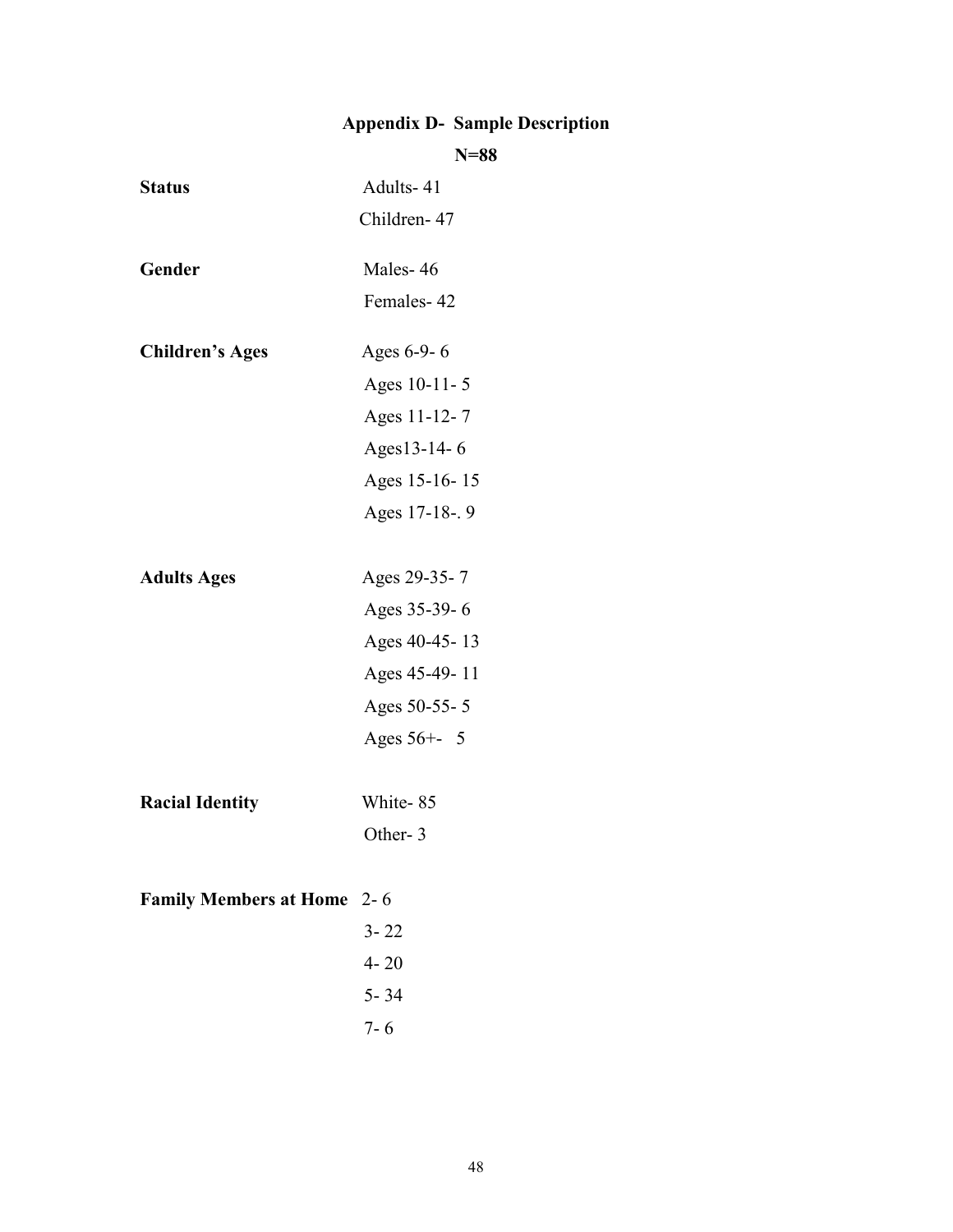## Appendix D- Sample Description

**N=88**

| | |
|---|---|
| **Status** | Adults- 41 |
| | Children- 47 |
| **Gender** | Males- 46 |
| | Females- 42 |
| **Children's Ages** | Ages 6-9- 6 |
| | Ages 10-11- 5 |
| | Ages 11-12- 7 |
| | Ages13-14- 6 |
| | Ages 15-16- 15 |
| | Ages 17-18-. 9 |
| **Adults Ages** | Ages 29-35- 7 |
| | Ages 35-39- 6 |
| | Ages 40-45- 13 |
| | Ages 45-49- 11 |
| | Ages 50-55- 5 |
| | Ages 56+- 5 |
| **Racial Identity** | White- 85 |
| | Other- 3 |
| **Family Members at Home** | 2- 6 |
| | 3- 22 |
| | 4- 20 |
| | 5- 34 |
| | 7- 6 |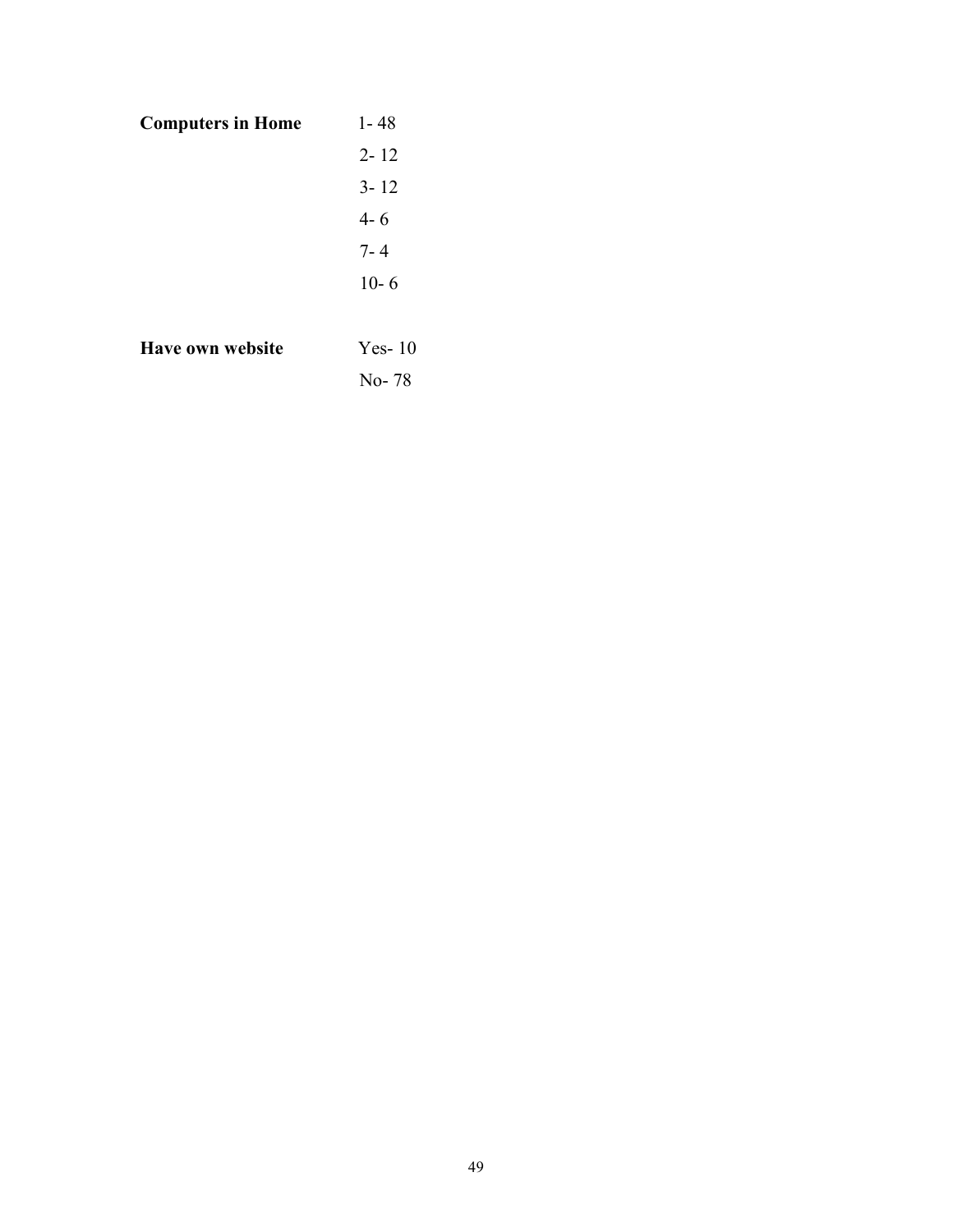**Computers in Home** 1- 48

2- 12

3- 12

4- 6

7- 4

10- 6

**Have own website** Yes- 10

No- 78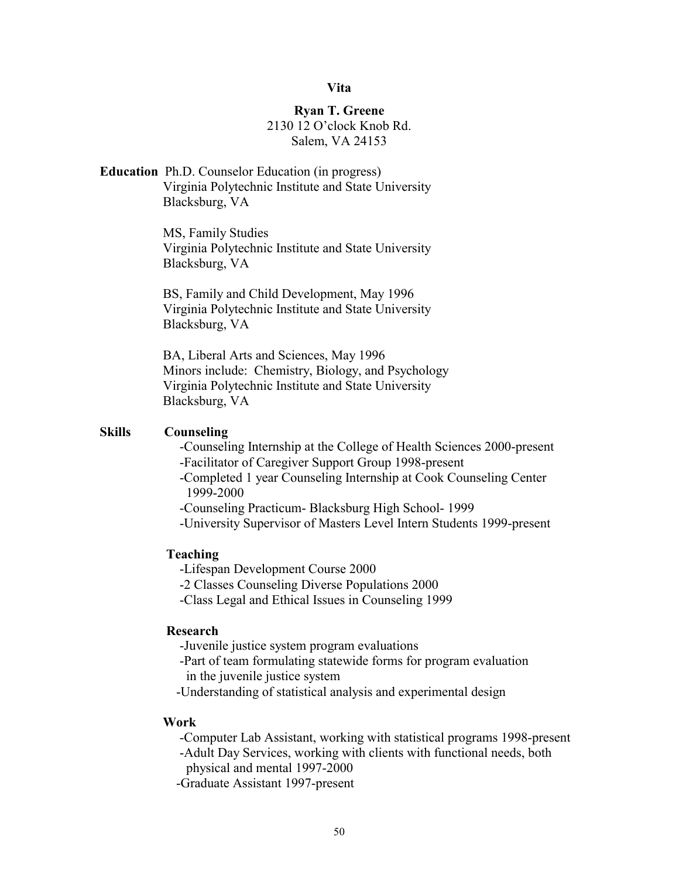# Vita

**Ryan T. Greene**
2130 12 O'clock Knob Rd.
Salem, VA 24153

## Education

Ph.D. Counselor Education (in progress)
Virginia Polytechnic Institute and State University
Blacksburg, VA

MS, Family Studies
Virginia Polytechnic Institute and State University
Blacksburg, VA

BS, Family and Child Development, May 1996
Virginia Polytechnic Institute and State University
Blacksburg, VA

BA, Liberal Arts and Sciences, May 1996
Minors include: Chemistry, Biology, and Psychology
Virginia Polytechnic Institute and State University
Blacksburg, VA

## Skills

### Counseling

-Counseling Internship at the College of Health Sciences 2000-present
-Facilitator of Caregiver Support Group 1998-present
-Completed 1 year Counseling Internship at Cook Counseling Center 1999-2000
-Counseling Practicum- Blacksburg High School- 1999
-University Supervisor of Masters Level Intern Students 1999-present

### Teaching

-Lifespan Development Course 2000
-2 Classes Counseling Diverse Populations 2000
-Class Legal and Ethical Issues in Counseling 1999

### Research

-Juvenile justice system program evaluations
-Part of team formulating statewide forms for program evaluation in the juvenile justice system
-Understanding of statistical analysis and experimental design

### Work

-Computer Lab Assistant, working with statistical programs 1998-present
-Adult Day Services, working with clients with functional needs, both physical and mental 1997-2000
-Graduate Assistant 1997-present